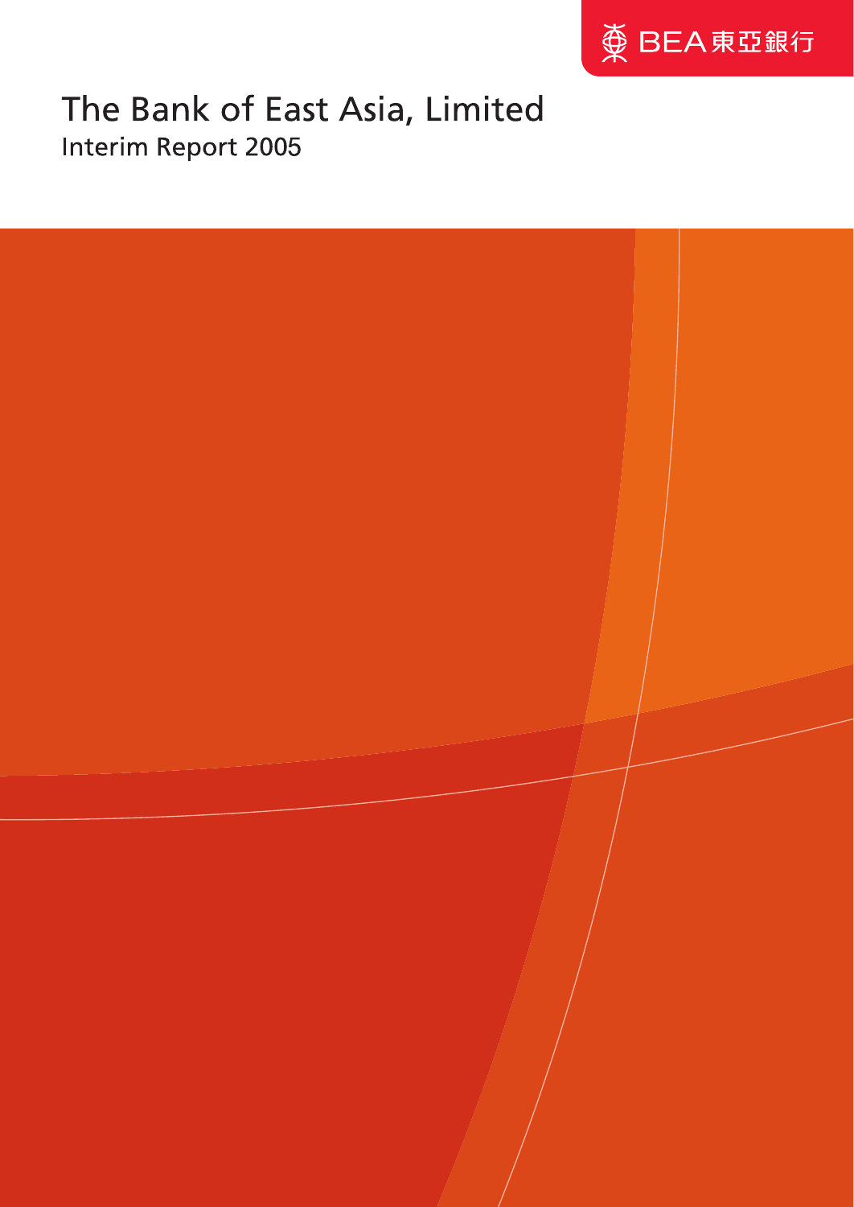BEA 東亞銀行

# The Bank of East Asia, Limited

## Interim Report 2005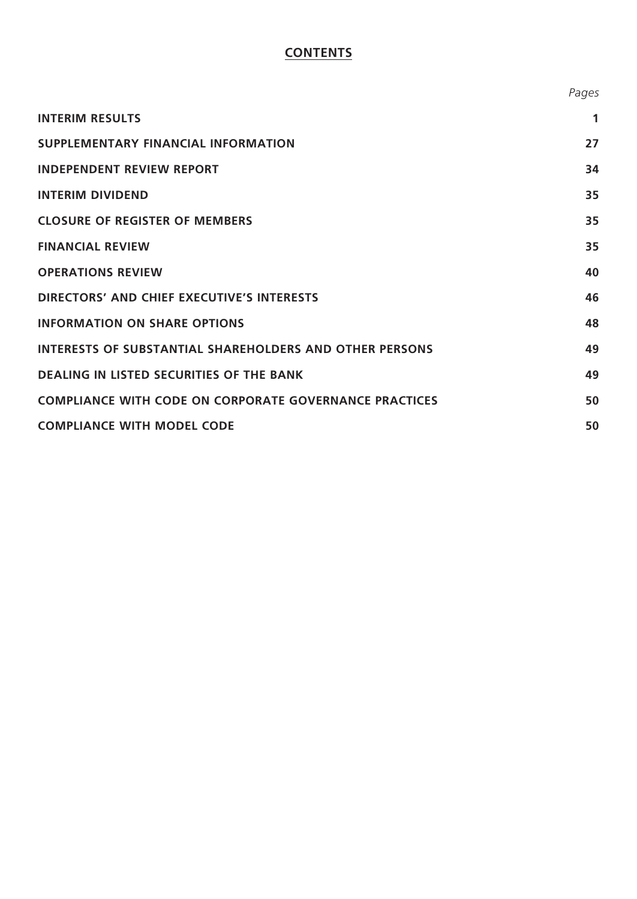# CONTENTS

| | *Pages* |
|---|---|
| **INTERIM RESULTS** | **1** |
| **SUPPLEMENTARY FINANCIAL INFORMATION** | **27** |
| **INDEPENDENT REVIEW REPORT** | **34** |
| **INTERIM DIVIDEND** | **35** |
| **CLOSURE OF REGISTER OF MEMBERS** | **35** |
| **FINANCIAL REVIEW** | **35** |
| **OPERATIONS REVIEW** | **40** |
| **DIRECTORS' AND CHIEF EXECUTIVE'S INTERESTS** | **46** |
| **INFORMATION ON SHARE OPTIONS** | **48** |
| **INTERESTS OF SUBSTANTIAL SHAREHOLDERS AND OTHER PERSONS** | **49** |
| **DEALING IN LISTED SECURITIES OF THE BANK** | **49** |
| **COMPLIANCE WITH CODE ON CORPORATE GOVERNANCE PRACTICES** | **50** |
| **COMPLIANCE WITH MODEL CODE** | **50** |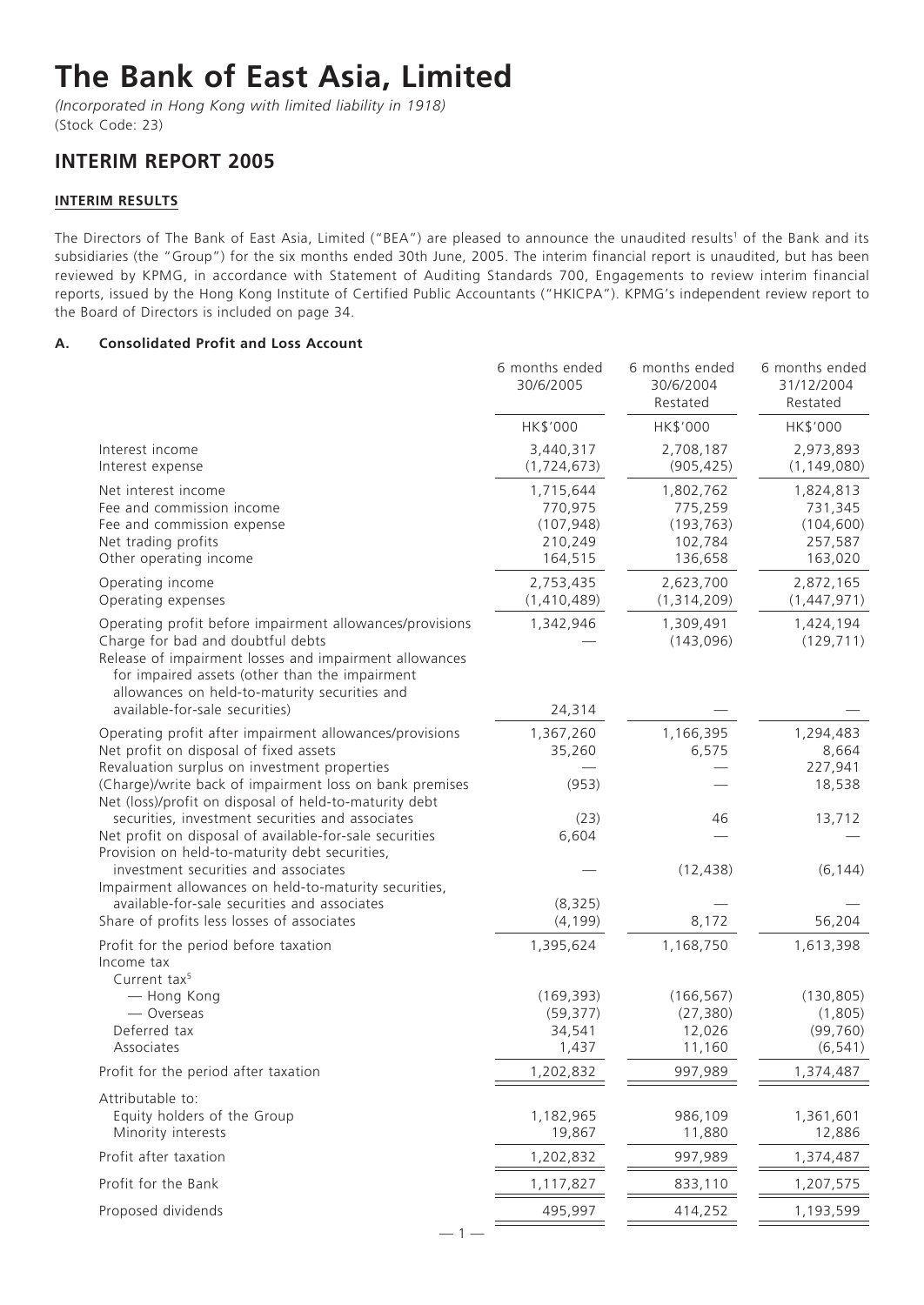# The Bank of East Asia, Limited

*(Incorporated in Hong Kong with limited liability in 1918)*
(Stock Code: 23)

## INTERIM REPORT 2005

### INTERIM RESULTS

The Directors of The Bank of East Asia, Limited ("BEA") are pleased to announce the unaudited results[1] of the Bank and its subsidiaries (the "Group") for the six months ended 30th June, 2005. The interim financial report is unaudited, but has been reviewed by KPMG, in accordance with Statement of Auditing Standards 700, Engagements to review interim financial reports, issued by the Hong Kong Institute of Certified Public Accountants ("HKICPA"). KPMG's independent review report to the Board of Directors is included on page 34.

**A. Consolidated Profit and Loss Account**

| | 6 months ended 30/6/2005 | 6 months ended 30/6/2004 Restated | 6 months ended 31/12/2004 Restated |
|---|---|---|---|
| | HK$'000 | HK$'000 | HK$'000 |
| Interest income | 3,440,317 | 2,708,187 | 2,973,893 |
| Interest expense | (1,724,673) | (905,425) | (1,149,080) |
| Net interest income | 1,715,644 | 1,802,762 | 1,824,813 |
| Fee and commission income | 770,975 | 775,259 | 731,345 |
| Fee and commission expense | (107,948) | (193,763) | (104,600) |
| Net trading profits | 210,249 | 102,784 | 257,587 |
| Other operating income | 164,515 | 136,658 | 163,020 |
| Operating income | 2,753,435 | 2,623,700 | 2,872,165 |
| Operating expenses | (1,410,489) | (1,314,209) | (1,447,971) |
| Operating profit before impairment allowances/provisions | 1,342,946 | 1,309,491 | 1,424,194 |
| Charge for bad and doubtful debts | — | (143,096) | (129,711) |
| Release of impairment losses and impairment allowances for impaired assets (other than the impairment allowances on held-to-maturity securities and available-for-sale securities) | 24,314 | — | — |
| Operating profit after impairment allowances/provisions | 1,367,260 | 1,166,395 | 1,294,483 |
| Net profit on disposal of fixed assets | 35,260 | 6,575 | 8,664 |
| Revaluation surplus on investment properties | — | — | 227,941 |
| (Charge)/write back of impairment loss on bank premises | (953) | — | 18,538 |
| Net (loss)/profit on disposal of held-to-maturity debt securities, investment securities and associates | (23) | 46 | 13,712 |
| Net profit on disposal of available-for-sale securities | 6,604 | — | — |
| Provision on held-to-maturity debt securities, investment securities and associates | — | (12,438) | (6,144) |
| Impairment allowances on held-to-maturity securities, available-for-sale securities and associates | (8,325) | — | — |
| Share of profits less losses of associates | (4,199) | 8,172 | 56,204 |
| Profit for the period before taxation | 1,395,624 | 1,168,750 | 1,613,398 |
| Income tax | | | |
| Current tax[5] | | | |
| — Hong Kong | (169,393) | (166,567) | (130,805) |
| — Overseas | (59,377) | (27,380) | (1,805) |
| Deferred tax | 34,541 | 12,026 | (99,760) |
| Associates | 1,437 | 11,160 | (6,541) |
| Profit for the period after taxation | 1,202,832 | 997,989 | 1,374,487 |
| Attributable to: | | | |
| Equity holders of the Group | 1,182,965 | 986,109 | 1,361,601 |
| Minority interests | 19,867 | 11,880 | 12,886 |
| Profit after taxation | 1,202,832 | 997,989 | 1,374,487 |
| Profit for the Bank | 1,117,827 | 833,110 | 1,207,575 |
| Proposed dividends | 495,997 | 414,252 | 1,193,599 |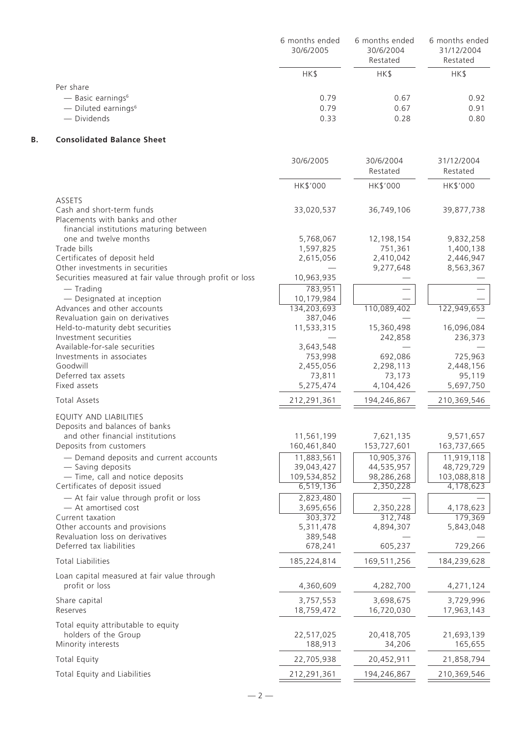| | 6 months ended 30/6/2005 | 6 months ended 30/6/2004 Restated | 6 months ended 31/12/2004 Restated |
|---|---|---|---|
| | HK$ | HK$ | HK$ |
| Per share | | | |
| — Basic earnings[6] | 0.79 | 0.67 | 0.92 |
| — Diluted earnings[6] | 0.79 | 0.67 | 0.91 |
| — Dividends | 0.33 | 0.28 | 0.80 |

## B. Consolidated Balance Sheet

| | 30/6/2005 | 30/6/2004 Restated | 31/12/2004 Restated |
|---|---|---|---|
| | HK$'000 | HK$'000 | HK$'000 |
| ASSETS | | | |
| Cash and short-term funds | 33,020,537 | 36,749,106 | 39,877,738 |
| Placements with banks and other financial institutions maturing between one and twelve months | 5,768,067 | 12,198,154 | 9,832,258 |
| Trade bills | 1,597,825 | 751,361 | 1,400,138 |
| Certificates of deposit held | 2,615,056 | 2,410,042 | 2,446,947 |
| Other investments in securities | — | 9,277,648 | 8,563,367 |
| Securities measured at fair value through profit or loss | 10,963,935 | — | — |
| — Trading | 783,951 | — | — |
| — Designated at inception | 10,179,984 | — | — |
| Advances and other accounts | 134,203,693 | 110,089,402 | 122,949,653 |
| Revaluation gain on derivatives | 387,046 | — | — |
| Held-to-maturity debt securities | 11,533,315 | 15,360,498 | 16,096,084 |
| Investment securities | — | 242,858 | 236,373 |
| Available-for-sale securities | 3,643,548 | — | — |
| Investments in associates | 753,998 | 692,086 | 725,963 |
| Goodwill | 2,455,056 | 2,298,113 | 2,448,156 |
| Deferred tax assets | 73,811 | 73,173 | 95,119 |
| Fixed assets | 5,275,474 | 4,104,426 | 5,697,750 |
| Total Assets | 212,291,361 | 194,246,867 | 210,369,546 |
| EQUITY AND LIABILITIES | | | |
| Deposits and balances of banks and other financial institutions | 11,561,199 | 7,621,135 | 9,571,657 |
| Deposits from customers | 160,461,840 | 153,727,601 | 163,737,665 |
| — Demand deposits and current accounts | 11,883,561 | 10,905,376 | 11,919,118 |
| — Saving deposits | 39,043,427 | 44,535,957 | 48,729,729 |
| — Time, call and notice deposits | 109,534,852 | 98,286,268 | 103,088,818 |
| Certificates of deposit issued | 6,519,136 | 2,350,228 | 4,178,623 |
| — At fair value through profit or loss | 2,823,480 | — | — |
| — At amortised cost | 3,695,656 | 2,350,228 | 4,178,623 |
| Current taxation | 303,372 | 312,748 | 179,369 |
| Other accounts and provisions | 5,311,478 | 4,894,307 | 5,843,048 |
| Revaluation loss on derivatives | 389,548 | — | — |
| Deferred tax liabilities | 678,241 | 605,237 | 729,266 |
| Total Liabilities | 185,224,814 | 169,511,256 | 184,239,628 |
| Loan capital measured at fair value through profit or loss | 4,360,609 | 4,282,700 | 4,271,124 |
| Share capital | 3,757,553 | 3,698,675 | 3,729,996 |
| Reserves | 18,759,472 | 16,720,030 | 17,963,143 |
| Total equity attributable to equity holders of the Group | 22,517,025 | 20,418,705 | 21,693,139 |
| Minority interests | 188,913 | 34,206 | 165,655 |
| Total Equity | 22,705,938 | 20,452,911 | 21,858,794 |
| Total Equity and Liabilities | 212,291,361 | 194,246,867 | 210,369,546 |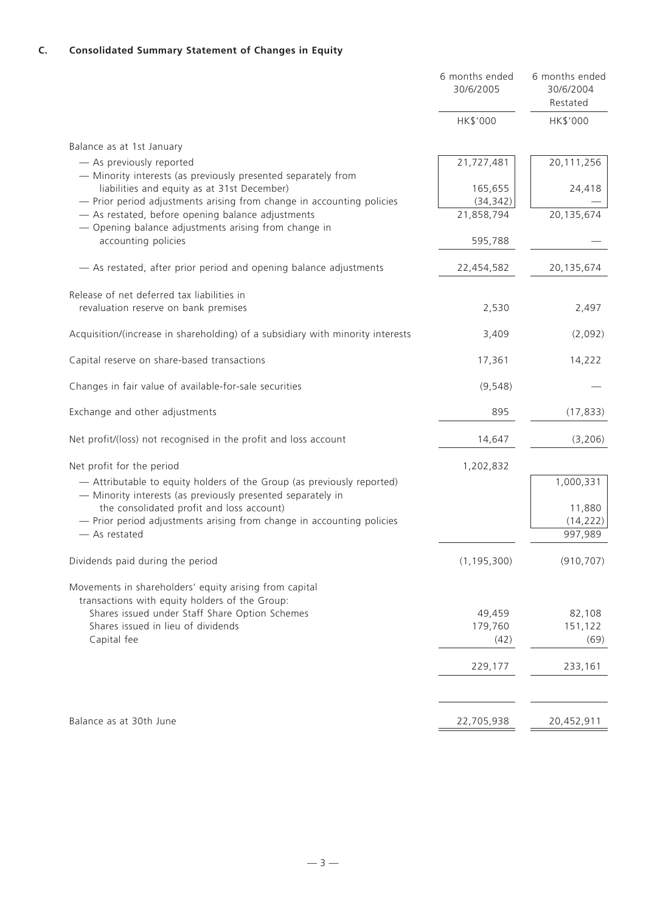## C. Consolidated Summary Statement of Changes in Equity

| | 6 months ended 30/6/2005 | 6 months ended 30/6/2004 Restated |
|---|---|---|
| | HK$'000 | HK$'000 |
| Balance as at 1st January | | |
| — As previously reported | 21,727,481 | 20,111,256 |
| — Minority interests (as previously presented separately from liabilities and equity as at 31st December) | 165,655 | 24,418 |
| — Prior period adjustments arising from change in accounting policies | (34,342) | — |
| — As restated, before opening balance adjustments | 21,858,794 | 20,135,674 |
| — Opening balance adjustments arising from change in accounting policies | 595,788 | — |
| — As restated, after prior period and opening balance adjustments | 22,454,582 | 20,135,674 |
| Release of net deferred tax liabilities in revaluation reserve on bank premises | 2,530 | 2,497 |
| Acquisition/(increase in shareholding) of a subsidiary with minority interests | 3,409 | (2,092) |
| Capital reserve on share-based transactions | 17,361 | 14,222 |
| Changes in fair value of available-for-sale securities | (9,548) | — |
| Exchange and other adjustments | 895 | (17,833) |
| Net profit/(loss) not recognised in the profit and loss account | 14,647 | (3,206) |
| Net profit for the period | 1,202,832 | |
| — Attributable to equity holders of the Group (as previously reported) | | 1,000,331 |
| — Minority interests (as previously presented separately in the consolidated profit and loss account) | | 11,880 |
| — Prior period adjustments arising from change in accounting policies | | (14,222) |
| — As restated | | 997,989 |
| Dividends paid during the period | (1,195,300) | (910,707) |
| Movements in shareholders' equity arising from capital transactions with equity holders of the Group: | | |
| Shares issued under Staff Share Option Schemes | 49,459 | 82,108 |
| Shares issued in lieu of dividends | 179,760 | 151,122 |
| Capital fee | (42) | (69) |
| | 229,177 | 233,161 |
| Balance as at 30th June | 22,705,938 | 20,452,911 |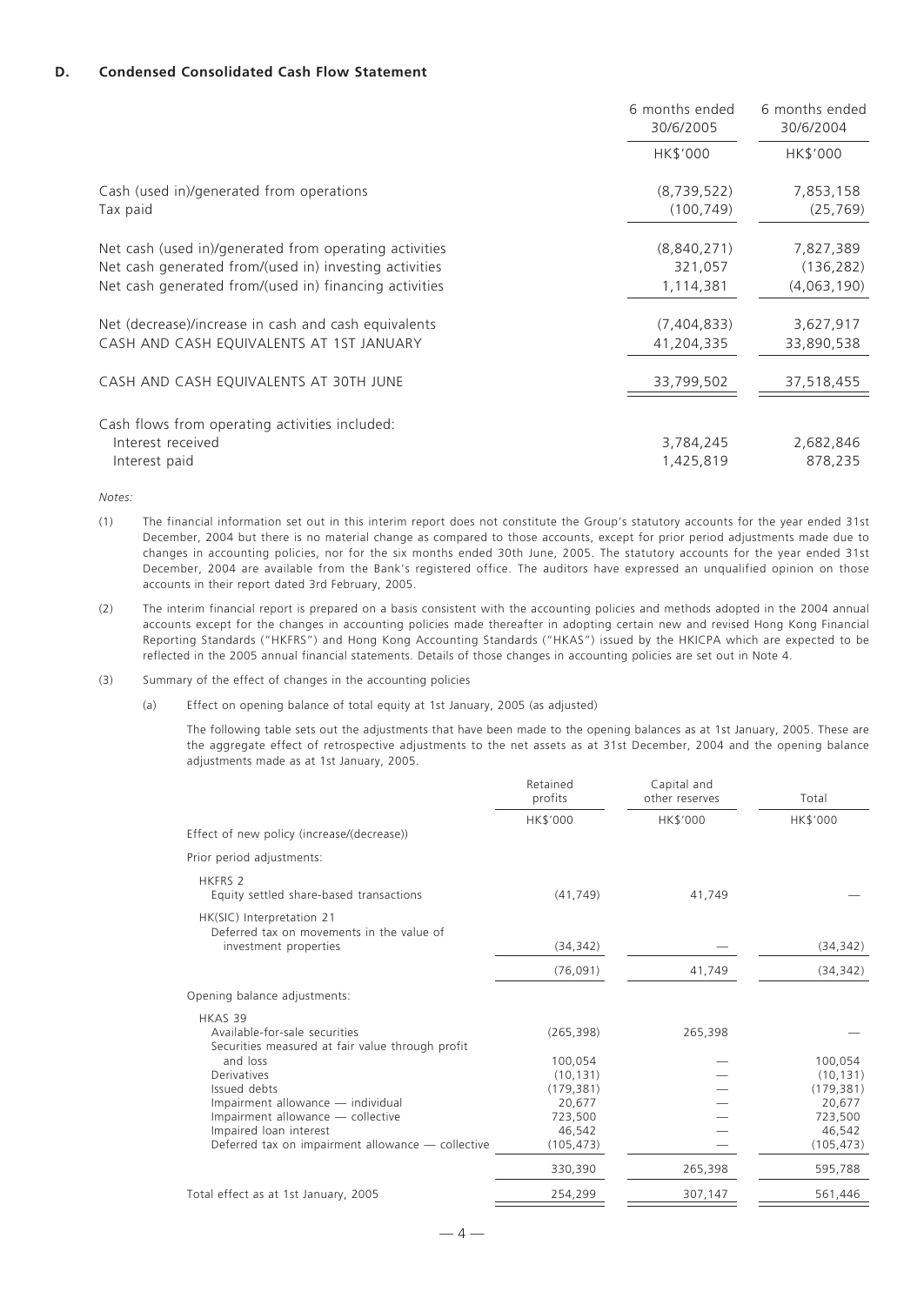### D. Condensed Consolidated Cash Flow Statement

| | 6 months ended 30/6/2005 | 6 months ended 30/6/2004 |
|---|---|---|
| | HK$'000 | HK$'000 |
| Cash (used in)/generated from operations | (8,739,522) | 7,853,158 |
| Tax paid | (100,749) | (25,769) |
| Net cash (used in)/generated from operating activities | (8,840,271) | 7,827,389 |
| Net cash generated from/(used in) investing activities | 321,057 | (136,282) |
| Net cash generated from/(used in) financing activities | 1,114,381 | (4,063,190) |
| Net (decrease)/increase in cash and cash equivalents | (7,404,833) | 3,627,917 |
| CASH AND CASH EQUIVALENTS AT 1ST JANUARY | 41,204,335 | 33,890,538 |
| CASH AND CASH EQUIVALENTS AT 30TH JUNE | 33,799,502 | 37,518,455 |
| Cash flows from operating activities included: | | |
| Interest received | 3,784,245 | 2,682,846 |
| Interest paid | 1,425,819 | 878,235 |

*Notes:*

(1) The financial information set out in this interim report does not constitute the Group's statutory accounts for the year ended 31st December, 2004 but there is no material change as compared to those accounts, except for prior period adjustments made due to changes in accounting policies, nor for the six months ended 30th June, 2005. The statutory accounts for the year ended 31st December, 2004 are available from the Bank's registered office. The auditors have expressed an unqualified opinion on those accounts in their report dated 3rd February, 2005.

(2) The interim financial report is prepared on a basis consistent with the accounting policies and methods adopted in the 2004 annual accounts except for the changes in accounting policies made thereafter in adopting certain new and revised Hong Kong Financial Reporting Standards ("HKFRS") and Hong Kong Accounting Standards ("HKAS") issued by the HKICPA which are expected to be reflected in the 2005 annual financial statements. Details of those changes in accounting policies are set out in Note 4.

(3) Summary of the effect of changes in the accounting policies

(a) Effect on opening balance of total equity at 1st January, 2005 (as adjusted)

The following table sets out the adjustments that have been made to the opening balances as at 1st January, 2005. These are the aggregate effect of retrospective adjustments to the net assets as at 31st December, 2004 and the opening balance adjustments made as at 1st January, 2005.

| | Retained profits | Capital and other reserves | Total |
|---|---|---|---|
| Effect of new policy (increase/(decrease)) | HK$'000 | HK$'000 | HK$'000 |
| Prior period adjustments: | | | |
| HKFRS 2 | | | |
| Equity settled share-based transactions | (41,749) | 41,749 | — |
| HK(SIC) Interpretation 21 | | | |
| Deferred tax on movements in the value of investment properties | (34,342) | — | (34,342) |
| | (76,091) | 41,749 | (34,342) |
| Opening balance adjustments: | | | |
| HKAS 39 | | | |
| Available-for-sale securities | (265,398) | 265,398 | — |
| Securities measured at fair value through profit and loss | 100,054 | — | 100,054 |
| Derivatives | (10,131) | — | (10,131) |
| Issued debts | (179,381) | — | (179,381) |
| Impairment allowance — individual | 20,677 | — | 20,677 |
| Impairment allowance — collective | 723,500 | — | 723,500 |
| Impaired loan interest | 46,542 | — | 46,542 |
| Deferred tax on impairment allowance — collective | (105,473) | — | (105,473) |
| | 330,390 | 265,398 | 595,788 |
| Total effect as at 1st January, 2005 | 254,299 | 307,147 | 561,446 |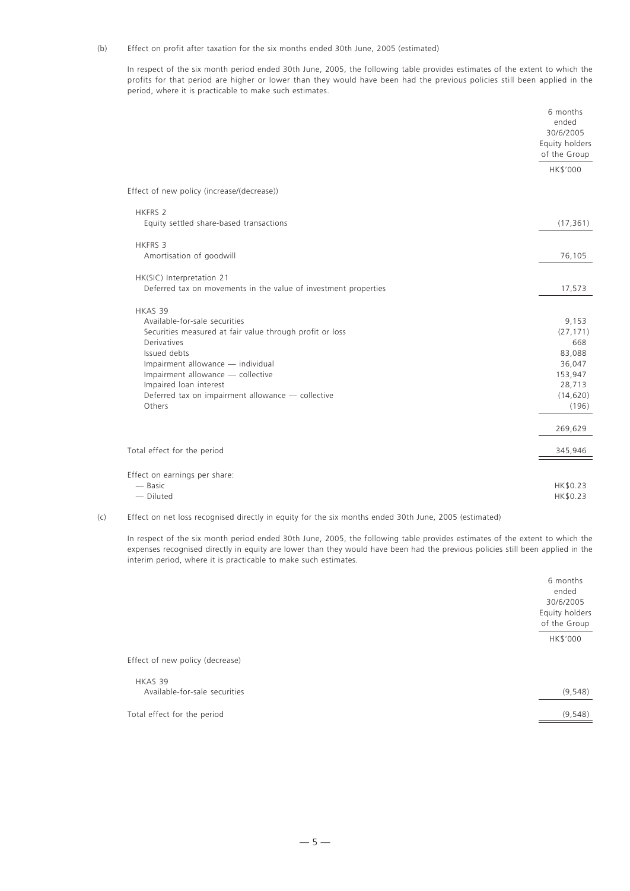(b) Effect on profit after taxation for the six months ended 30th June, 2005 (estimated)

In respect of the six month period ended 30th June, 2005, the following table provides estimates of the extent to which the profits for that period are higher or lower than they would have been had the previous policies still been applied in the period, where it is practicable to make such estimates.

| | 6 months ended 30/6/2005 Equity holders of the Group |
|---|---|
| | HK$'000 |
| Effect of new policy (increase/(decrease)) | |
| HKFRS 2 | |
| Equity settled share-based transactions | (17,361) |
| HKFRS 3 | |
| Amortisation of goodwill | 76,105 |
| HK(SIC) Interpretation 21 | |
| Deferred tax on movements in the value of investment properties | 17,573 |
| HKAS 39 | |
| Available-for-sale securities | 9,153 |
| Securities measured at fair value through profit or loss | (27,171) |
| Derivatives | 668 |
| Issued debts | 83,088 |
| Impairment allowance — individual | 36,047 |
| Impairment allowance — collective | 153,947 |
| Impaired loan interest | 28,713 |
| Deferred tax on impairment allowance — collective | (14,620) |
| Others | (196) |
| | 269,629 |
| Total effect for the period | 345,946 |
| Effect on earnings per share: | |
| — Basic | HK$0.23 |
| — Diluted | HK$0.23 |

(c) Effect on net loss recognised directly in equity for the six months ended 30th June, 2005 (estimated)

In respect of the six month period ended 30th June, 2005, the following table provides estimates of the extent to which the expenses recognised directly in equity are lower than they would have been had the previous policies still been applied in the interim period, where it is practicable to make such estimates.

| | 6 months ended 30/6/2005 Equity holders of the Group |
|---|---|
| | HK$'000 |
| Effect of new policy (decrease) | |
| HKAS 39 | |
| Available-for-sale securities | (9,548) |
| Total effect for the period | (9,548) |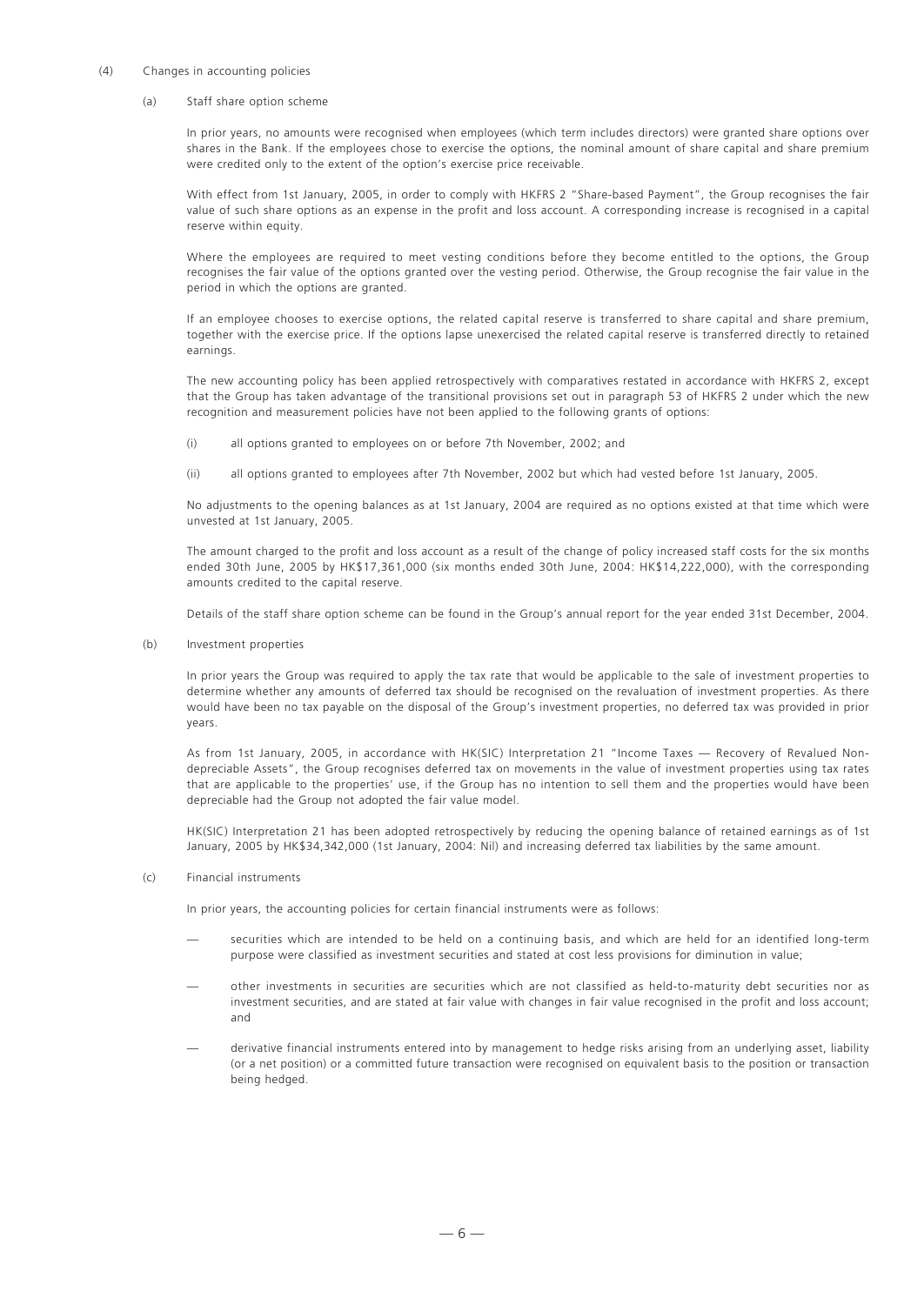(4) Changes in accounting policies

(a) Staff share option scheme

In prior years, no amounts were recognised when employees (which term includes directors) were granted share options over shares in the Bank. If the employees chose to exercise the options, the nominal amount of share capital and share premium were credited only to the extent of the option's exercise price receivable.

With effect from 1st January, 2005, in order to comply with HKFRS 2 "Share-based Payment", the Group recognises the fair value of such share options as an expense in the profit and loss account. A corresponding increase is recognised in a capital reserve within equity.

Where the employees are required to meet vesting conditions before they become entitled to the options, the Group recognises the fair value of the options granted over the vesting period. Otherwise, the Group recognise the fair value in the period in which the options are granted.

If an employee chooses to exercise options, the related capital reserve is transferred to share capital and share premium, together with the exercise price. If the options lapse unexercised the related capital reserve is transferred directly to retained earnings.

The new accounting policy has been applied retrospectively with comparatives restated in accordance with HKFRS 2, except that the Group has taken advantage of the transitional provisions set out in paragraph 53 of HKFRS 2 under which the new recognition and measurement policies have not been applied to the following grants of options:

(i) all options granted to employees on or before 7th November, 2002; and

(ii) all options granted to employees after 7th November, 2002 but which had vested before 1st January, 2005.

No adjustments to the opening balances as at 1st January, 2004 are required as no options existed at that time which were unvested at 1st January, 2005.

The amount charged to the profit and loss account as a result of the change of policy increased staff costs for the six months ended 30th June, 2005 by HK$17,361,000 (six months ended 30th June, 2004: HK$14,222,000), with the corresponding amounts credited to the capital reserve.

Details of the staff share option scheme can be found in the Group's annual report for the year ended 31st December, 2004.

(b) Investment properties

In prior years the Group was required to apply the tax rate that would be applicable to the sale of investment properties to determine whether any amounts of deferred tax should be recognised on the revaluation of investment properties. As there would have been no tax payable on the disposal of the Group's investment properties, no deferred tax was provided in prior years.

As from 1st January, 2005, in accordance with HK(SIC) Interpretation 21 "Income Taxes — Recovery of Revalued Non-depreciable Assets", the Group recognises deferred tax on movements in the value of investment properties using tax rates that are applicable to the properties' use, if the Group has no intention to sell them and the properties would have been depreciable had the Group not adopted the fair value model.

HK(SIC) Interpretation 21 has been adopted retrospectively by reducing the opening balance of retained earnings as of 1st January, 2005 by HK$34,342,000 (1st January, 2004: Nil) and increasing deferred tax liabilities by the same amount.

(c) Financial instruments

In prior years, the accounting policies for certain financial instruments were as follows:

— securities which are intended to be held on a continuing basis, and which are held for an identified long-term purpose were classified as investment securities and stated at cost less provisions for diminution in value;

— other investments in securities are securities which are not classified as held-to-maturity debt securities nor as investment securities, and are stated at fair value with changes in fair value recognised in the profit and loss account; and

— derivative financial instruments entered into by management to hedge risks arising from an underlying asset, liability (or a net position) or a committed future transaction were recognised on equivalent basis to the position or transaction being hedged.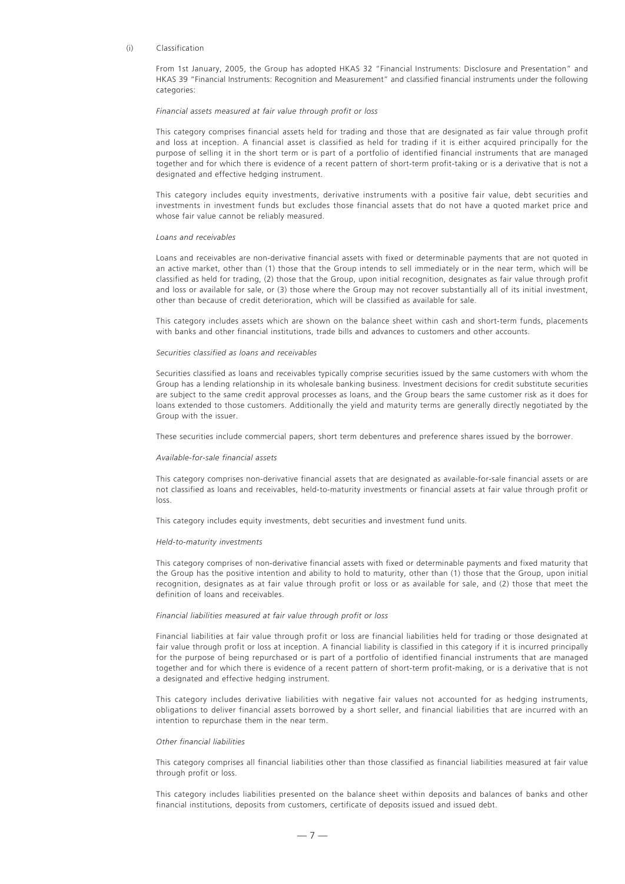(i) Classification

From 1st January, 2005, the Group has adopted HKAS 32 "Financial Instruments: Disclosure and Presentation" and HKAS 39 "Financial Instruments: Recognition and Measurement" and classified financial instruments under the following categories:

*Financial assets measured at fair value through profit or loss*

This category comprises financial assets held for trading and those that are designated as fair value through profit and loss at inception. A financial asset is classified as held for trading if it is either acquired principally for the purpose of selling it in the short term or is part of a portfolio of identified financial instruments that are managed together and for which there is evidence of a recent pattern of short-term profit-taking or is a derivative that is not a designated and effective hedging instrument.

This category includes equity investments, derivative instruments with a positive fair value, debt securities and investments in investment funds but excludes those financial assets that do not have a quoted market price and whose fair value cannot be reliably measured.

*Loans and receivables*

Loans and receivables are non-derivative financial assets with fixed or determinable payments that are not quoted in an active market, other than (1) those that the Group intends to sell immediately or in the near term, which will be classified as held for trading, (2) those that the Group, upon initial recognition, designates as fair value through profit and loss or available for sale, or (3) those where the Group may not recover substantially all of its initial investment, other than because of credit deterioration, which will be classified as available for sale.

This category includes assets which are shown on the balance sheet within cash and short-term funds, placements with banks and other financial institutions, trade bills and advances to customers and other accounts.

*Securities classified as loans and receivables*

Securities classified as loans and receivables typically comprise securities issued by the same customers with whom the Group has a lending relationship in its wholesale banking business. Investment decisions for credit substitute securities are subject to the same credit approval processes as loans, and the Group bears the same customer risk as it does for loans extended to those customers. Additionally the yield and maturity terms are generally directly negotiated by the Group with the issuer.

These securities include commercial papers, short term debentures and preference shares issued by the borrower.

*Available-for-sale financial assets*

This category comprises non-derivative financial assets that are designated as available-for-sale financial assets or are not classified as loans and receivables, held-to-maturity investments or financial assets at fair value through profit or loss.

This category includes equity investments, debt securities and investment fund units.

*Held-to-maturity investments*

This category comprises of non-derivative financial assets with fixed or determinable payments and fixed maturity that the Group has the positive intention and ability to hold to maturity, other than (1) those that the Group, upon initial recognition, designates as at fair value through profit or loss or as available for sale, and (2) those that meet the definition of loans and receivables.

*Financial liabilities measured at fair value through profit or loss*

Financial liabilities at fair value through profit or loss are financial liabilities held for trading or those designated at fair value through profit or loss at inception. A financial liability is classified in this category if it is incurred principally for the purpose of being repurchased or is part of a portfolio of identified financial instruments that are managed together and for which there is evidence of a recent pattern of short-term profit-making, or is a derivative that is not a designated and effective hedging instrument.

This category includes derivative liabilities with negative fair values not accounted for as hedging instruments, obligations to deliver financial assets borrowed by a short seller, and financial liabilities that are incurred with an intention to repurchase them in the near term.

*Other financial liabilities*

This category comprises all financial liabilities other than those classified as financial liabilities measured at fair value through profit or loss.

This category includes liabilities presented on the balance sheet within deposits and balances of banks and other financial institutions, deposits from customers, certificate of deposits issued and issued debt.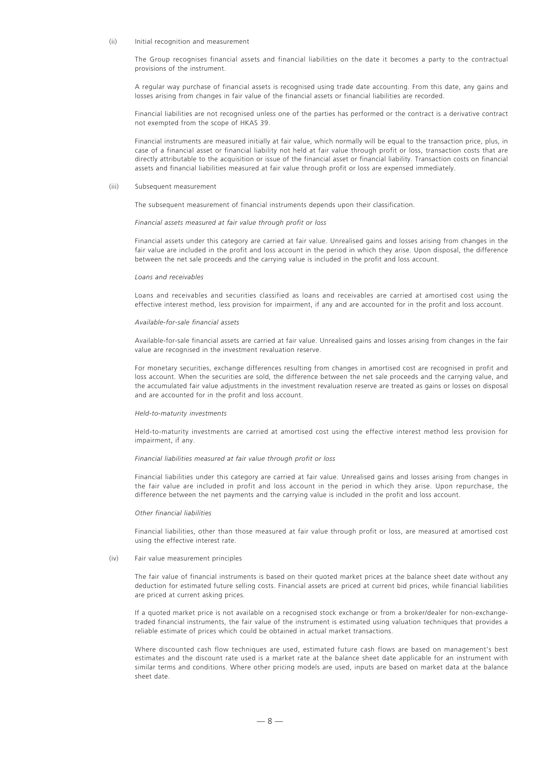(ii) Initial recognition and measurement

The Group recognises financial assets and financial liabilities on the date it becomes a party to the contractual provisions of the instrument.

A regular way purchase of financial assets is recognised using trade date accounting. From this date, any gains and losses arising from changes in fair value of the financial assets or financial liabilities are recorded.

Financial liabilities are not recognised unless one of the parties has performed or the contract is a derivative contract not exempted from the scope of HKAS 39.

Financial instruments are measured initially at fair value, which normally will be equal to the transaction price, plus, in case of a financial asset or financial liability not held at fair value through profit or loss, transaction costs that are directly attributable to the acquisition or issue of the financial asset or financial liability. Transaction costs on financial assets and financial liabilities measured at fair value through profit or loss are expensed immediately.

(iii) Subsequent measurement

The subsequent measurement of financial instruments depends upon their classification.

*Financial assets measured at fair value through profit or loss*

Financial assets under this category are carried at fair value. Unrealised gains and losses arising from changes in the fair value are included in the profit and loss account in the period in which they arise. Upon disposal, the difference between the net sale proceeds and the carrying value is included in the profit and loss account.

*Loans and receivables*

Loans and receivables and securities classified as loans and receivables are carried at amortised cost using the effective interest method, less provision for impairment, if any and are accounted for in the profit and loss account.

*Available-for-sale financial assets*

Available-for-sale financial assets are carried at fair value. Unrealised gains and losses arising from changes in the fair value are recognised in the investment revaluation reserve.

For monetary securities, exchange differences resulting from changes in amortised cost are recognised in profit and loss account. When the securities are sold, the difference between the net sale proceeds and the carrying value, and the accumulated fair value adjustments in the investment revaluation reserve are treated as gains or losses on disposal and are accounted for in the profit and loss account.

*Held-to-maturity investments*

Held-to-maturity investments are carried at amortised cost using the effective interest method less provision for impairment, if any.

*Financial liabilities measured at fair value through profit or loss*

Financial liabilities under this category are carried at fair value. Unrealised gains and losses arising from changes in the fair value are included in profit and loss account in the period in which they arise. Upon repurchase, the difference between the net payments and the carrying value is included in the profit and loss account.

*Other financial liabilities*

Financial liabilities, other than those measured at fair value through profit or loss, are measured at amortised cost using the effective interest rate.

(iv) Fair value measurement principles

The fair value of financial instruments is based on their quoted market prices at the balance sheet date without any deduction for estimated future selling costs. Financial assets are priced at current bid prices, while financial liabilities are priced at current asking prices.

If a quoted market price is not available on a recognised stock exchange or from a broker/dealer for non-exchange-traded financial instruments, the fair value of the instrument is estimated using valuation techniques that provides a reliable estimate of prices which could be obtained in actual market transactions.

Where discounted cash flow techniques are used, estimated future cash flows are based on management's best estimates and the discount rate used is a market rate at the balance sheet date applicable for an instrument with similar terms and conditions. Where other pricing models are used, inputs are based on market data at the balance sheet date.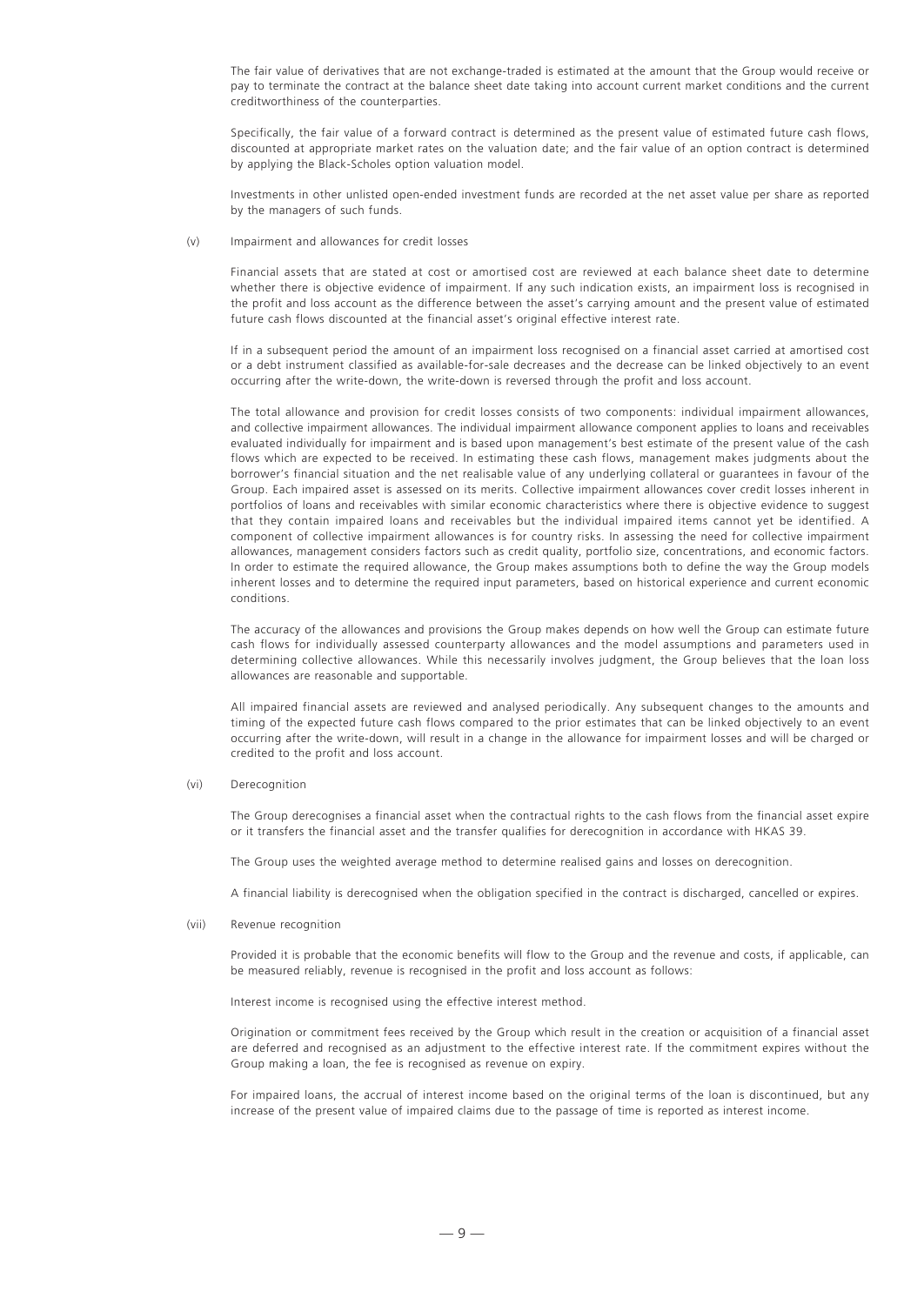The fair value of derivatives that are not exchange-traded is estimated at the amount that the Group would receive or pay to terminate the contract at the balance sheet date taking into account current market conditions and the current creditworthiness of the counterparties.

Specifically, the fair value of a forward contract is determined as the present value of estimated future cash flows, discounted at appropriate market rates on the valuation date; and the fair value of an option contract is determined by applying the Black-Scholes option valuation model.

Investments in other unlisted open-ended investment funds are recorded at the net asset value per share as reported by the managers of such funds.

(v) Impairment and allowances for credit losses

Financial assets that are stated at cost or amortised cost are reviewed at each balance sheet date to determine whether there is objective evidence of impairment. If any such indication exists, an impairment loss is recognised in the profit and loss account as the difference between the asset's carrying amount and the present value of estimated future cash flows discounted at the financial asset's original effective interest rate.

If in a subsequent period the amount of an impairment loss recognised on a financial asset carried at amortised cost or a debt instrument classified as available-for-sale decreases and the decrease can be linked objectively to an event occurring after the write-down, the write-down is reversed through the profit and loss account.

The total allowance and provision for credit losses consists of two components: individual impairment allowances, and collective impairment allowances. The individual impairment allowance component applies to loans and receivables evaluated individually for impairment and is based upon management's best estimate of the present value of the cash flows which are expected to be received. In estimating these cash flows, management makes judgments about the borrower's financial situation and the net realisable value of any underlying collateral or guarantees in favour of the Group. Each impaired asset is assessed on its merits. Collective impairment allowances cover credit losses inherent in portfolios of loans and receivables with similar economic characteristics where there is objective evidence to suggest that they contain impaired loans and receivables but the individual impaired items cannot yet be identified. A component of collective impairment allowances is for country risks. In assessing the need for collective impairment allowances, management considers factors such as credit quality, portfolio size, concentrations, and economic factors. In order to estimate the required allowance, the Group makes assumptions both to define the way the Group models inherent losses and to determine the required input parameters, based on historical experience and current economic conditions.

The accuracy of the allowances and provisions the Group makes depends on how well the Group can estimate future cash flows for individually assessed counterparty allowances and the model assumptions and parameters used in determining collective allowances. While this necessarily involves judgment, the Group believes that the loan loss allowances are reasonable and supportable.

All impaired financial assets are reviewed and analysed periodically. Any subsequent changes to the amounts and timing of the expected future cash flows compared to the prior estimates that can be linked objectively to an event occurring after the write-down, will result in a change in the allowance for impairment losses and will be charged or credited to the profit and loss account.

(vi) Derecognition

The Group derecognises a financial asset when the contractual rights to the cash flows from the financial asset expire or it transfers the financial asset and the transfer qualifies for derecognition in accordance with HKAS 39.

The Group uses the weighted average method to determine realised gains and losses on derecognition.

A financial liability is derecognised when the obligation specified in the contract is discharged, cancelled or expires.

(vii) Revenue recognition

Provided it is probable that the economic benefits will flow to the Group and the revenue and costs, if applicable, can be measured reliably, revenue is recognised in the profit and loss account as follows:

Interest income is recognised using the effective interest method.

Origination or commitment fees received by the Group which result in the creation or acquisition of a financial asset are deferred and recognised as an adjustment to the effective interest rate. If the commitment expires without the Group making a loan, the fee is recognised as revenue on expiry.

For impaired loans, the accrual of interest income based on the original terms of the loan is discontinued, but any increase of the present value of impaired claims due to the passage of time is reported as interest income.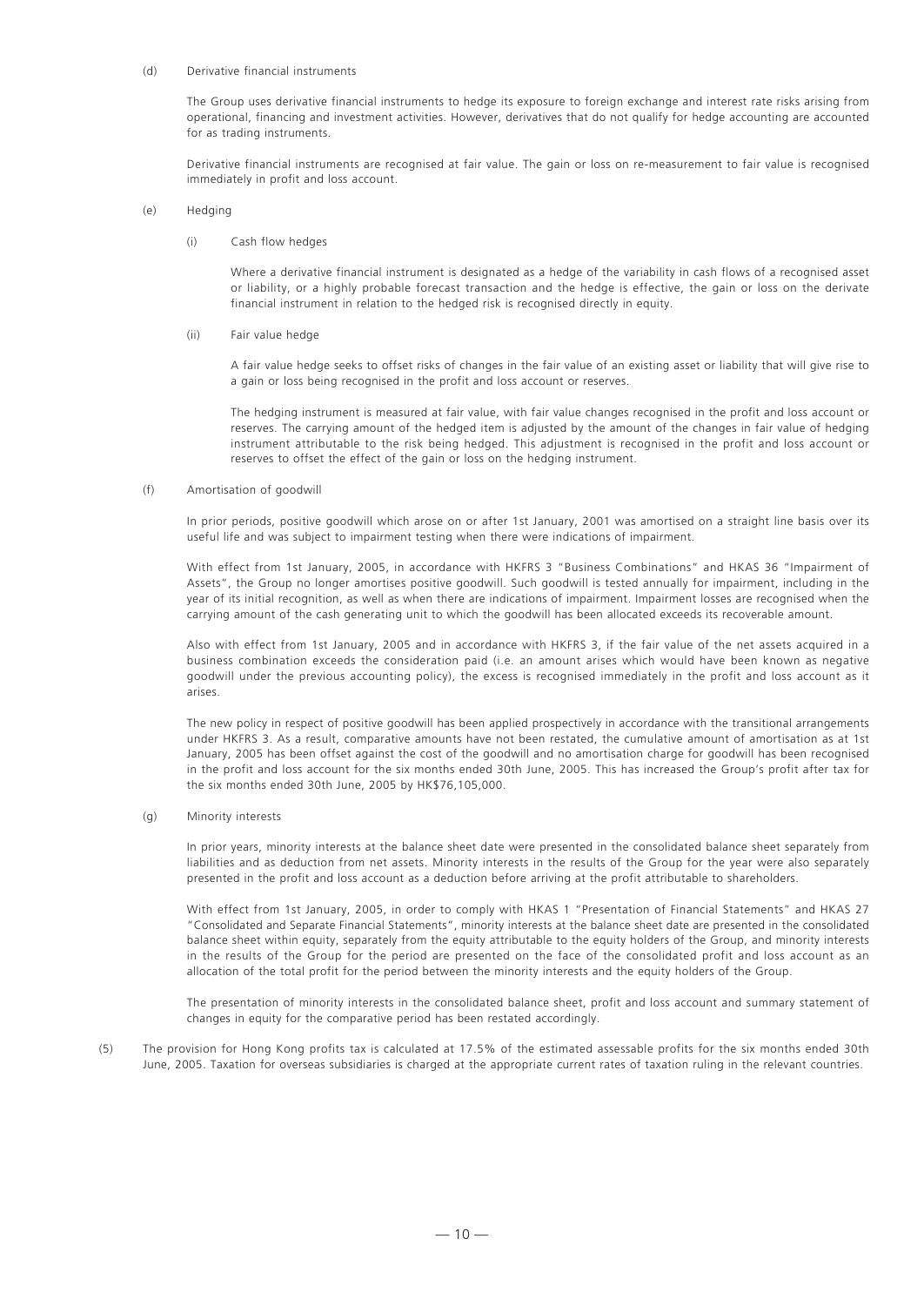(d) Derivative financial instruments

The Group uses derivative financial instruments to hedge its exposure to foreign exchange and interest rate risks arising from operational, financing and investment activities. However, derivatives that do not qualify for hedge accounting are accounted for as trading instruments.

Derivative financial instruments are recognised at fair value. The gain or loss on re-measurement to fair value is recognised immediately in profit and loss account.

(e) Hedging

(i) Cash flow hedges

Where a derivative financial instrument is designated as a hedge of the variability in cash flows of a recognised asset or liability, or a highly probable forecast transaction and the hedge is effective, the gain or loss on the derivate financial instrument in relation to the hedged risk is recognised directly in equity.

(ii) Fair value hedge

A fair value hedge seeks to offset risks of changes in the fair value of an existing asset or liability that will give rise to a gain or loss being recognised in the profit and loss account or reserves.

The hedging instrument is measured at fair value, with fair value changes recognised in the profit and loss account or reserves. The carrying amount of the hedged item is adjusted by the amount of the changes in fair value of hedging instrument attributable to the risk being hedged. This adjustment is recognised in the profit and loss account or reserves to offset the effect of the gain or loss on the hedging instrument.

(f) Amortisation of goodwill

In prior periods, positive goodwill which arose on or after 1st January, 2001 was amortised on a straight line basis over its useful life and was subject to impairment testing when there were indications of impairment.

With effect from 1st January, 2005, in accordance with HKFRS 3 "Business Combinations" and HKAS 36 "Impairment of Assets", the Group no longer amortises positive goodwill. Such goodwill is tested annually for impairment, including in the year of its initial recognition, as well as when there are indications of impairment. Impairment losses are recognised when the carrying amount of the cash generating unit to which the goodwill has been allocated exceeds its recoverable amount.

Also with effect from 1st January, 2005 and in accordance with HKFRS 3, if the fair value of the net assets acquired in a business combination exceeds the consideration paid (i.e. an amount arises which would have been known as negative goodwill under the previous accounting policy), the excess is recognised immediately in the profit and loss account as it arises.

The new policy in respect of positive goodwill has been applied prospectively in accordance with the transitional arrangements under HKFRS 3. As a result, comparative amounts have not been restated, the cumulative amount of amortisation as at 1st January, 2005 has been offset against the cost of the goodwill and no amortisation charge for goodwill has been recognised in the profit and loss account for the six months ended 30th June, 2005. This has increased the Group's profit after tax for the six months ended 30th June, 2005 by HK$76,105,000.

(g) Minority interests

In prior years, minority interests at the balance sheet date were presented in the consolidated balance sheet separately from liabilities and as deduction from net assets. Minority interests in the results of the Group for the year were also separately presented in the profit and loss account as a deduction before arriving at the profit attributable to shareholders.

With effect from 1st January, 2005, in order to comply with HKAS 1 "Presentation of Financial Statements" and HKAS 27 "Consolidated and Separate Financial Statements", minority interests at the balance sheet date are presented in the consolidated balance sheet within equity, separately from the equity attributable to the equity holders of the Group, and minority interests in the results of the Group for the period are presented on the face of the consolidated profit and loss account as an allocation of the total profit for the period between the minority interests and the equity holders of the Group.

The presentation of minority interests in the consolidated balance sheet, profit and loss account and summary statement of changes in equity for the comparative period has been restated accordingly.

(5) The provision for Hong Kong profits tax is calculated at 17.5% of the estimated assessable profits for the six months ended 30th June, 2005. Taxation for overseas subsidiaries is charged at the appropriate current rates of taxation ruling in the relevant countries.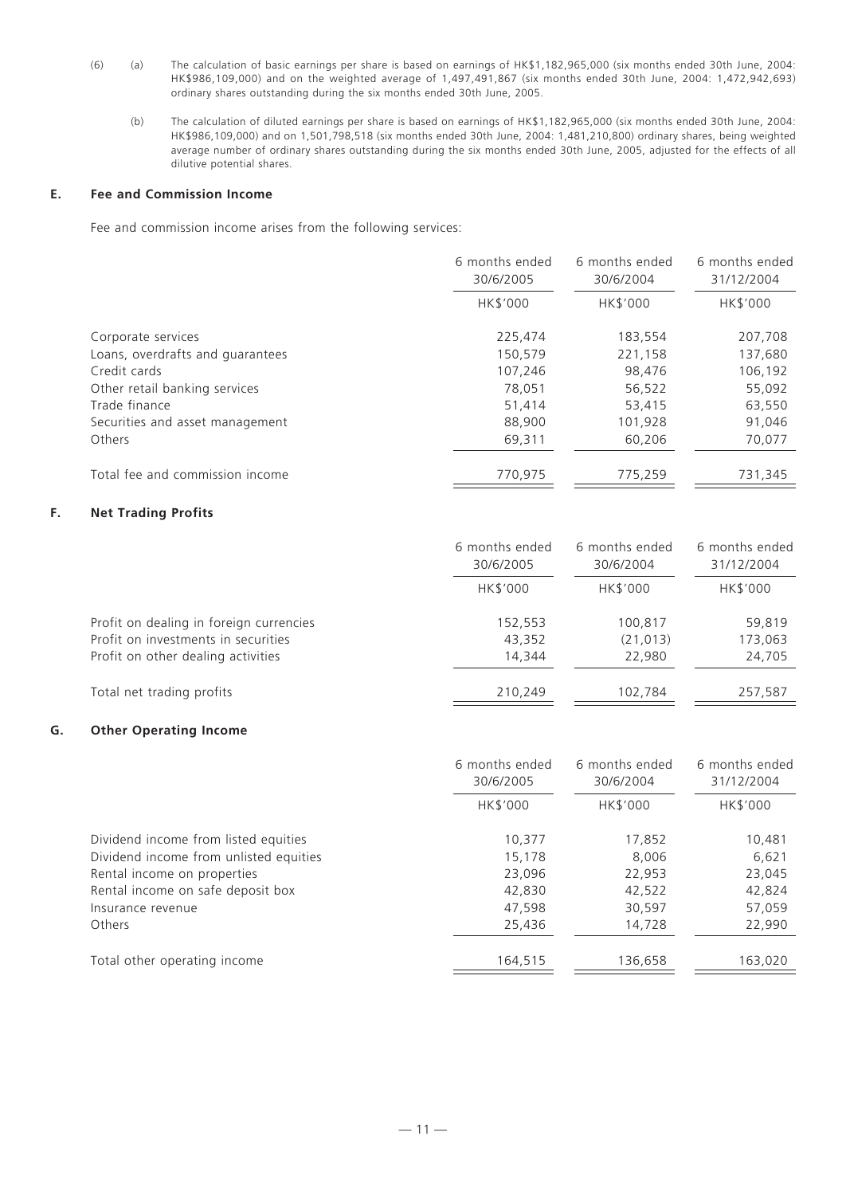(6) (a) The calculation of basic earnings per share is based on earnings of HK$1,182,965,000 (six months ended 30th June, 2004: HK$986,109,000) and on the weighted average of 1,497,491,867 (six months ended 30th June, 2004: 1,472,942,693) ordinary shares outstanding during the six months ended 30th June, 2005.

(b) The calculation of diluted earnings per share is based on earnings of HK$1,182,965,000 (six months ended 30th June, 2004: HK$986,109,000) and on 1,501,798,518 (six months ended 30th June, 2004: 1,481,210,800) ordinary shares, being weighted average number of ordinary shares outstanding during the six months ended 30th June, 2005, adjusted for the effects of all dilutive potential shares.

## E. Fee and Commission Income

Fee and commission income arises from the following services:

| | 6 months ended 30/6/2005 | 6 months ended 30/6/2004 | 6 months ended 31/12/2004 |
|---|---|---|---|
| | HK$'000 | HK$'000 | HK$'000 |
| Corporate services | 225,474 | 183,554 | 207,708 |
| Loans, overdrafts and guarantees | 150,579 | 221,158 | 137,680 |
| Credit cards | 107,246 | 98,476 | 106,192 |
| Other retail banking services | 78,051 | 56,522 | 55,092 |
| Trade finance | 51,414 | 53,415 | 63,550 |
| Securities and asset management | 88,900 | 101,928 | 91,046 |
| Others | 69,311 | 60,206 | 70,077 |
| Total fee and commission income | 770,975 | 775,259 | 731,345 |

## F. Net Trading Profits

| | 6 months ended 30/6/2005 | 6 months ended 30/6/2004 | 6 months ended 31/12/2004 |
|---|---|---|---|
| | HK$'000 | HK$'000 | HK$'000 |
| Profit on dealing in foreign currencies | 152,553 | 100,817 | 59,819 |
| Profit on investments in securities | 43,352 | (21,013) | 173,063 |
| Profit on other dealing activities | 14,344 | 22,980 | 24,705 |
| Total net trading profits | 210,249 | 102,784 | 257,587 |

## G. Other Operating Income

| | 6 months ended 30/6/2005 | 6 months ended 30/6/2004 | 6 months ended 31/12/2004 |
|---|---|---|---|
| | HK$'000 | HK$'000 | HK$'000 |
| Dividend income from listed equities | 10,377 | 17,852 | 10,481 |
| Dividend income from unlisted equities | 15,178 | 8,006 | 6,621 |
| Rental income on properties | 23,096 | 22,953 | 23,045 |
| Rental income on safe deposit box | 42,830 | 42,522 | 42,824 |
| Insurance revenue | 47,598 | 30,597 | 57,059 |
| Others | 25,436 | 14,728 | 22,990 |
| Total other operating income | 164,515 | 136,658 | 163,020 |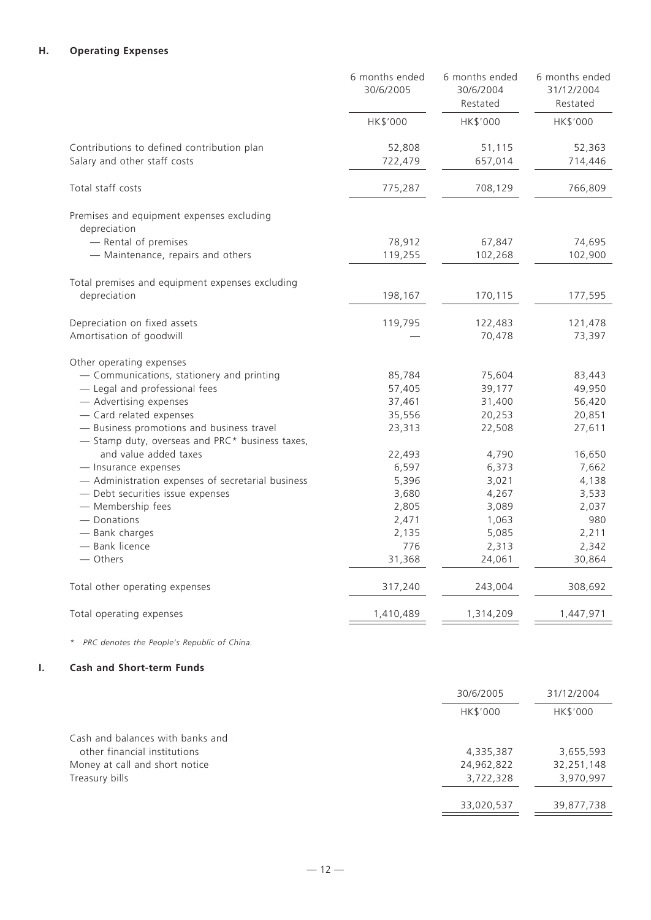## H. Operating Expenses

| | 6 months ended 30/6/2005 | 6 months ended 30/6/2004 Restated | 6 months ended 31/12/2004 Restated |
|---|---|---|---|
| | HK$'000 | HK$'000 | HK$'000 |
| Contributions to defined contribution plan | 52,808 | 51,115 | 52,363 |
| Salary and other staff costs | 722,479 | 657,014 | 714,446 |
| Total staff costs | 775,287 | 708,129 | 766,809 |
| Premises and equipment expenses excluding depreciation | | | |
| — Rental of premises | 78,912 | 67,847 | 74,695 |
| — Maintenance, repairs and others | 119,255 | 102,268 | 102,900 |
| Total premises and equipment expenses excluding depreciation | 198,167 | 170,115 | 177,595 |
| Depreciation on fixed assets | 119,795 | 122,483 | 121,478 |
| Amortisation of goodwill | — | 70,478 | 73,397 |
| Other operating expenses | | | |
| — Communications, stationery and printing | 85,784 | 75,604 | 83,443 |
| — Legal and professional fees | 57,405 | 39,177 | 49,950 |
| — Advertising expenses | 37,461 | 31,400 | 56,420 |
| — Card related expenses | 35,556 | 20,253 | 20,851 |
| — Business promotions and business travel | 23,313 | 22,508 | 27,611 |
| — Stamp duty, overseas and PRC* business taxes, and value added taxes | 22,493 | 4,790 | 16,650 |
| — Insurance expenses | 6,597 | 6,373 | 7,662 |
| — Administration expenses of secretarial business | 5,396 | 3,021 | 4,138 |
| — Debt securities issue expenses | 3,680 | 4,267 | 3,533 |
| — Membership fees | 2,805 | 3,089 | 2,037 |
| — Donations | 2,471 | 1,063 | 980 |
| — Bank charges | 2,135 | 5,085 | 2,211 |
| — Bank licence | 776 | 2,313 | 2,342 |
| — Others | 31,368 | 24,061 | 30,864 |
| Total other operating expenses | 317,240 | 243,004 | 308,692 |
| Total operating expenses | 1,410,489 | 1,314,209 | 1,447,971 |

*\* PRC denotes the People's Republic of China.*

## I. Cash and Short-term Funds

| | 30/6/2005 | 31/12/2004 |
|---|---|---|
| | HK$'000 | HK$'000 |
| Cash and balances with banks and other financial institutions | 4,335,387 | 3,655,593 |
| Money at call and short notice | 24,962,822 | 32,251,148 |
| Treasury bills | 3,722,328 | 3,970,997 |
| | 33,020,537 | 39,877,738 |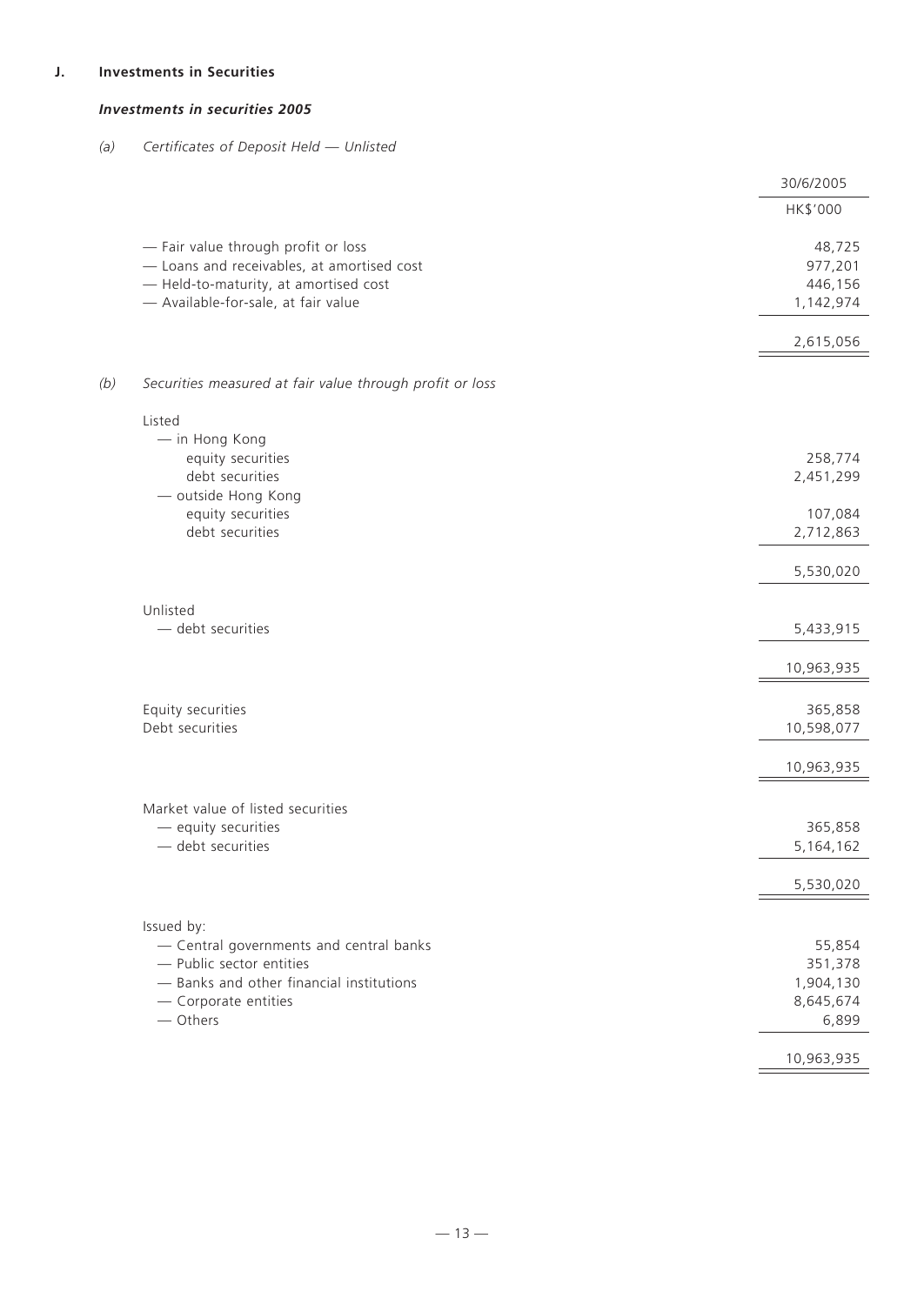## J. Investments in Securities

### *Investments in securities 2005*

*(a) Certificates of Deposit Held — Unlisted*

| | 30/6/2005 |
|---|---|
| | HK$'000 |
| — Fair value through profit or loss | 48,725 |
| — Loans and receivables, at amortised cost | 977,201 |
| — Held-to-maturity, at amortised cost | 446,156 |
| — Available-for-sale, at fair value | 1,142,974 |
| | 2,615,056 |

*(b) Securities measured at fair value through profit or loss*

| | |
|---|---|
| Listed | |
| — in Hong Kong | |
| equity securities | 258,774 |
| debt securities | 2,451,299 |
| — outside Hong Kong | |
| equity securities | 107,084 |
| debt securities | 2,712,863 |
| | 5,530,020 |
| Unlisted | |
| — debt securities | 5,433,915 |
| | 10,963,935 |
| Equity securities | 365,858 |
| Debt securities | 10,598,077 |
| | 10,963,935 |
| Market value of listed securities | |
| — equity securities | 365,858 |
| — debt securities | 5,164,162 |
| | 5,530,020 |
| Issued by: | |
| — Central governments and central banks | 55,854 |
| — Public sector entities | 351,378 |
| — Banks and other financial institutions | 1,904,130 |
| — Corporate entities | 8,645,674 |
| — Others | 6,899 |
| | 10,963,935 |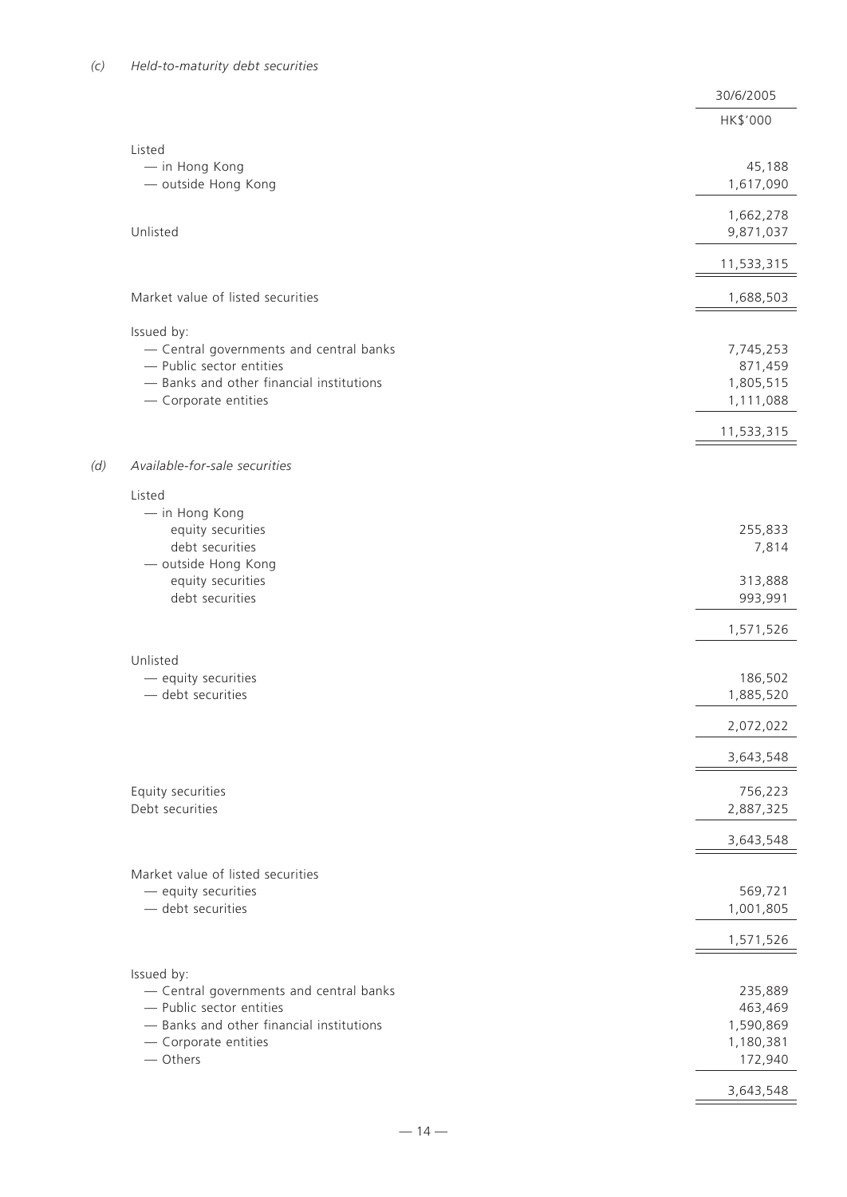*(c) Held-to-maturity debt securities*

| | 30/6/2005 |
|---|---|
| | HK$'000 |
| Listed | |
| — in Hong Kong | 45,188 |
| — outside Hong Kong | 1,617,090 |
| | 1,662,278 |
| Unlisted | 9,871,037 |
| | 11,533,315 |
| Market value of listed securities | 1,688,503 |
| Issued by: | |
| — Central governments and central banks | 7,745,253 |
| — Public sector entities | 871,459 |
| — Banks and other financial institutions | 1,805,515 |
| — Corporate entities | 1,111,088 |
| | 11,533,315 |

*(d) Available-for-sale securities*

| | 30/6/2005 |
|---|---|
| Listed | |
| — in Hong Kong | |
| equity securities | 255,833 |
| debt securities | 7,814 |
| — outside Hong Kong | |
| equity securities | 313,888 |
| debt securities | 993,991 |
| | 1,571,526 |
| Unlisted | |
| — equity securities | 186,502 |
| — debt securities | 1,885,520 |
| | 2,072,022 |
| | 3,643,548 |
| Equity securities | 756,223 |
| Debt securities | 2,887,325 |
| | 3,643,548 |
| Market value of listed securities | |
| — equity securities | 569,721 |
| — debt securities | 1,001,805 |
| | 1,571,526 |
| Issued by: | |
| — Central governments and central banks | 235,889 |
| — Public sector entities | 463,469 |
| — Banks and other financial institutions | 1,590,869 |
| — Corporate entities | 1,180,381 |
| — Others | 172,940 |
| | 3,643,548 |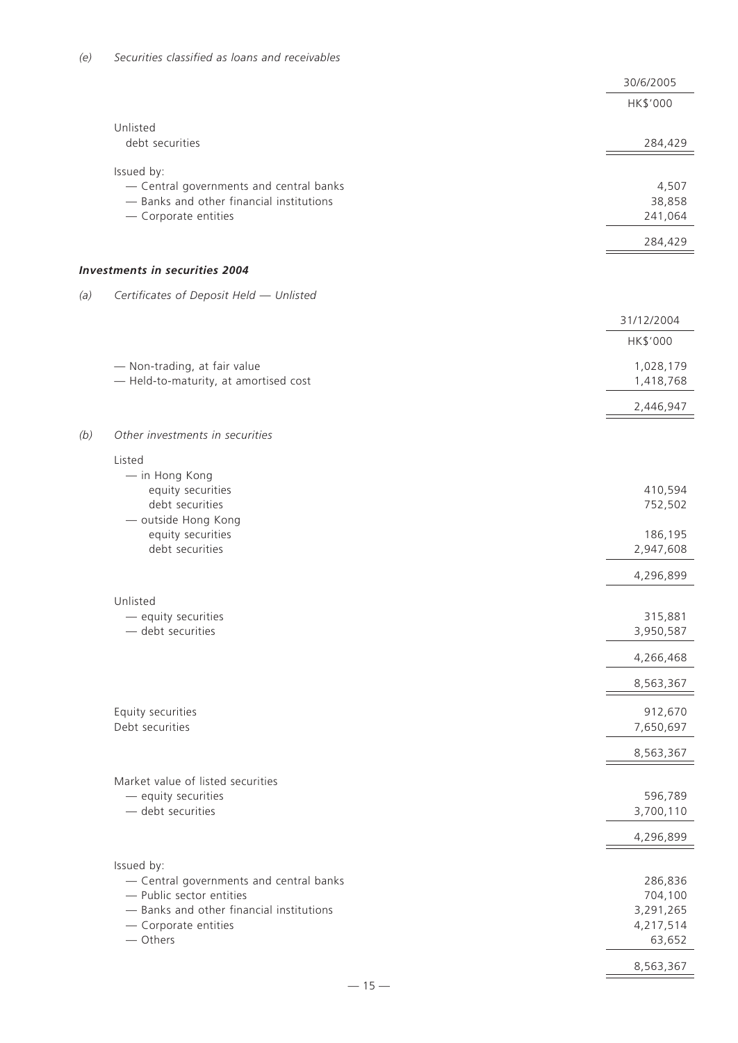*(e) Securities classified as loans and receivables*

| | 30/6/2005 |
|---|---|
| | HK$'000 |
| Unlisted | |
| debt securities | 284,429 |
| Issued by: | |
| — Central governments and central banks | 4,507 |
| — Banks and other financial institutions | 38,858 |
| — Corporate entities | 241,064 |
| | 284,429 |

***Investments in securities 2004***

*(a) Certificates of Deposit Held — Unlisted*

| | 31/12/2004 |
|---|---|
| | HK$'000 |
| — Non-trading, at fair value | 1,028,179 |
| — Held-to-maturity, at amortised cost | 1,418,768 |
| | 2,446,947 |

*(b) Other investments in securities*

| | |
|---|---|
| Listed | |
| — in Hong Kong | |
| equity securities | 410,594 |
| debt securities | 752,502 |
| — outside Hong Kong | |
| equity securities | 186,195 |
| debt securities | 2,947,608 |
| | 4,296,899 |
| Unlisted | |
| — equity securities | 315,881 |
| — debt securities | 3,950,587 |
| | 4,266,468 |
| | 8,563,367 |
| Equity securities | 912,670 |
| Debt securities | 7,650,697 |
| | 8,563,367 |
| Market value of listed securities | |
| — equity securities | 596,789 |
| — debt securities | 3,700,110 |
| | 4,296,899 |
| Issued by: | |
| — Central governments and central banks | 286,836 |
| — Public sector entities | 704,100 |
| — Banks and other financial institutions | 3,291,265 |
| — Corporate entities | 4,217,514 |
| — Others | 63,652 |
| | 8,563,367 |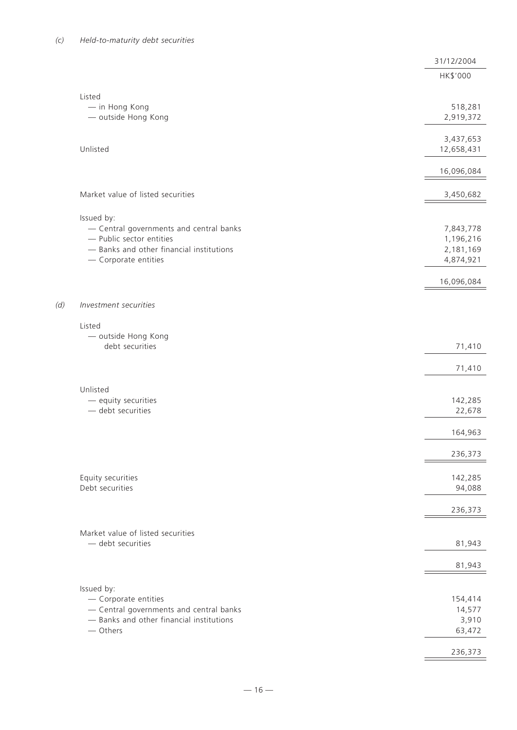*(c) Held-to-maturity debt securities*

| | 31/12/2004 |
|---|---|
| | HK$'000 |
| Listed | |
| — in Hong Kong | 518,281 |
| — outside Hong Kong | 2,919,372 |
| | 3,437,653 |
| Unlisted | 12,658,431 |
| | 16,096,084 |
| Market value of listed securities | 3,450,682 |
| Issued by: | |
| — Central governments and central banks | 7,843,778 |
| — Public sector entities | 1,196,216 |
| — Banks and other financial institutions | 2,181,169 |
| — Corporate entities | 4,874,921 |
| | 16,096,084 |

*(d) Investment securities*

| | |
|---|---|
| Listed | |
| — outside Hong Kong | |
| debt securities | 71,410 |
| | 71,410 |
| Unlisted | |
| — equity securities | 142,285 |
| — debt securities | 22,678 |
| | 164,963 |
| | 236,373 |
| Equity securities | 142,285 |
| Debt securities | 94,088 |
| | 236,373 |
| Market value of listed securities | |
| — debt securities | 81,943 |
| | 81,943 |
| Issued by: | |
| — Corporate entities | 154,414 |
| — Central governments and central banks | 14,577 |
| — Banks and other financial institutions | 3,910 |
| — Others | 63,472 |
| | 236,373 |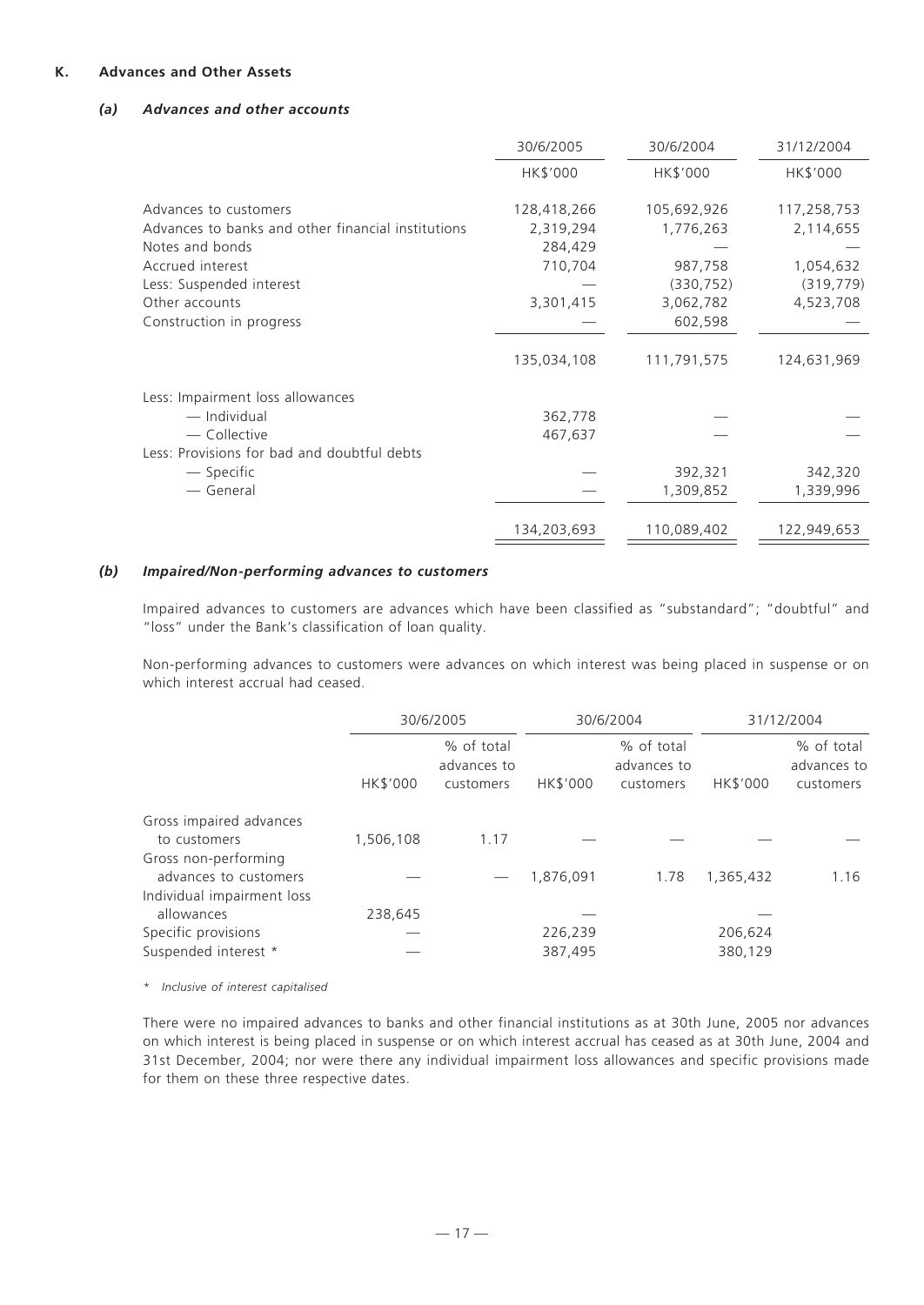## K. Advances and Other Assets

### *(a) Advances and other accounts*

| | 30/6/2005 | 30/6/2004 | 31/12/2004 |
|---|---|---|---|
| | HK$'000 | HK$'000 | HK$'000 |
| Advances to customers | 128,418,266 | 105,692,926 | 117,258,753 |
| Advances to banks and other financial institutions | 2,319,294 | 1,776,263 | 2,114,655 |
| Notes and bonds | 284,429 | — | — |
| Accrued interest | 710,704 | 987,758 | 1,054,632 |
| Less: Suspended interest | — | (330,752) | (319,779) |
| Other accounts | 3,301,415 | 3,062,782 | 4,523,708 |
| Construction in progress | — | 602,598 | — |
| | 135,034,108 | 111,791,575 | 124,631,969 |
| Less: Impairment loss allowances | | | |
| — Individual | 362,778 | — | — |
| — Collective | 467,637 | — | — |
| Less: Provisions for bad and doubtful debts | | | |
| — Specific | — | 392,321 | 342,320 |
| — General | — | 1,309,852 | 1,339,996 |
| | 134,203,693 | 110,089,402 | 122,949,653 |

### *(b) Impaired/Non-performing advances to customers*

Impaired advances to customers are advances which have been classified as "substandard"; "doubtful" and "loss" under the Bank's classification of loan quality.

Non-performing advances to customers were advances on which interest was being placed in suspense or on which interest accrual had ceased.

| | 30/6/2005 | | 30/6/2004 | | 31/12/2004 | |
|---|---|---|---|---|---|---|
| | HK$'000 | % of total advances to customers | HK$'000 | % of total advances to customers | HK$'000 | % of total advances to customers |
| Gross impaired advances to customers | 1,506,108 | 1.17 | — | — | — | — |
| Gross non-performing advances to customers | — | — | 1,876,091 | 1.78 | 1,365,432 | 1.16 |
| Individual impairment loss allowances | 238,645 | | — | | — | |
| Specific provisions | — | | 226,239 | | 206,624 | |
| Suspended interest * | — | | 387,495 | | 380,129 | |

*\* Inclusive of interest capitalised*

There were no impaired advances to banks and other financial institutions as at 30th June, 2005 nor advances on which interest is being placed in suspense or on which interest accrual has ceased as at 30th June, 2004 and 31st December, 2004; nor were there any individual impairment loss allowances and specific provisions made for them on these three respective dates.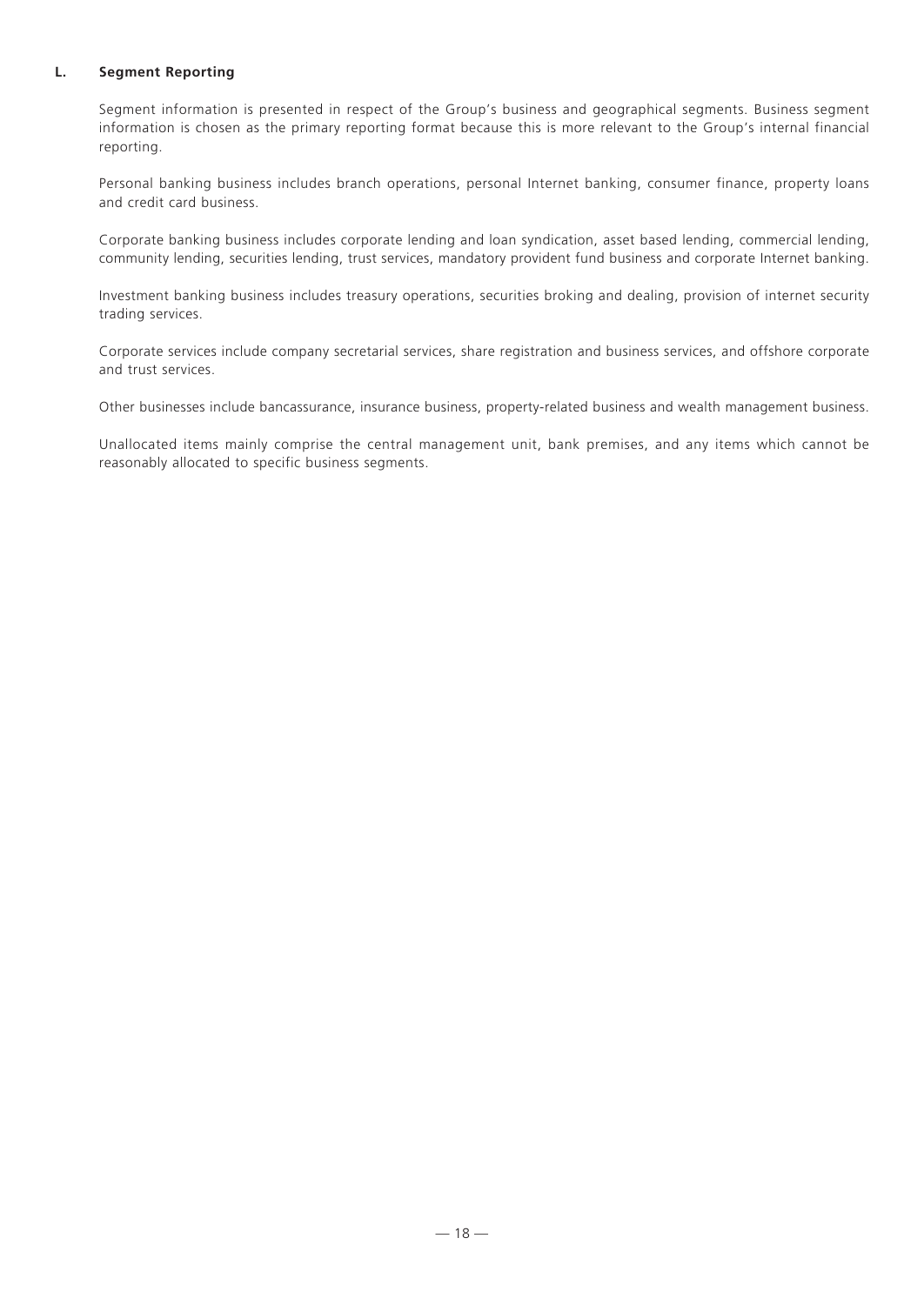### L. Segment Reporting

Segment information is presented in respect of the Group's business and geographical segments. Business segment information is chosen as the primary reporting format because this is more relevant to the Group's internal financial reporting.

Personal banking business includes branch operations, personal Internet banking, consumer finance, property loans and credit card business.

Corporate banking business includes corporate lending and loan syndication, asset based lending, commercial lending, community lending, securities lending, trust services, mandatory provident fund business and corporate Internet banking.

Investment banking business includes treasury operations, securities broking and dealing, provision of internet security trading services.

Corporate services include company secretarial services, share registration and business services, and offshore corporate and trust services.

Other businesses include bancassurance, insurance business, property-related business and wealth management business.

Unallocated items mainly comprise the central management unit, bank premises, and any items which cannot be reasonably allocated to specific business segments.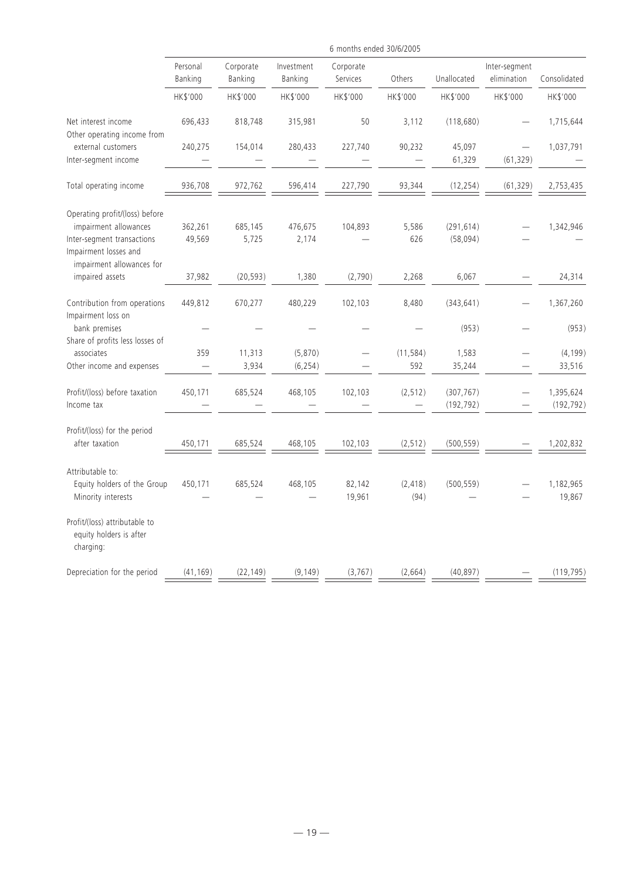| | 6 months ended 30/6/2005 | | | | | | | |
|---|---|---|---|---|---|---|---|---|
| | Personal Banking | Corporate Banking | Investment Banking | Corporate Services | Others | Unallocated | Inter-segment elimination | Consolidated |
| | HK$'000 | HK$'000 | HK$'000 | HK$'000 | HK$'000 | HK$'000 | HK$'000 | HK$'000 |
| Net interest income | 696,433 | 818,748 | 315,981 | 50 | 3,112 | (118,680) | — | 1,715,644 |
| Other operating income from external customers | 240,275 | 154,014 | 280,433 | 227,740 | 90,232 | 45,097 | — | 1,037,791 |
| Inter-segment income | — | — | — | — | — | 61,329 | (61,329) | — |
| Total operating income | 936,708 | 972,762 | 596,414 | 227,790 | 93,344 | (12,254) | (61,329) | 2,753,435 |
| Operating profit/(loss) before impairment allowances | 362,261 | 685,145 | 476,675 | 104,893 | 5,586 | (291,614) | — | 1,342,946 |
| Inter-segment transactions | 49,569 | 5,725 | 2,174 | — | 626 | (58,094) | — | — |
| Impairment losses and impairment allowances for impaired assets | 37,982 | (20,593) | 1,380 | (2,790) | 2,268 | 6,067 | — | 24,314 |
| Contribution from operations | 449,812 | 670,277 | 480,229 | 102,103 | 8,480 | (343,641) | — | 1,367,260 |
| Impairment loss on bank premises | — | — | — | — | — | (953) | — | (953) |
| Share of profits less losses of associates | 359 | 11,313 | (5,870) | — | (11,584) | 1,583 | — | (4,199) |
| Other income and expenses | — | 3,934 | (6,254) | — | 592 | 35,244 | — | 33,516 |
| Profit/(loss) before taxation | 450,171 | 685,524 | 468,105 | 102,103 | (2,512) | (307,767) | — | 1,395,624 |
| Income tax | — | — | — | — | — | (192,792) | — | (192,792) |
| Profit/(loss) for the period after taxation | 450,171 | 685,524 | 468,105 | 102,103 | (2,512) | (500,559) | — | 1,202,832 |
| Attributable to: | | | | | | | | |
| Equity holders of the Group | 450,171 | 685,524 | 468,105 | 82,142 | (2,418) | (500,559) | — | 1,182,965 |
| Minority interests | — | — | — | 19,961 | (94) | — | — | 19,867 |
| Profit/(loss) attributable to equity holders is after charging: | | | | | | | | |
| Depreciation for the period | (41,169) | (22,149) | (9,149) | (3,767) | (2,664) | (40,897) | — | (119,795) |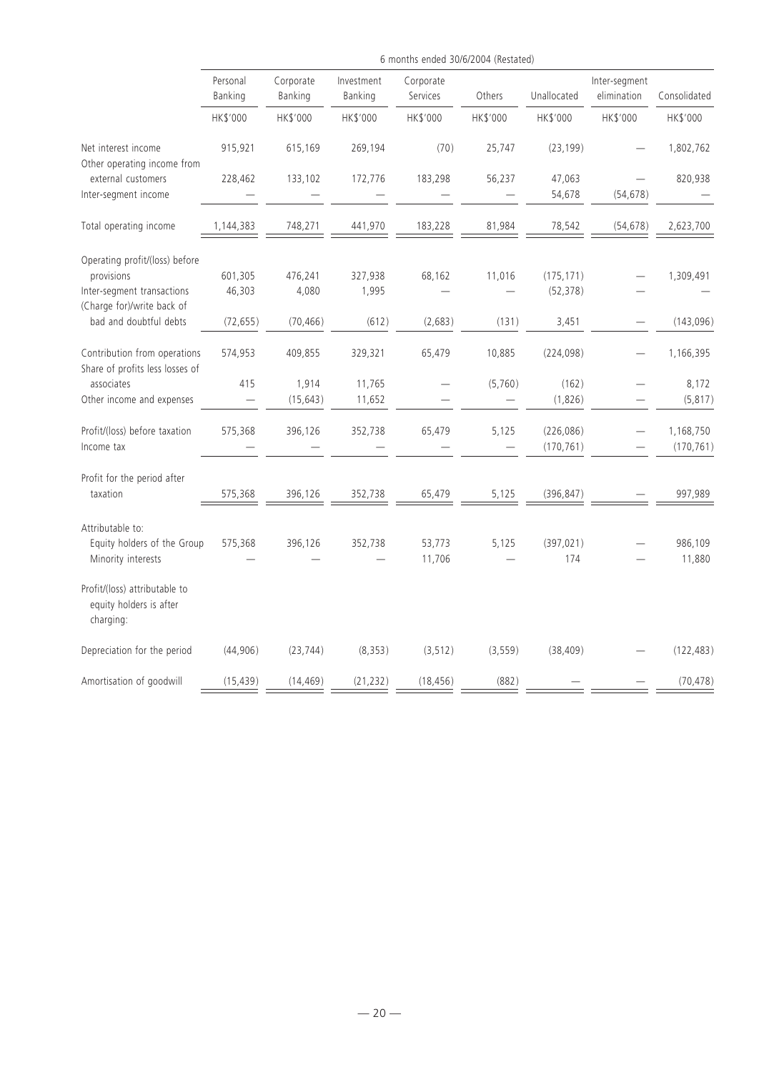| | 6 months ended 30/6/2004 (Restated) | | | | | | | |
|---|---|---|---|---|---|---|---|---|
| | Personal Banking | Corporate Banking | Investment Banking | Corporate Services | Others | Unallocated | Inter-segment elimination | Consolidated |
| | HK$'000 | HK$'000 | HK$'000 | HK$'000 | HK$'000 | HK$'000 | HK$'000 | HK$'000 |
| Net interest income | 915,921 | 615,169 | 269,194 | (70) | 25,747 | (23,199) | — | 1,802,762 |
| Other operating income from external customers | 228,462 | 133,102 | 172,776 | 183,298 | 56,237 | 47,063 | — | 820,938 |
| Inter-segment income | — | — | — | — | — | 54,678 | (54,678) | — |
| Total operating income | 1,144,383 | 748,271 | 441,970 | 183,228 | 81,984 | 78,542 | (54,678) | 2,623,700 |
| Operating profit/(loss) before provisions | 601,305 | 476,241 | 327,938 | 68,162 | 11,016 | (175,171) | — | 1,309,491 |
| Inter-segment transactions | 46,303 | 4,080 | 1,995 | — | — | (52,378) | — | — |
| (Charge for)/write back of bad and doubtful debts | (72,655) | (70,466) | (612) | (2,683) | (131) | 3,451 | — | (143,096) |
| Contribution from operations | 574,953 | 409,855 | 329,321 | 65,479 | 10,885 | (224,098) | — | 1,166,395 |
| Share of profits less losses of associates | 415 | 1,914 | 11,765 | — | (5,760) | (162) | — | 8,172 |
| Other income and expenses | — | (15,643) | 11,652 | — | — | (1,826) | — | (5,817) |
| Profit/(loss) before taxation | 575,368 | 396,126 | 352,738 | 65,479 | 5,125 | (226,086) | — | 1,168,750 |
| Income tax | — | — | — | — | — | (170,761) | — | (170,761) |
| Profit for the period after taxation | 575,368 | 396,126 | 352,738 | 65,479 | 5,125 | (396,847) | — | 997,989 |
| Attributable to: | | | | | | | | |
| Equity holders of the Group | 575,368 | 396,126 | 352,738 | 53,773 | 5,125 | (397,021) | — | 986,109 |
| Minority interests | — | — | — | 11,706 | — | 174 | — | 11,880 |
| Profit/(loss) attributable to equity holders is after charging: | | | | | | | | |
| Depreciation for the period | (44,906) | (23,744) | (8,353) | (3,512) | (3,559) | (38,409) | — | (122,483) |
| Amortisation of goodwill | (15,439) | (14,469) | (21,232) | (18,456) | (882) | — | — | (70,478) |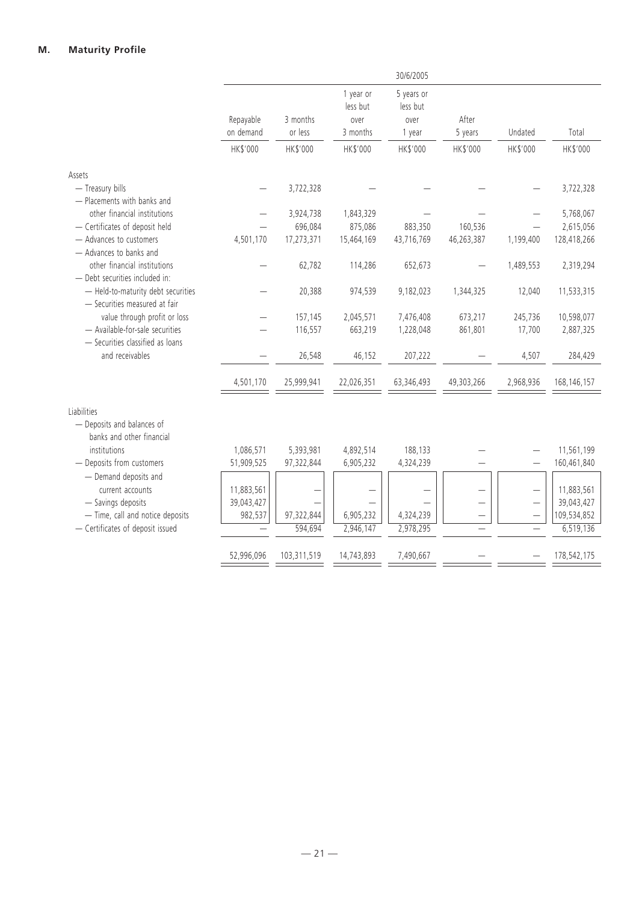## M. Maturity Profile

| | 30/6/2005 | | | | | | |
|---|---|---|---|---|---|---|---|
| | Repayable on demand | 3 months or less | 1 year or less but over 3 months | 5 years or less but over 1 year | After 5 years | Undated | Total |
| | HK$'000 | HK$'000 | HK$'000 | HK$'000 | HK$'000 | HK$'000 | HK$'000 |
| **Assets** | | | | | | | |
| — Treasury bills | — | 3,722,328 | — | — | — | — | 3,722,328 |
| — Placements with banks and other financial institutions | — | 3,924,738 | 1,843,329 | — | — | — | 5,768,067 |
| — Certificates of deposit held | — | 696,084 | 875,086 | 883,350 | 160,536 | — | 2,615,056 |
| — Advances to customers | 4,501,170 | 17,273,371 | 15,464,169 | 43,716,769 | 46,263,387 | 1,199,400 | 128,418,266 |
| — Advances to banks and other financial institutions | — | 62,782 | 114,286 | 652,673 | — | 1,489,553 | 2,319,294 |
| — Debt securities included in: | | | | | | | |
| — Held-to-maturity debt securities | — | 20,388 | 974,539 | 9,182,023 | 1,344,325 | 12,040 | 11,533,315 |
| — Securities measured at fair value through profit or loss | — | 157,145 | 2,045,571 | 7,476,408 | 673,217 | 245,736 | 10,598,077 |
| — Available-for-sale securities | — | 116,557 | 663,219 | 1,228,048 | 861,801 | 17,700 | 2,887,325 |
| — Securities classified as loans and receivables | — | 26,548 | 46,152 | 207,222 | — | 4,507 | 284,429 |
| | 4,501,170 | 25,999,941 | 22,026,351 | 63,346,493 | 49,303,266 | 2,968,936 | 168,146,157 |
| **Liabilities** | | | | | | | |
| — Deposits and balances of banks and other financial institutions | 1,086,571 | 5,393,981 | 4,892,514 | 188,133 | — | — | 11,561,199 |
| — Deposits from customers | 51,909,525 | 97,322,844 | 6,905,232 | 4,324,239 | — | — | 160,461,840 |
| — Demand deposits and current accounts | 11,883,561 | — | — | — | — | — | 11,883,561 |
| — Savings deposits | 39,043,427 | — | — | — | — | — | 39,043,427 |
| — Time, call and notice deposits | 982,537 | 97,322,844 | 6,905,232 | 4,324,239 | — | — | 109,534,852 |
| — Certificates of deposit issued | — | 594,694 | 2,946,147 | 2,978,295 | — | — | 6,519,136 |
| | 52,996,096 | 103,311,519 | 14,743,893 | 7,490,667 | — | — | 178,542,175 |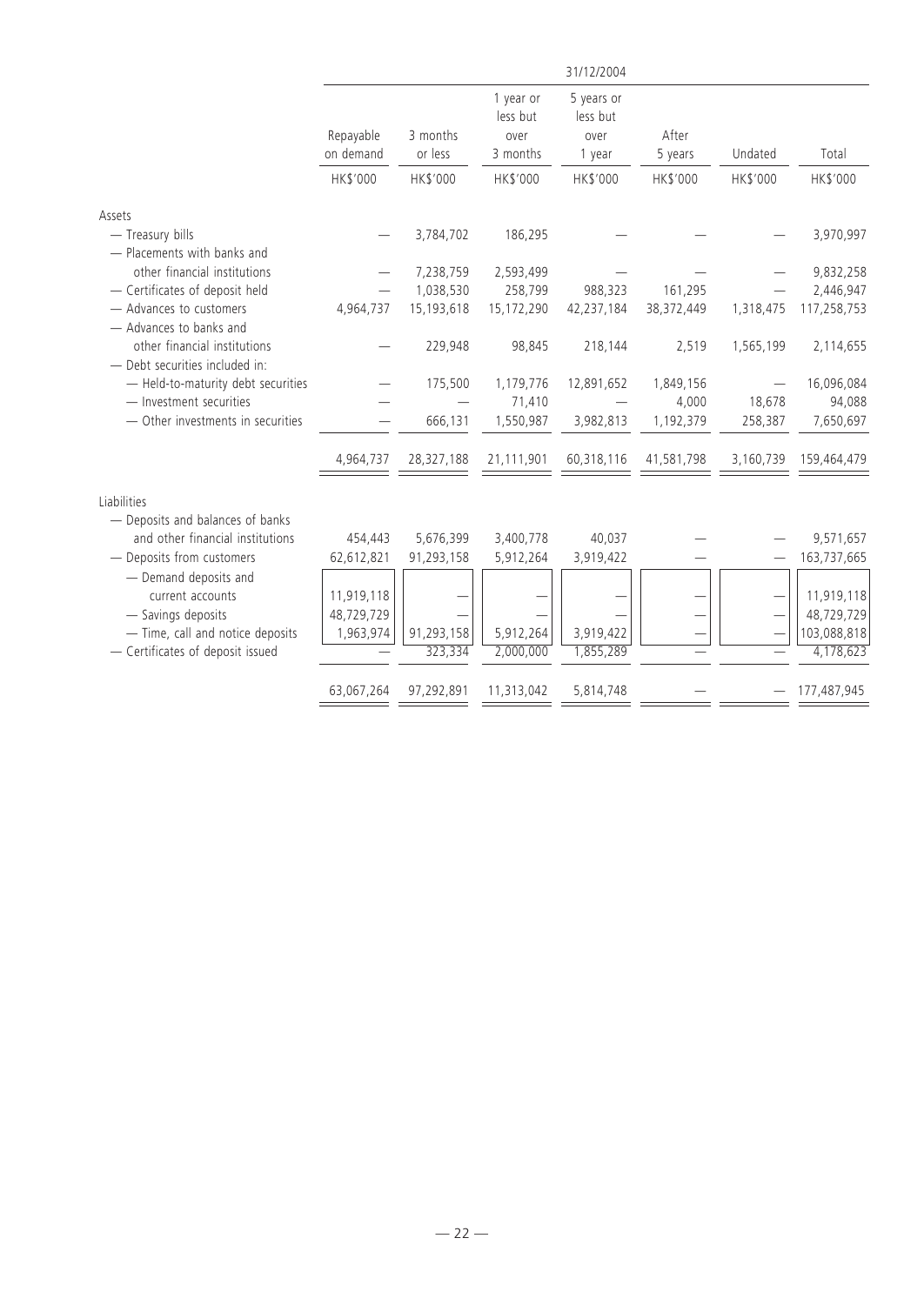| | 31/12/2004 | | | | | | |
|---|---|---|---|---|---|---|---|
| | Repayable on demand | 3 months or less | 1 year or less but over 3 months | 5 years or less but over 1 year | After 5 years | Undated | Total |
| | HK$'000 | HK$'000 | HK$'000 | HK$'000 | HK$'000 | HK$'000 | HK$'000 |
| **Assets** | | | | | | | |
| — Treasury bills | — | 3,784,702 | 186,295 | — | — | — | 3,970,997 |
| — Placements with banks and other financial institutions | — | 7,238,759 | 2,593,499 | — | — | — | 9,832,258 |
| — Certificates of deposit held | — | 1,038,530 | 258,799 | 988,323 | 161,295 | — | 2,446,947 |
| — Advances to customers | 4,964,737 | 15,193,618 | 15,172,290 | 42,237,184 | 38,372,449 | 1,318,475 | 117,258,753 |
| — Advances to banks and other financial institutions | — | 229,948 | 98,845 | 218,144 | 2,519 | 1,565,199 | 2,114,655 |
| — Debt securities included in: | | | | | | | |
| — Held-to-maturity debt securities | — | 175,500 | 1,179,776 | 12,891,652 | 1,849,156 | — | 16,096,084 |
| — Investment securities | — | — | 71,410 | — | 4,000 | 18,678 | 94,088 |
| — Other investments in securities | — | 666,131 | 1,550,987 | 3,982,813 | 1,192,379 | 258,387 | 7,650,697 |
| | 4,964,737 | 28,327,188 | 21,111,901 | 60,318,116 | 41,581,798 | 3,160,739 | 159,464,479 |
| **Liabilities** | | | | | | | |
| — Deposits and balances of banks and other financial institutions | 454,443 | 5,676,399 | 3,400,778 | 40,037 | — | — | 9,571,657 |
| — Deposits from customers | 62,612,821 | 91,293,158 | 5,912,264 | 3,919,422 | — | — | 163,737,665 |
| — Demand deposits and current accounts | 11,919,118 | — | — | — | — | — | 11,919,118 |
| — Savings deposits | 48,729,729 | — | — | — | — | — | 48,729,729 |
| — Time, call and notice deposits | 1,963,974 | 91,293,158 | 5,912,264 | 3,919,422 | — | — | 103,088,818 |
| — Certificates of deposit issued | — | 323,334 | 2,000,000 | 1,855,289 | — | — | 4,178,623 |
| | 63,067,264 | 97,292,891 | 11,313,042 | 5,814,748 | — | — | 177,487,945 |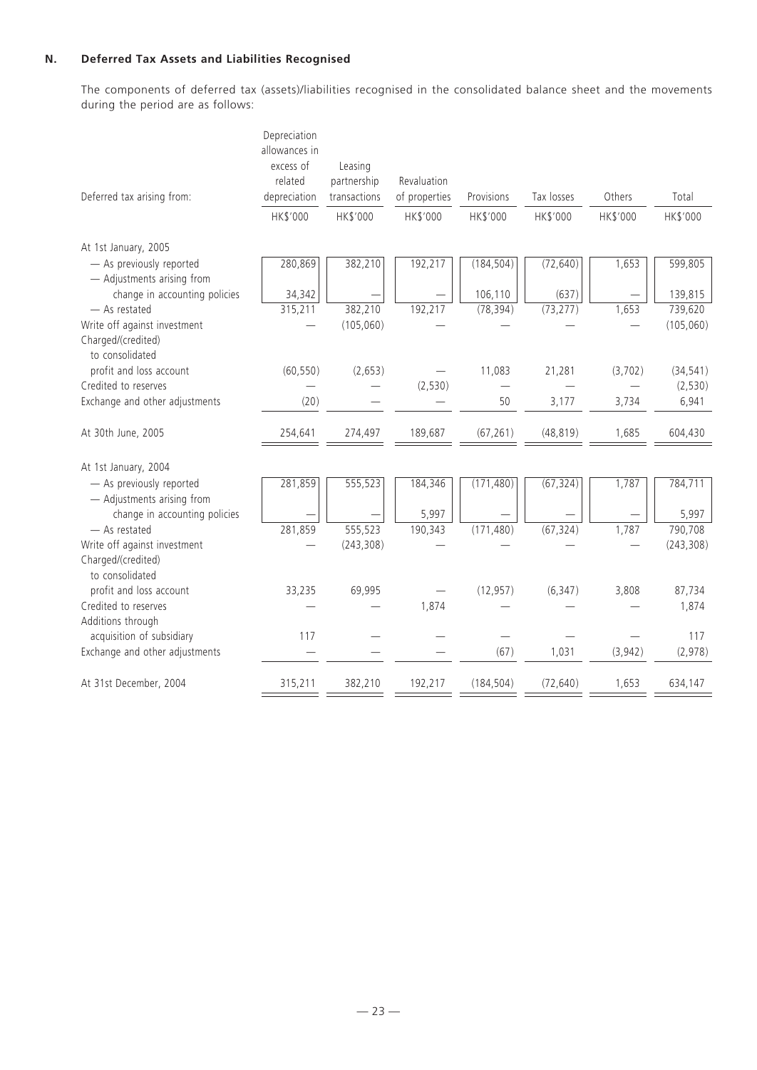## N. Deferred Tax Assets and Liabilities Recognised

The components of deferred tax (assets)/liabilities recognised in the consolidated balance sheet and the movements during the period are as follows:

| Deferred tax arising from: | Depreciation allowances in excess of related depreciation | Leasing partnership transactions | Revaluation of properties | Provisions | Tax losses | Others | Total |
|---|---|---|---|---|---|---|---|
| | HK$'000 | HK$'000 | HK$'000 | HK$'000 | HK$'000 | HK$'000 | HK$'000 |
| At 1st January, 2005 | | | | | | | |
| — As previously reported | 280,869 | 382,210 | 192,217 | (184,504) | (72,640) | 1,653 | 599,805 |
| — Adjustments arising from change in accounting policies | 34,342 | — | — | 106,110 | (637) | — | 139,815 |
| — As restated | 315,211 | 382,210 | 192,217 | (78,394) | (73,277) | 1,653 | 739,620 |
| Write off against investment | — | (105,060) | — | — | — | — | (105,060) |
| Charged/(credited) to consolidated profit and loss account | (60,550) | (2,653) | — | 11,083 | 21,281 | (3,702) | (34,541) |
| Credited to reserves | — | — | (2,530) | — | — | — | (2,530) |
| Exchange and other adjustments | (20) | — | — | 50 | 3,177 | 3,734 | 6,941 |
| At 30th June, 2005 | 254,641 | 274,497 | 189,687 | (67,261) | (48,819) | 1,685 | 604,430 |
| At 1st January, 2004 | | | | | | | |
| — As previously reported | 281,859 | 555,523 | 184,346 | (171,480) | (67,324) | 1,787 | 784,711 |
| — Adjustments arising from change in accounting policies | — | — | 5,997 | — | — | — | 5,997 |
| — As restated | 281,859 | 555,523 | 190,343 | (171,480) | (67,324) | 1,787 | 790,708 |
| Write off against investment | — | (243,308) | — | — | — | — | (243,308) |
| Charged/(credited) to consolidated profit and loss account | 33,235 | 69,995 | — | (12,957) | (6,347) | 3,808 | 87,734 |
| Credited to reserves | — | — | 1,874 | — | — | — | 1,874 |
| Additions through acquisition of subsidiary | 117 | — | — | — | — | — | 117 |
| Exchange and other adjustments | — | — | — | (67) | 1,031 | (3,942) | (2,978) |
| At 31st December, 2004 | 315,211 | 382,210 | 192,217 | (184,504) | (72,640) | 1,653 | 634,147 |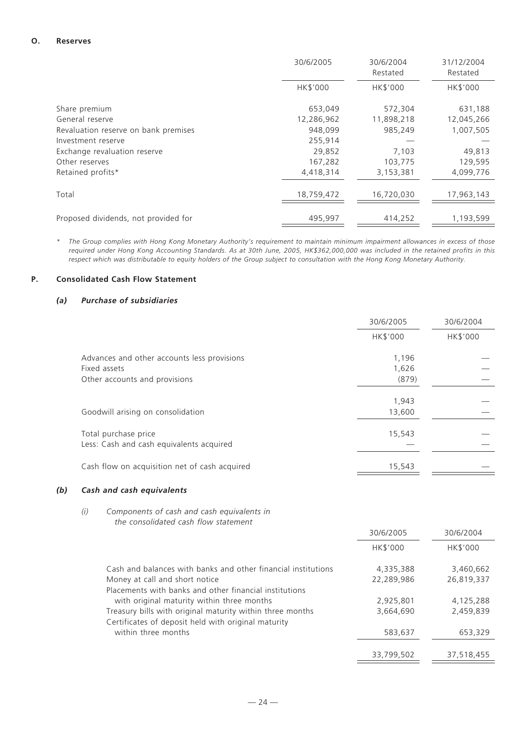## O. Reserves

| | 30/6/2005 | 30/6/2004 Restated | 31/12/2004 Restated |
|---|---|---|---|
| | HK$'000 | HK$'000 | HK$'000 |
| Share premium | 653,049 | 572,304 | 631,188 |
| General reserve | 12,286,962 | 11,898,218 | 12,045,266 |
| Revaluation reserve on bank premises | 948,099 | 985,249 | 1,007,505 |
| Investment reserve | 255,914 | — | — |
| Exchange revaluation reserve | 29,852 | 7,103 | 49,813 |
| Other reserves | 167,282 | 103,775 | 129,595 |
| Retained profits* | 4,418,314 | 3,153,381 | 4,099,776 |
| Total | 18,759,472 | 16,720,030 | 17,963,143 |
| Proposed dividends, not provided for | 495,997 | 414,252 | 1,193,599 |

\* *The Group complies with Hong Kong Monetary Authority's requirement to maintain minimum impairment allowances in excess of those required under Hong Kong Accounting Standards. As at 30th June, 2005, HK$362,000,000 was included in the retained profits in this respect which was distributable to equity holders of the Group subject to consultation with the Hong Kong Monetary Authority.*

## P. Consolidated Cash Flow Statement

### *(a) Purchase of subsidiaries*

| | 30/6/2005 | 30/6/2004 |
|---|---|---|
| | HK$'000 | HK$'000 |
| Advances and other accounts less provisions | 1,196 | — |
| Fixed assets | 1,626 | — |
| Other accounts and provisions | (879) | — |
| | 1,943 | — |
| Goodwill arising on consolidation | 13,600 | — |
| Total purchase price | 15,543 | — |
| Less: Cash and cash equivalents acquired | — | — |
| Cash flow on acquisition net of cash acquired | 15,543 | — |

### *(b) Cash and cash equivalents*

*(i) Components of cash and cash equivalents in the consolidated cash flow statement*

| | 30/6/2005 | 30/6/2004 |
|---|---|---|
| | HK$'000 | HK$'000 |
| Cash and balances with banks and other financial institutions | 4,335,388 | 3,460,662 |
| Money at call and short notice | 22,289,986 | 26,819,337 |
| Placements with banks and other financial institutions with original maturity within three months | 2,925,801 | 4,125,288 |
| Treasury bills with original maturity within three months | 3,664,690 | 2,459,839 |
| Certificates of deposit held with original maturity within three months | 583,637 | 653,329 |
| | 33,799,502 | 37,518,455 |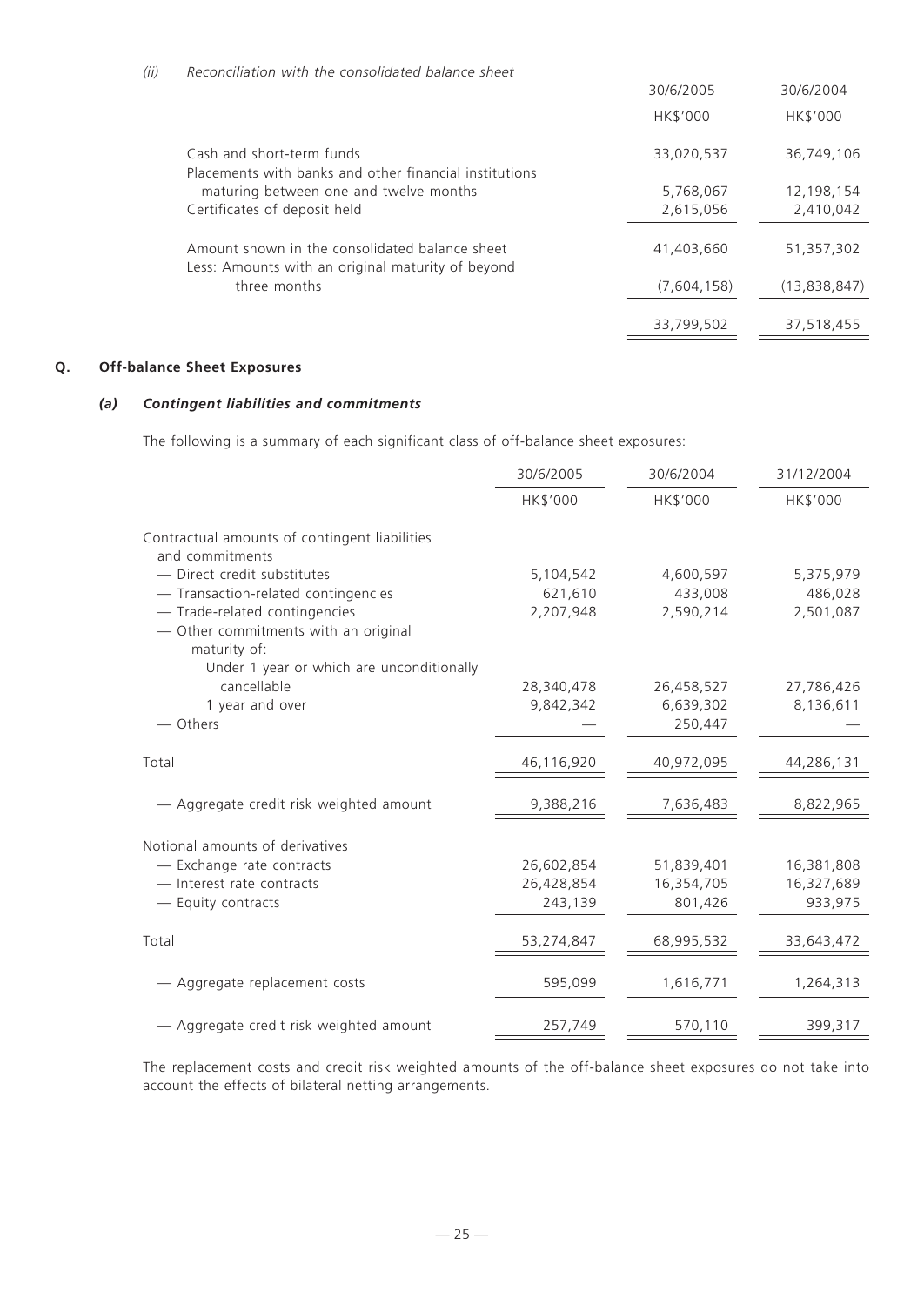*(ii) Reconciliation with the consolidated balance sheet*

| | 30/6/2005 | 30/6/2004 |
|---|---|---|
| | HK$'000 | HK$'000 |
| Cash and short-term funds | 33,020,537 | 36,749,106 |
| Placements with banks and other financial institutions maturing between one and twelve months | 5,768,067 | 12,198,154 |
| Certificates of deposit held | 2,615,056 | 2,410,042 |
| Amount shown in the consolidated balance sheet | 41,403,660 | 51,357,302 |
| Less: Amounts with an original maturity of beyond three months | (7,604,158) | (13,838,847) |
| | 33,799,502 | 37,518,455 |

## Q. Off-balance Sheet Exposures

### *(a) Contingent liabilities and commitments*

The following is a summary of each significant class of off-balance sheet exposures:

| | 30/6/2005 | 30/6/2004 | 31/12/2004 |
|---|---|---|---|
| | HK$'000 | HK$'000 | HK$'000 |
| Contractual amounts of contingent liabilities and commitments | | | |
| — Direct credit substitutes | 5,104,542 | 4,600,597 | 5,375,979 |
| — Transaction-related contingencies | 621,610 | 433,008 | 486,028 |
| — Trade-related contingencies | 2,207,948 | 2,590,214 | 2,501,087 |
| — Other commitments with an original maturity of: | | | |
| Under 1 year or which are unconditionally cancellable | 28,340,478 | 26,458,527 | 27,786,426 |
| 1 year and over | 9,842,342 | 6,639,302 | 8,136,611 |
| — Others | — | 250,447 | — |
| Total | 46,116,920 | 40,972,095 | 44,286,131 |
| — Aggregate credit risk weighted amount | 9,388,216 | 7,636,483 | 8,822,965 |
| Notional amounts of derivatives | | | |
| — Exchange rate contracts | 26,602,854 | 51,839,401 | 16,381,808 |
| — Interest rate contracts | 26,428,854 | 16,354,705 | 16,327,689 |
| — Equity contracts | 243,139 | 801,426 | 933,975 |
| Total | 53,274,847 | 68,995,532 | 33,643,472 |
| — Aggregate replacement costs | 595,099 | 1,616,771 | 1,264,313 |
| — Aggregate credit risk weighted amount | 257,749 | 570,110 | 399,317 |

The replacement costs and credit risk weighted amounts of the off-balance sheet exposures do not take into account the effects of bilateral netting arrangements.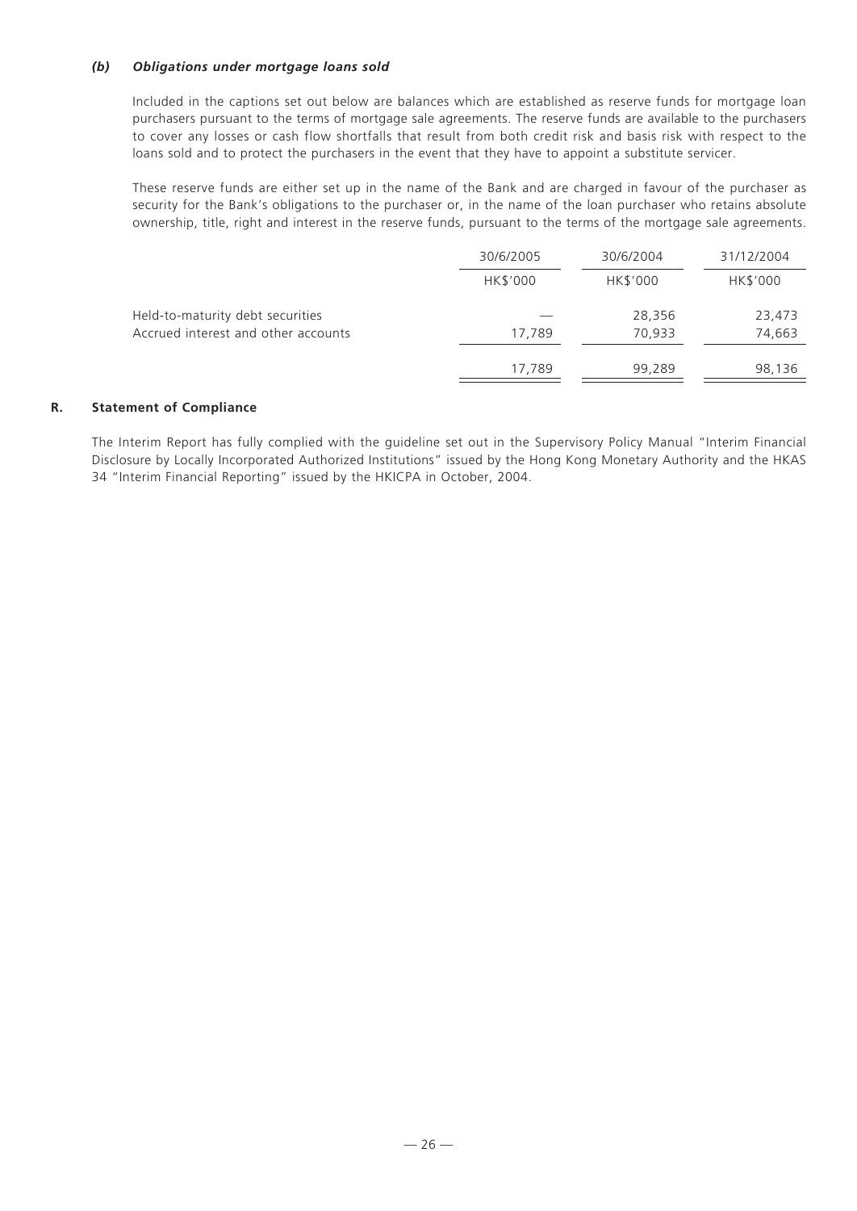### *(b) Obligations under mortgage loans sold*

Included in the captions set out below are balances which are established as reserve funds for mortgage loan purchasers pursuant to the terms of mortgage sale agreements. The reserve funds are available to the purchasers to cover any losses or cash flow shortfalls that result from both credit risk and basis risk with respect to the loans sold and to protect the purchasers in the event that they have to appoint a substitute servicer.

These reserve funds are either set up in the name of the Bank and are charged in favour of the purchaser as security for the Bank's obligations to the purchaser or, in the name of the loan purchaser who retains absolute ownership, title, right and interest in the reserve funds, pursuant to the terms of the mortgage sale agreements.

| | 30/6/2005 | 30/6/2004 | 31/12/2004 |
|---|---|---|---|
| | HK$'000 | HK$'000 | HK$'000 |
| Held-to-maturity debt securities | — | 28,356 | 23,473 |
| Accrued interest and other accounts | 17,789 | 70,933 | 74,663 |
| | 17,789 | 99,289 | 98,136 |

## R. Statement of Compliance

The Interim Report has fully complied with the guideline set out in the Supervisory Policy Manual "Interim Financial Disclosure by Locally Incorporated Authorized Institutions" issued by the Hong Kong Monetary Authority and the HKAS 34 "Interim Financial Reporting" issued by the HKICPA in October, 2004.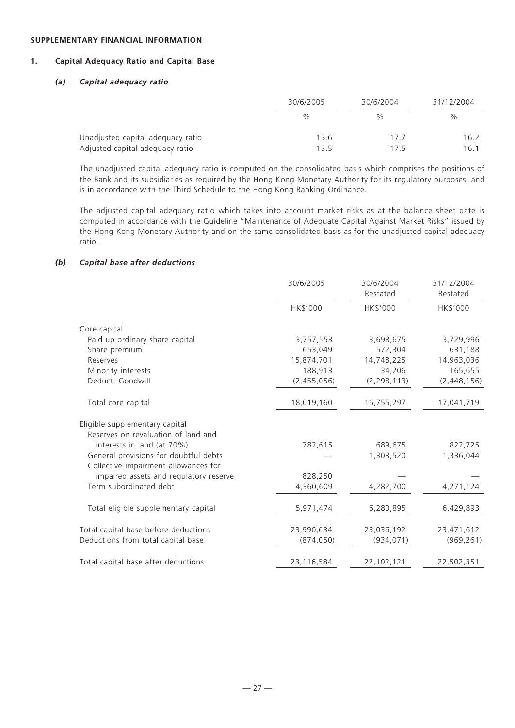**SUPPLEMENTARY FINANCIAL INFORMATION**

## 1. Capital Adequacy Ratio and Capital Base

### *(a) Capital adequacy ratio*

| | 30/6/2005 | 30/6/2004 | 31/12/2004 |
|---|---|---|---|
| | % | % | % |
| Unadjusted capital adequacy ratio | 15.6 | 17.7 | 16.2 |
| Adjusted capital adequacy ratio | 15.5 | 17.5 | 16.1 |

The unadjusted capital adequacy ratio is computed on the consolidated basis which comprises the positions of the Bank and its subsidiaries as required by the Hong Kong Monetary Authority for its regulatory purposes, and is in accordance with the Third Schedule to the Hong Kong Banking Ordinance.

The adjusted capital adequacy ratio which takes into account market risks as at the balance sheet date is computed in accordance with the Guideline "Maintenance of Adequate Capital Against Market Risks" issued by the Hong Kong Monetary Authority and on the same consolidated basis as for the unadjusted capital adequacy ratio.

### *(b) Capital base after deductions*

| | 30/6/2005 | 30/6/2004 Restated | 31/12/2004 Restated |
|---|---|---|---|
| | HK$'000 | HK$'000 | HK$'000 |
| Core capital | | | |
| Paid up ordinary share capital | 3,757,553 | 3,698,675 | 3,729,996 |
| Share premium | 653,049 | 572,304 | 631,188 |
| Reserves | 15,874,701 | 14,748,225 | 14,963,036 |
| Minority interests | 188,913 | 34,206 | 165,655 |
| Deduct: Goodwill | (2,455,056) | (2,298,113) | (2,448,156) |
| Total core capital | 18,019,160 | 16,755,297 | 17,041,719 |
| Eligible supplementary capital | | | |
| Reserves on revaluation of land and interests in land (at 70%) | 782,615 | 689,675 | 822,725 |
| General provisions for doubtful debts | — | 1,308,520 | 1,336,044 |
| Collective impairment allowances for impaired assets and regulatory reserve | 828,250 | — | — |
| Term subordinated debt | 4,360,609 | 4,282,700 | 4,271,124 |
| Total eligible supplementary capital | 5,971,474 | 6,280,895 | 6,429,893 |
| Total capital base before deductions | 23,990,634 | 23,036,192 | 23,471,612 |
| Deductions from total capital base | (874,050) | (934,071) | (969,261) |
| Total capital base after deductions | 23,116,584 | 22,102,121 | 22,502,351 |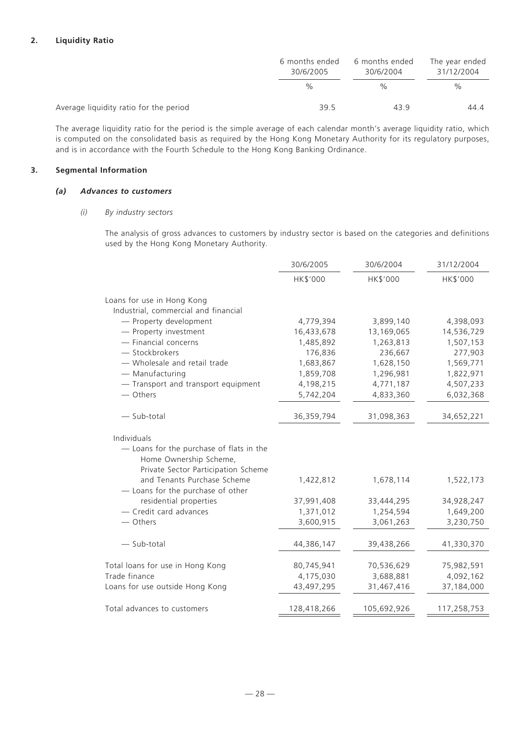## 2. Liquidity Ratio

| | 6 months ended 30/6/2005 | 6 months ended 30/6/2004 | The year ended 31/12/2004 |
|---|---|---|---|
| | % | % | % |
| Average liquidity ratio for the period | 39.5 | 43.9 | 44.4 |

The average liquidity ratio for the period is the simple average of each calendar month's average liquidity ratio, which is computed on the consolidated basis as required by the Hong Kong Monetary Authority for its regulatory purposes, and is in accordance with the Fourth Schedule to the Hong Kong Banking Ordinance.

## 3. Segmental Information

### *(a) Advances to customers*

*(i) By industry sectors*

The analysis of gross advances to customers by industry sector is based on the categories and definitions used by the Hong Kong Monetary Authority.

| | 30/6/2005 | 30/6/2004 | 31/12/2004 |
|---|---|---|---|
| | HK$'000 | HK$'000 | HK$'000 |
| Loans for use in Hong Kong | | | |
| Industrial, commercial and financial | | | |
| — Property development | 4,779,394 | 3,899,140 | 4,398,093 |
| — Property investment | 16,433,678 | 13,169,065 | 14,536,729 |
| — Financial concerns | 1,485,892 | 1,263,813 | 1,507,153 |
| — Stockbrokers | 176,836 | 236,667 | 277,903 |
| — Wholesale and retail trade | 1,683,867 | 1,628,150 | 1,569,771 |
| — Manufacturing | 1,859,708 | 1,296,981 | 1,822,971 |
| — Transport and transport equipment | 4,198,215 | 4,771,187 | 4,507,233 |
| — Others | 5,742,204 | 4,833,360 | 6,032,368 |
| — Sub-total | 36,359,794 | 31,098,363 | 34,652,221 |
| Individuals | | | |
| — Loans for the purchase of flats in the Home Ownership Scheme, Private Sector Participation Scheme and Tenants Purchase Scheme | 1,422,812 | 1,678,114 | 1,522,173 |
| — Loans for the purchase of other residential properties | 37,991,408 | 33,444,295 | 34,928,247 |
| — Credit card advances | 1,371,012 | 1,254,594 | 1,649,200 |
| — Others | 3,600,915 | 3,061,263 | 3,230,750 |
| — Sub-total | 44,386,147 | 39,438,266 | 41,330,370 |
| Total loans for use in Hong Kong | 80,745,941 | 70,536,629 | 75,982,591 |
| Trade finance | 4,175,030 | 3,688,881 | 4,092,162 |
| Loans for use outside Hong Kong | 43,497,295 | 31,467,416 | 37,184,000 |
| Total advances to customers | 128,418,266 | 105,692,926 | 117,258,753 |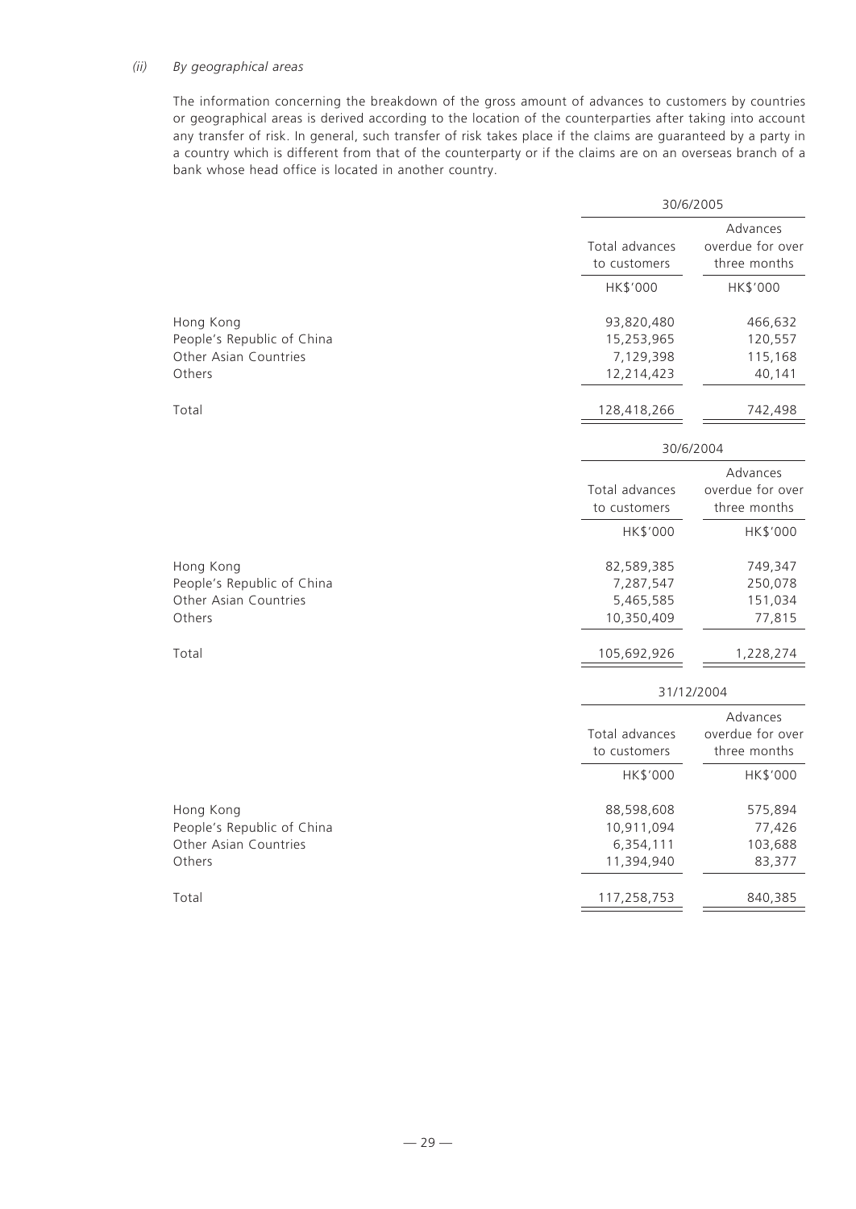*(ii) By geographical areas*

The information concerning the breakdown of the gross amount of advances to customers by countries or geographical areas is derived according to the location of the counterparties after taking into account any transfer of risk. In general, such transfer of risk takes place if the claims are guaranteed by a party in a country which is different from that of the counterparty or if the claims are on an overseas branch of a bank whose head office is located in another country.

| | 30/6/2005 | |
|---|---|---|
| | Total advances to customers | Advances overdue for over three months |
| | HK$'000 | HK$'000 |
| Hong Kong | 93,820,480 | 466,632 |
| People's Republic of China | 15,253,965 | 120,557 |
| Other Asian Countries | 7,129,398 | 115,168 |
| Others | 12,214,423 | 40,141 |
| Total | 128,418,266 | 742,498 |

| | 30/6/2004 | |
|---|---|---|
| | Total advances to customers | Advances overdue for over three months |
| | HK$'000 | HK$'000 |
| Hong Kong | 82,589,385 | 749,347 |
| People's Republic of China | 7,287,547 | 250,078 |
| Other Asian Countries | 5,465,585 | 151,034 |
| Others | 10,350,409 | 77,815 |
| Total | 105,692,926 | 1,228,274 |

| | 31/12/2004 | |
|---|---|---|
| | Total advances to customers | Advances overdue for over three months |
| | HK$'000 | HK$'000 |
| Hong Kong | 88,598,608 | 575,894 |
| People's Republic of China | 10,911,094 | 77,426 |
| Other Asian Countries | 6,354,111 | 103,688 |
| Others | 11,394,940 | 83,377 |
| Total | 117,258,753 | 840,385 |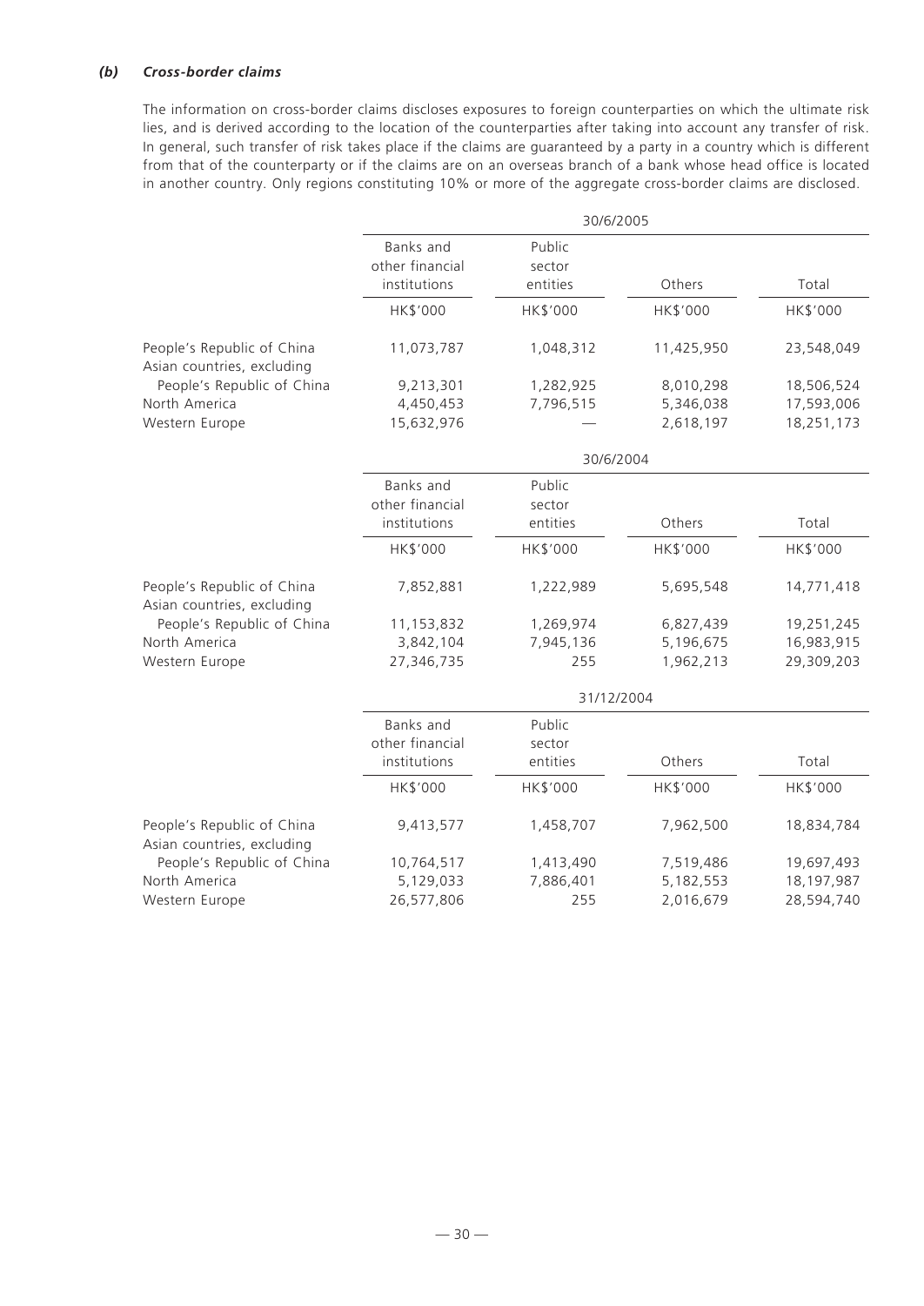### *(b) Cross-border claims*

The information on cross-border claims discloses exposures to foreign counterparties on which the ultimate risk lies, and is derived according to the location of the counterparties after taking into account any transfer of risk. In general, such transfer of risk takes place if the claims are guaranteed by a party in a country which is different from that of the counterparty or if the claims are on an overseas branch of a bank whose head office is located in another country. Only regions constituting 10% or more of the aggregate cross-border claims are disclosed.

| | 30/6/2005 | | | |
|---|---|---|---|---|
| | Banks and other financial institutions | Public sector entities | Others | Total |
| | HK$'000 | HK$'000 | HK$'000 | HK$'000 |
| People's Republic of China | 11,073,787 | 1,048,312 | 11,425,950 | 23,548,049 |
| Asian countries, excluding People's Republic of China | 9,213,301 | 1,282,925 | 8,010,298 | 18,506,524 |
| North America | 4,450,453 | 7,796,515 | 5,346,038 | 17,593,006 |
| Western Europe | 15,632,976 | — | 2,618,197 | 18,251,173 |

| | 30/6/2004 | | | |
|---|---|---|---|---|
| | Banks and other financial institutions | Public sector entities | Others | Total |
| | HK$'000 | HK$'000 | HK$'000 | HK$'000 |
| People's Republic of China | 7,852,881 | 1,222,989 | 5,695,548 | 14,771,418 |
| Asian countries, excluding People's Republic of China | 11,153,832 | 1,269,974 | 6,827,439 | 19,251,245 |
| North America | 3,842,104 | 7,945,136 | 5,196,675 | 16,983,915 |
| Western Europe | 27,346,735 | 255 | 1,962,213 | 29,309,203 |

| | 31/12/2004 | | | |
|---|---|---|---|---|
| | Banks and other financial institutions | Public sector entities | Others | Total |
| | HK$'000 | HK$'000 | HK$'000 | HK$'000 |
| People's Republic of China | 9,413,577 | 1,458,707 | 7,962,500 | 18,834,784 |
| Asian countries, excluding People's Republic of China | 10,764,517 | 1,413,490 | 7,519,486 | 19,697,493 |
| North America | 5,129,033 | 7,886,401 | 5,182,553 | 18,197,987 |
| Western Europe | 26,577,806 | 255 | 2,016,679 | 28,594,740 |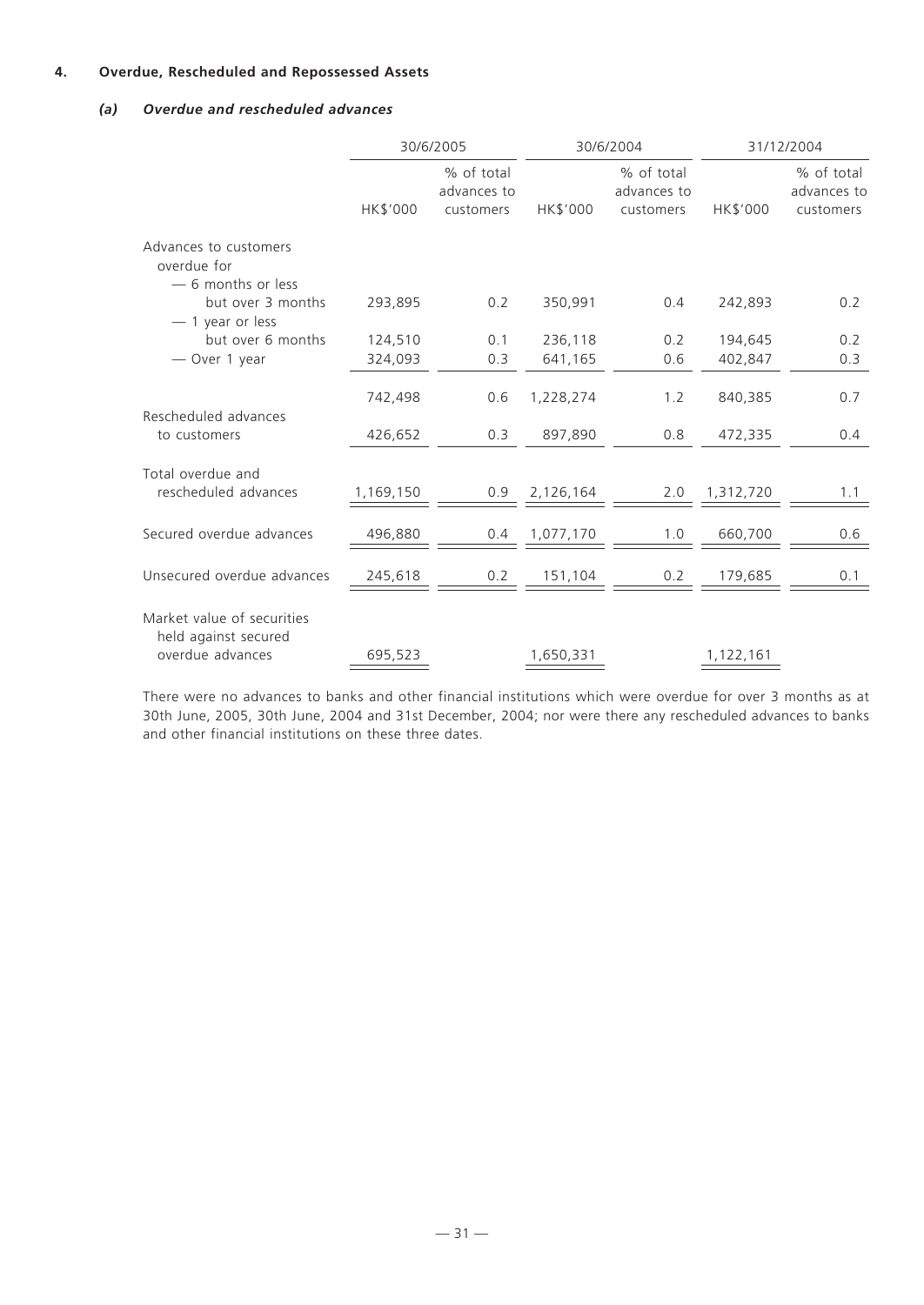#### 4. Overdue, Rescheduled and Repossessed Assets

##### *(a) Overdue and rescheduled advances*

| | 30/6/2005 | | 30/6/2004 | | 31/12/2004 | |
|---|---|---|---|---|---|---|
| | HK$'000 | % of total advances to customers | HK$'000 | % of total advances to customers | HK$'000 | % of total advances to customers |
| Advances to customers overdue for | | | | | | |
| — 6 months or less but over 3 months | 293,895 | 0.2 | 350,991 | 0.4 | 242,893 | 0.2 |
| — 1 year or less but over 6 months | 124,510 | 0.1 | 236,118 | 0.2 | 194,645 | 0.2 |
| — Over 1 year | 324,093 | 0.3 | 641,165 | 0.6 | 402,847 | 0.3 |
| | 742,498 | 0.6 | 1,228,274 | 1.2 | 840,385 | 0.7 |
| Rescheduled advances to customers | 426,652 | 0.3 | 897,890 | 0.8 | 472,335 | 0.4 |
| Total overdue and rescheduled advances | 1,169,150 | 0.9 | 2,126,164 | 2.0 | 1,312,720 | 1.1 |
| Secured overdue advances | 496,880 | 0.4 | 1,077,170 | 1.0 | 660,700 | 0.6 |
| Unsecured overdue advances | 245,618 | 0.2 | 151,104 | 0.2 | 179,685 | 0.1 |
| Market value of securities held against secured overdue advances | 695,523 | | 1,650,331 | | 1,122,161 | |

There were no advances to banks and other financial institutions which were overdue for over 3 months as at 30th June, 2005, 30th June, 2004 and 31st December, 2004; nor were there any rescheduled advances to banks and other financial institutions on these three dates.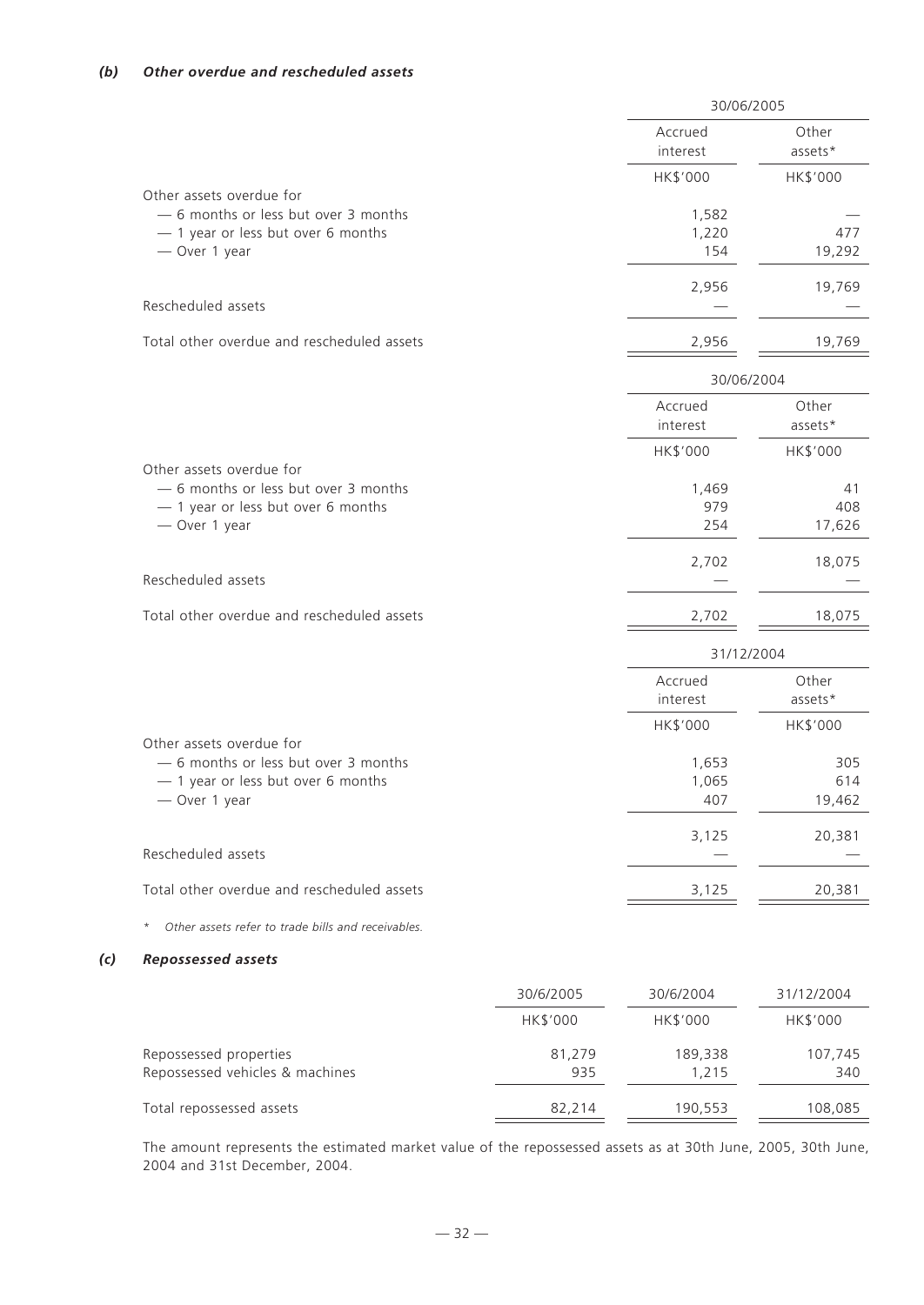### *(b) Other overdue and rescheduled assets*

| | 30/06/2005 | |
|---|---|---|
| | Accrued interest | Other assets* |
| | HK$'000 | HK$'000 |
| Other assets overdue for | | |
| — 6 months or less but over 3 months | 1,582 | — |
| — 1 year or less but over 6 months | 1,220 | 477 |
| — Over 1 year | 154 | 19,292 |
| | 2,956 | 19,769 |
| Rescheduled assets | — | — |
| Total other overdue and rescheduled assets | 2,956 | 19,769 |

| | 30/06/2004 | |
|---|---|---|
| | Accrued interest | Other assets* |
| | HK$'000 | HK$'000 |
| Other assets overdue for | | |
| — 6 months or less but over 3 months | 1,469 | 41 |
| — 1 year or less but over 6 months | 979 | 408 |
| — Over 1 year | 254 | 17,626 |
| | 2,702 | 18,075 |
| Rescheduled assets | — | — |
| Total other overdue and rescheduled assets | 2,702 | 18,075 |

| | 31/12/2004 | |
|---|---|---|
| | Accrued interest | Other assets* |
| | HK$'000 | HK$'000 |
| Other assets overdue for | | |
| — 6 months or less but over 3 months | 1,653 | 305 |
| — 1 year or less but over 6 months | 1,065 | 614 |
| — Over 1 year | 407 | 19,462 |
| | 3,125 | 20,381 |
| Rescheduled assets | — | — |
| Total other overdue and rescheduled assets | 3,125 | 20,381 |

\* *Other assets refer to trade bills and receivables.*

### *(c) Repossessed assets*

| | 30/6/2005 | 30/6/2004 | 31/12/2004 |
|---|---|---|---|
| | HK$'000 | HK$'000 | HK$'000 |
| Repossessed properties | 81,279 | 189,338 | 107,745 |
| Repossessed vehicles & machines | 935 | 1,215 | 340 |
| Total repossessed assets | 82,214 | 190,553 | 108,085 |

The amount represents the estimated market value of the repossessed assets as at 30th June, 2005, 30th June, 2004 and 31st December, 2004.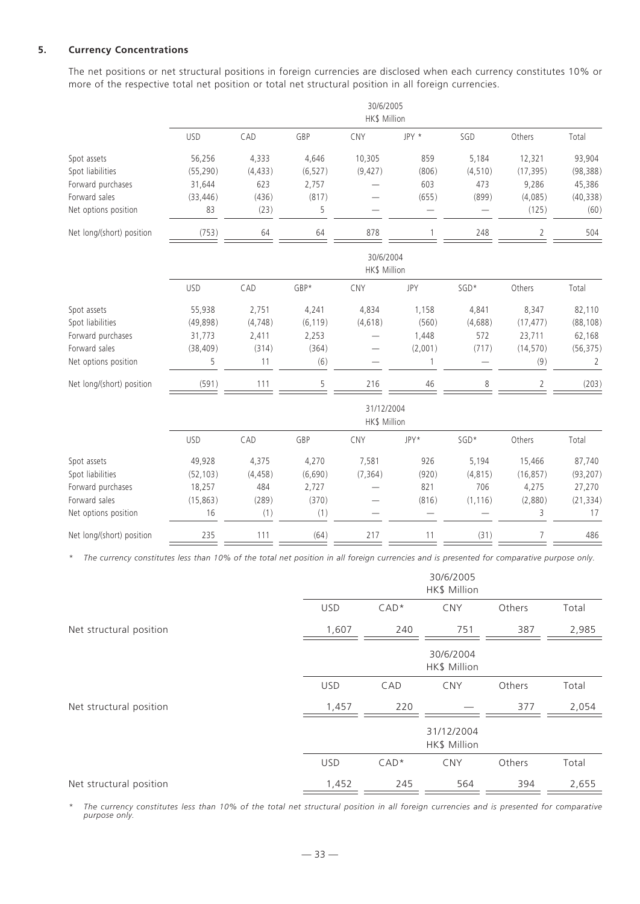## 5. Currency Concentrations

The net positions or net structural positions in foreign currencies are disclosed when each currency constitutes 10% or more of the respective total net position or total net structural position in all foreign currencies.

| | 30/6/2005 HK$ Million | | | | | | | |
|---|---|---|---|---|---|---|---|---|
| | USD | CAD | GBP | CNY | JPY * | SGD | Others | Total |
| Spot assets | 56,256 | 4,333 | 4,646 | 10,305 | 859 | 5,184 | 12,321 | 93,904 |
| Spot liabilities | (55,290) | (4,433) | (6,527) | (9,427) | (806) | (4,510) | (17,395) | (98,388) |
| Forward purchases | 31,644 | 623 | 2,757 | — | 603 | 473 | 9,286 | 45,386 |
| Forward sales | (33,446) | (436) | (817) | — | (655) | (899) | (4,085) | (40,338) |
| Net options position | 83 | (23) | 5 | — | — | — | (125) | (60) |
| Net long/(short) position | (753) | 64 | 64 | 878 | 1 | 248 | 2 | 504 |

| | 30/6/2004 HK$ Million | | | | | | | |
|---|---|---|---|---|---|---|---|---|
| | USD | CAD | GBP* | CNY | JPY | SGD* | Others | Total |
| Spot assets | 55,938 | 2,751 | 4,241 | 4,834 | 1,158 | 4,841 | 8,347 | 82,110 |
| Spot liabilities | (49,898) | (4,748) | (6,119) | (4,618) | (560) | (4,688) | (17,477) | (88,108) |
| Forward purchases | 31,773 | 2,411 | 2,253 | — | 1,448 | 572 | 23,711 | 62,168 |
| Forward sales | (38,409) | (314) | (364) | — | (2,001) | (717) | (14,570) | (56,375) |
| Net options position | 5 | 11 | (6) | — | 1 | — | (9) | 2 |
| Net long/(short) position | (591) | 111 | 5 | 216 | 46 | 8 | 2 | (203) |

| | 31/12/2004 HK$ Million | | | | | | | |
|---|---|---|---|---|---|---|---|---|
| | USD | CAD | GBP | CNY | JPY* | SGD* | Others | Total |
| Spot assets | 49,928 | 4,375 | 4,270 | 7,581 | 926 | 5,194 | 15,466 | 87,740 |
| Spot liabilities | (52,103) | (4,458) | (6,690) | (7,364) | (920) | (4,815) | (16,857) | (93,207) |
| Forward purchases | 18,257 | 484 | 2,727 | — | 821 | 706 | 4,275 | 27,270 |
| Forward sales | (15,863) | (289) | (370) | — | (816) | (1,116) | (2,880) | (21,334) |
| Net options position | 16 | (1) | (1) | — | — | — | 3 | 17 |
| Net long/(short) position | 235 | 111 | (64) | 217 | 11 | (31) | 7 | 486 |

*\* The currency constitutes less than 10% of the total net position in all foreign currencies and is presented for comparative purpose only.*

| | 30/6/2005 HK$ Million | | | | |
|---|---|---|---|---|---|
| | USD | CAD* | CNY | Others | Total |
| Net structural position | 1,607 | 240 | 751 | 387 | 2,985 |

| | 30/6/2004 HK$ Million | | | | |
|---|---|---|---|---|---|
| | USD | CAD | CNY | Others | Total |
| Net structural position | 1,457 | 220 | — | 377 | 2,054 |

| | 31/12/2004 HK$ Million | | | | |
|---|---|---|---|---|---|
| | USD | CAD* | CNY | Others | Total |
| Net structural position | 1,452 | 245 | 564 | 394 | 2,655 |

*\* The currency constitutes less than 10% of the total net structural position in all foreign currencies and is presented for comparative purpose only.*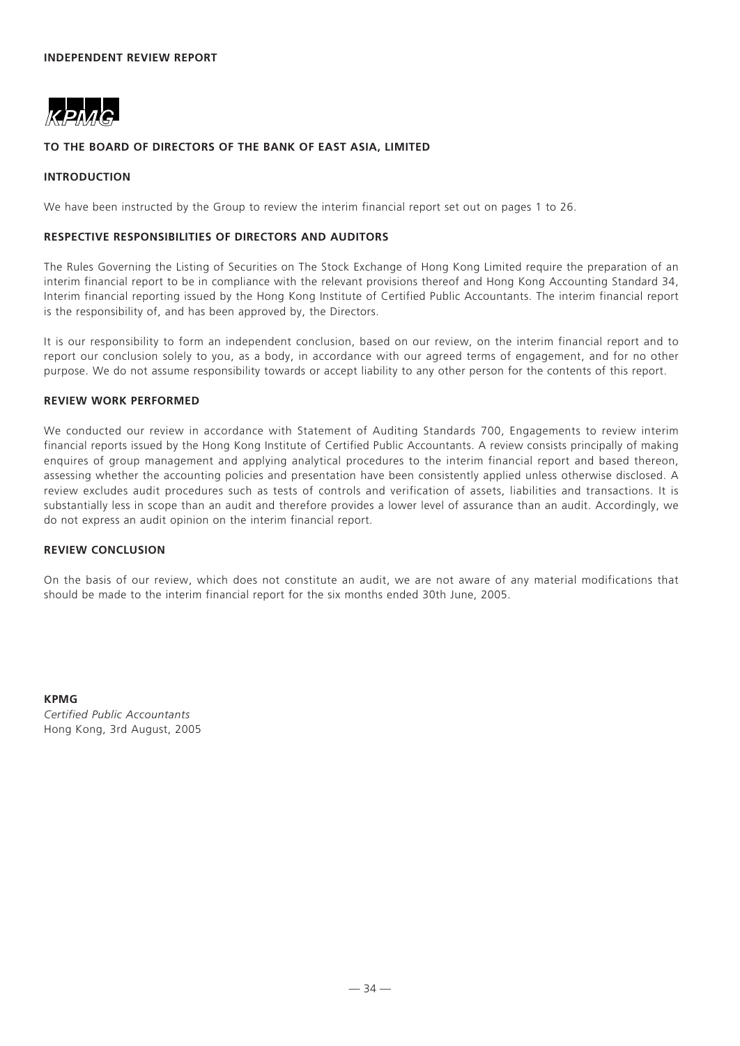**INDEPENDENT REVIEW REPORT**

KPMG

**TO THE BOARD OF DIRECTORS OF THE BANK OF EAST ASIA, LIMITED**

**INTRODUCTION**

We have been instructed by the Group to review the interim financial report set out on pages 1 to 26.

**RESPECTIVE RESPONSIBILITIES OF DIRECTORS AND AUDITORS**

The Rules Governing the Listing of Securities on The Stock Exchange of Hong Kong Limited require the preparation of an interim financial report to be in compliance with the relevant provisions thereof and Hong Kong Accounting Standard 34, Interim financial reporting issued by the Hong Kong Institute of Certified Public Accountants. The interim financial report is the responsibility of, and has been approved by, the Directors.

It is our responsibility to form an independent conclusion, based on our review, on the interim financial report and to report our conclusion solely to you, as a body, in accordance with our agreed terms of engagement, and for no other purpose. We do not assume responsibility towards or accept liability to any other person for the contents of this report.

**REVIEW WORK PERFORMED**

We conducted our review in accordance with Statement of Auditing Standards 700, Engagements to review interim financial reports issued by the Hong Kong Institute of Certified Public Accountants. A review consists principally of making enquires of group management and applying analytical procedures to the interim financial report and based thereon, assessing whether the accounting policies and presentation have been consistently applied unless otherwise disclosed. A review excludes audit procedures such as tests of controls and verification of assets, liabilities and transactions. It is substantially less in scope than an audit and therefore provides a lower level of assurance than an audit. Accordingly, we do not express an audit opinion on the interim financial report.

**REVIEW CONCLUSION**

On the basis of our review, which does not constitute an audit, we are not aware of any material modifications that should be made to the interim financial report for the six months ended 30th June, 2005.

**KPMG**
*Certified Public Accountants*
Hong Kong, 3rd August, 2005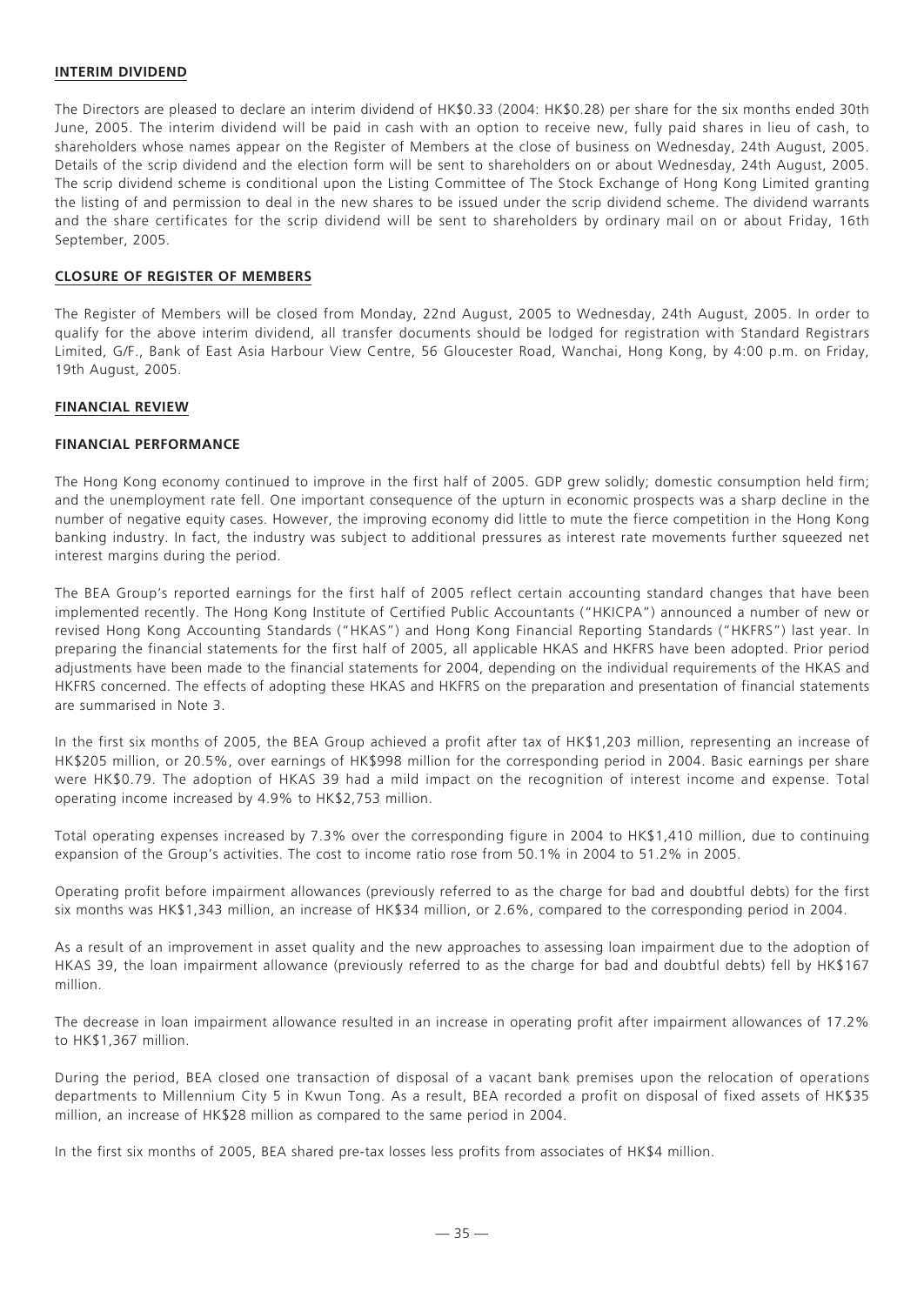## INTERIM DIVIDEND

The Directors are pleased to declare an interim dividend of HK$0.33 (2004: HK$0.28) per share for the six months ended 30th June, 2005. The interim dividend will be paid in cash with an option to receive new, fully paid shares in lieu of cash, to shareholders whose names appear on the Register of Members at the close of business on Wednesday, 24th August, 2005. Details of the scrip dividend and the election form will be sent to shareholders on or about Wednesday, 24th August, 2005. The scrip dividend scheme is conditional upon the Listing Committee of The Stock Exchange of Hong Kong Limited granting the listing of and permission to deal in the new shares to be issued under the scrip dividend scheme. The dividend warrants and the share certificates for the scrip dividend will be sent to shareholders by ordinary mail on or about Friday, 16th September, 2005.

## CLOSURE OF REGISTER OF MEMBERS

The Register of Members will be closed from Monday, 22nd August, 2005 to Wednesday, 24th August, 2005. In order to qualify for the above interim dividend, all transfer documents should be lodged for registration with Standard Registrars Limited, G/F., Bank of East Asia Harbour View Centre, 56 Gloucester Road, Wanchai, Hong Kong, by 4:00 p.m. on Friday, 19th August, 2005.

## FINANCIAL REVIEW

### FINANCIAL PERFORMANCE

The Hong Kong economy continued to improve in the first half of 2005. GDP grew solidly; domestic consumption held firm; and the unemployment rate fell. One important consequence of the upturn in economic prospects was a sharp decline in the number of negative equity cases. However, the improving economy did little to mute the fierce competition in the Hong Kong banking industry. In fact, the industry was subject to additional pressures as interest rate movements further squeezed net interest margins during the period.

The BEA Group's reported earnings for the first half of 2005 reflect certain accounting standard changes that have been implemented recently. The Hong Kong Institute of Certified Public Accountants ("HKICPA") announced a number of new or revised Hong Kong Accounting Standards ("HKAS") and Hong Kong Financial Reporting Standards ("HKFRS") last year. In preparing the financial statements for the first half of 2005, all applicable HKAS and HKFRS have been adopted. Prior period adjustments have been made to the financial statements for 2004, depending on the individual requirements of the HKAS and HKFRS concerned. The effects of adopting these HKAS and HKFRS on the preparation and presentation of financial statements are summarised in Note 3.

In the first six months of 2005, the BEA Group achieved a profit after tax of HK$1,203 million, representing an increase of HK$205 million, or 20.5%, over earnings of HK$998 million for the corresponding period in 2004. Basic earnings per share were HK$0.79. The adoption of HKAS 39 had a mild impact on the recognition of interest income and expense. Total operating income increased by 4.9% to HK$2,753 million.

Total operating expenses increased by 7.3% over the corresponding figure in 2004 to HK$1,410 million, due to continuing expansion of the Group's activities. The cost to income ratio rose from 50.1% in 2004 to 51.2% in 2005.

Operating profit before impairment allowances (previously referred to as the charge for bad and doubtful debts) for the first six months was HK$1,343 million, an increase of HK$34 million, or 2.6%, compared to the corresponding period in 2004.

As a result of an improvement in asset quality and the new approaches to assessing loan impairment due to the adoption of HKAS 39, the loan impairment allowance (previously referred to as the charge for bad and doubtful debts) fell by HK$167 million.

The decrease in loan impairment allowance resulted in an increase in operating profit after impairment allowances of 17.2% to HK$1,367 million.

During the period, BEA closed one transaction of disposal of a vacant bank premises upon the relocation of operations departments to Millennium City 5 in Kwun Tong. As a result, BEA recorded a profit on disposal of fixed assets of HK$35 million, an increase of HK$28 million as compared to the same period in 2004.

In the first six months of 2005, BEA shared pre-tax losses less profits from associates of HK$4 million.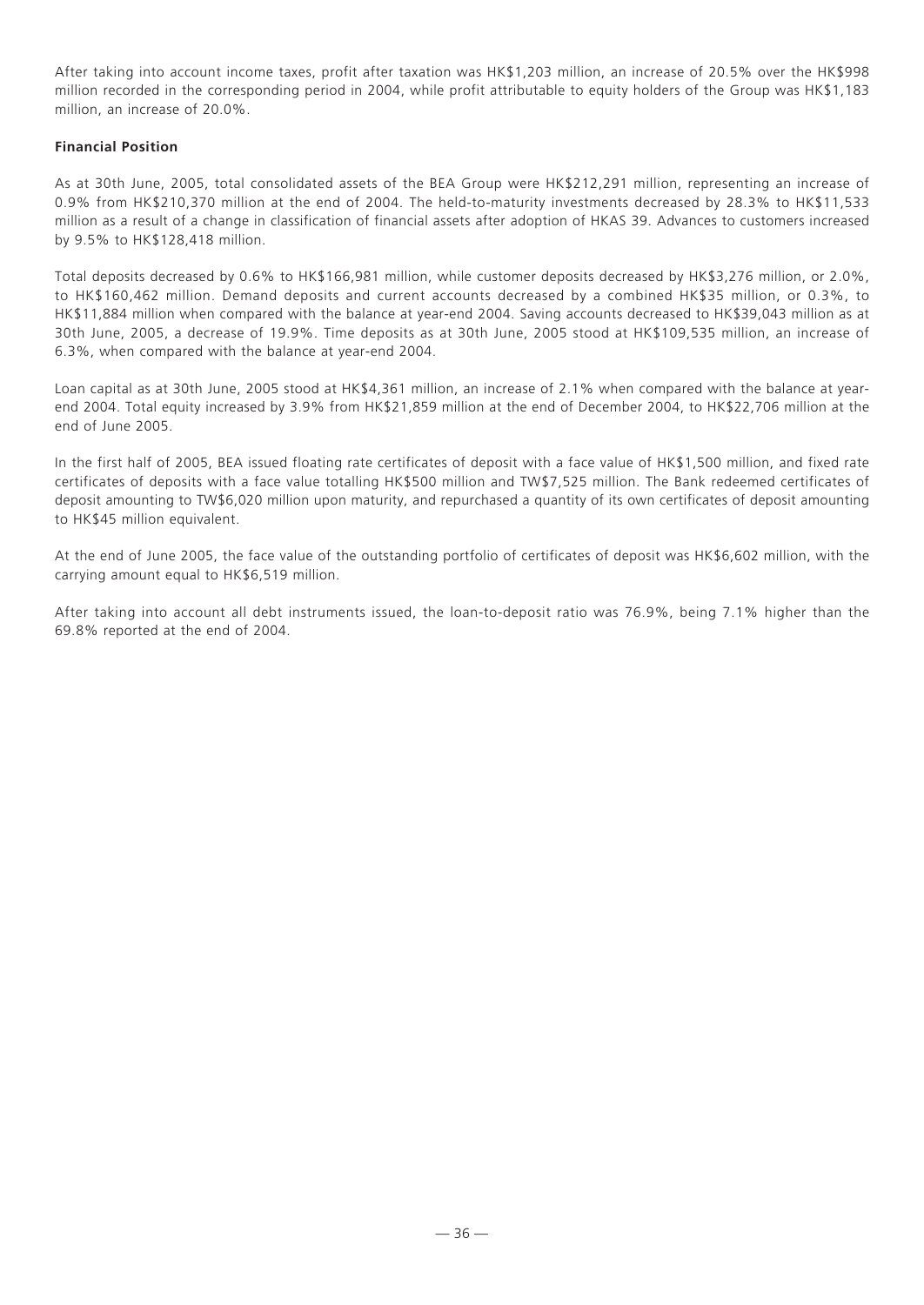After taking into account income taxes, profit after taxation was HK$1,203 million, an increase of 20.5% over the HK$998 million recorded in the corresponding period in 2004, while profit attributable to equity holders of the Group was HK$1,183 million, an increase of 20.0%.

**Financial Position**

As at 30th June, 2005, total consolidated assets of the BEA Group were HK$212,291 million, representing an increase of 0.9% from HK$210,370 million at the end of 2004. The held-to-maturity investments decreased by 28.3% to HK$11,533 million as a result of a change in classification of financial assets after adoption of HKAS 39. Advances to customers increased by 9.5% to HK$128,418 million.

Total deposits decreased by 0.6% to HK$166,981 million, while customer deposits decreased by HK$3,276 million, or 2.0%, to HK$160,462 million. Demand deposits and current accounts decreased by a combined HK$35 million, or 0.3%, to HK$11,884 million when compared with the balance at year-end 2004. Saving accounts decreased to HK$39,043 million as at 30th June, 2005, a decrease of 19.9%. Time deposits as at 30th June, 2005 stood at HK$109,535 million, an increase of 6.3%, when compared with the balance at year-end 2004.

Loan capital as at 30th June, 2005 stood at HK$4,361 million, an increase of 2.1% when compared with the balance at year-end 2004. Total equity increased by 3.9% from HK$21,859 million at the end of December 2004, to HK$22,706 million at the end of June 2005.

In the first half of 2005, BEA issued floating rate certificates of deposit with a face value of HK$1,500 million, and fixed rate certificates of deposits with a face value totalling HK$500 million and TW$7,525 million. The Bank redeemed certificates of deposit amounting to TW$6,020 million upon maturity, and repurchased a quantity of its own certificates of deposit amounting to HK$45 million equivalent.

At the end of June 2005, the face value of the outstanding portfolio of certificates of deposit was HK$6,602 million, with the carrying amount equal to HK$6,519 million.

After taking into account all debt instruments issued, the loan-to-deposit ratio was 76.9%, being 7.1% higher than the 69.8% reported at the end of 2004.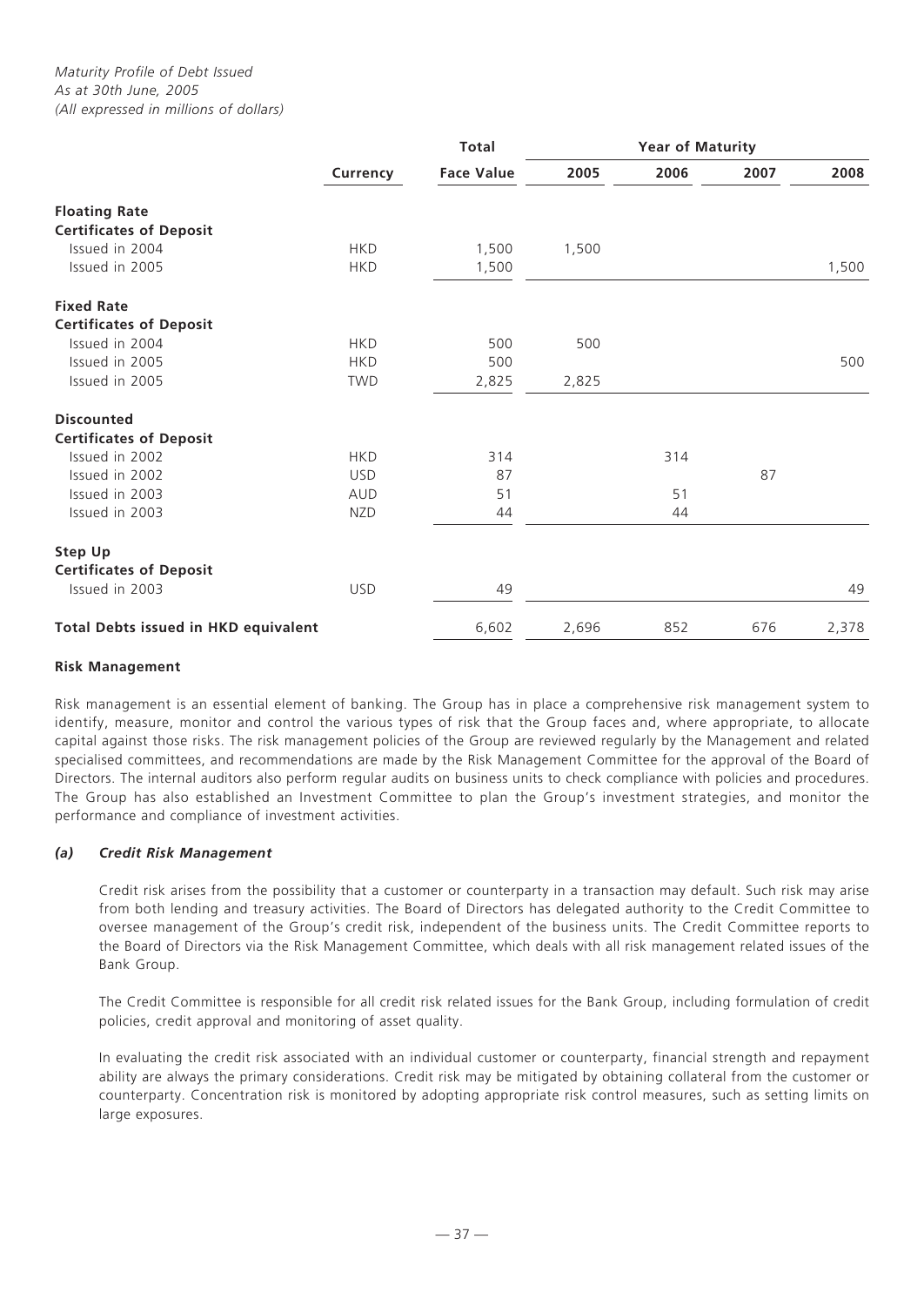*Maturity Profile of Debt Issued*
*As at 30th June, 2005*
*(All expressed in millions of dollars)*

| | Currency | Total Face Value | Year of Maturity 2005 | 2006 | 2007 | 2008 |
|---|---|---|---|---|---|---|
| **Floating Rate Certificates of Deposit** | | | | | | |
| Issued in 2004 | HKD | 1,500 | 1,500 | | | |
| Issued in 2005 | HKD | 1,500 | | | | 1,500 |
| **Fixed Rate Certificates of Deposit** | | | | | | |
| Issued in 2004 | HKD | 500 | 500 | | | |
| Issued in 2005 | HKD | 500 | | | | 500 |
| Issued in 2005 | TWD | 2,825 | 2,825 | | | |
| **Discounted Certificates of Deposit** | | | | | | |
| Issued in 2002 | HKD | 314 | | 314 | | |
| Issued in 2002 | USD | 87 | | | 87 | |
| Issued in 2003 | AUD | 51 | | 51 | | |
| Issued in 2003 | NZD | 44 | | 44 | | |
| **Step Up Certificates of Deposit** | | | | | | |
| Issued in 2003 | USD | 49 | | | | 49 |
| **Total Debts issued in HKD equivalent** | | 6,602 | 2,696 | 852 | 676 | 2,378 |

### Risk Management

Risk management is an essential element of banking. The Group has in place a comprehensive risk management system to identify, measure, monitor and control the various types of risk that the Group faces and, where appropriate, to allocate capital against those risks. The risk management policies of the Group are reviewed regularly by the Management and related specialised committees, and recommendations are made by the Risk Management Committee for the approval of the Board of Directors. The internal auditors also perform regular audits on business units to check compliance with policies and procedures. The Group has also established an Investment Committee to plan the Group's investment strategies, and monitor the performance and compliance of investment activities.

#### *(a) Credit Risk Management*

Credit risk arises from the possibility that a customer or counterparty in a transaction may default. Such risk may arise from both lending and treasury activities. The Board of Directors has delegated authority to the Credit Committee to oversee management of the Group's credit risk, independent of the business units. The Credit Committee reports to the Board of Directors via the Risk Management Committee, which deals with all risk management related issues of the Bank Group.

The Credit Committee is responsible for all credit risk related issues for the Bank Group, including formulation of credit policies, credit approval and monitoring of asset quality.

In evaluating the credit risk associated with an individual customer or counterparty, financial strength and repayment ability are always the primary considerations. Credit risk may be mitigated by obtaining collateral from the customer or counterparty. Concentration risk is monitored by adopting appropriate risk control measures, such as setting limits on large exposures.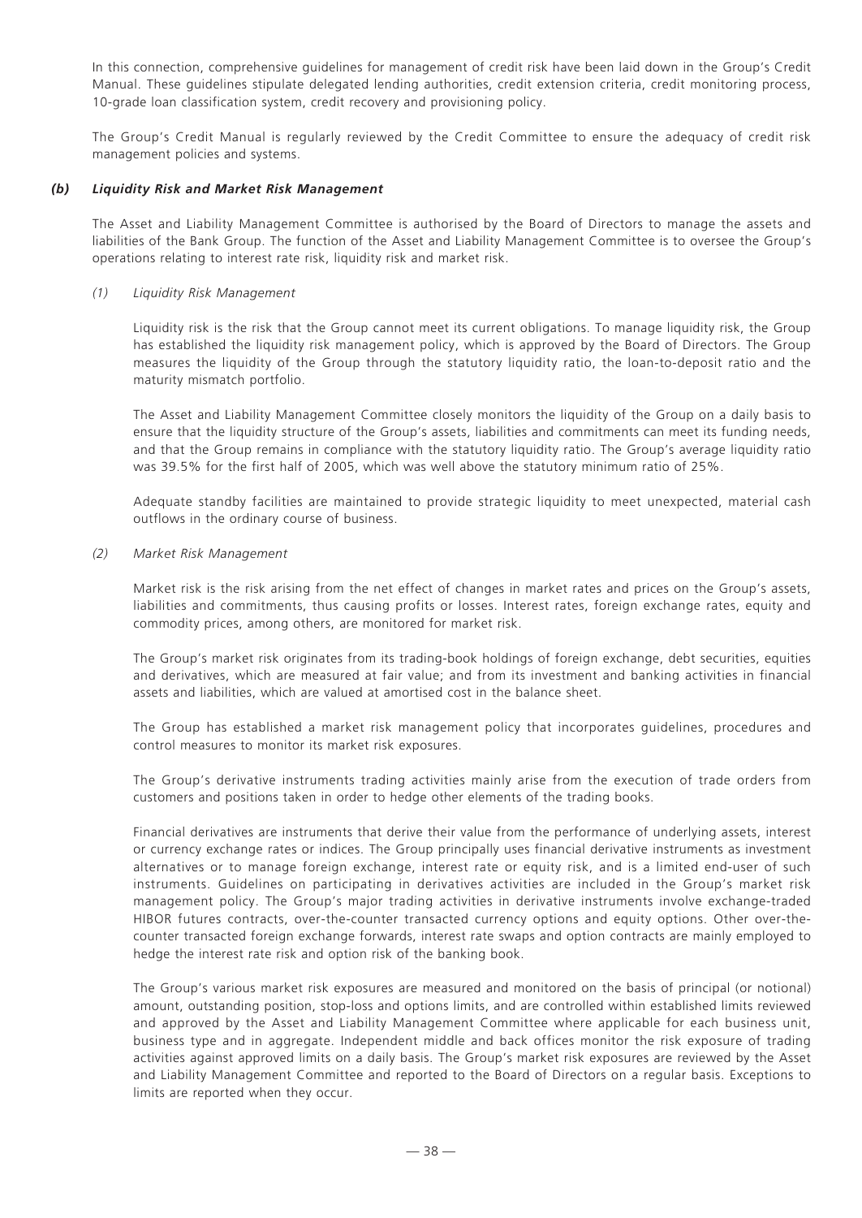In this connection, comprehensive guidelines for management of credit risk have been laid down in the Group's Credit Manual. These guidelines stipulate delegated lending authorities, credit extension criteria, credit monitoring process, 10-grade loan classification system, credit recovery and provisioning policy.

The Group's Credit Manual is regularly reviewed by the Credit Committee to ensure the adequacy of credit risk management policies and systems.

### *(b) Liquidity Risk and Market Risk Management*

The Asset and Liability Management Committee is authorised by the Board of Directors to manage the assets and liabilities of the Bank Group. The function of the Asset and Liability Management Committee is to oversee the Group's operations relating to interest rate risk, liquidity risk and market risk.

*(1) Liquidity Risk Management*

Liquidity risk is the risk that the Group cannot meet its current obligations. To manage liquidity risk, the Group has established the liquidity risk management policy, which is approved by the Board of Directors. The Group measures the liquidity of the Group through the statutory liquidity ratio, the loan-to-deposit ratio and the maturity mismatch portfolio.

The Asset and Liability Management Committee closely monitors the liquidity of the Group on a daily basis to ensure that the liquidity structure of the Group's assets, liabilities and commitments can meet its funding needs, and that the Group remains in compliance with the statutory liquidity ratio. The Group's average liquidity ratio was 39.5% for the first half of 2005, which was well above the statutory minimum ratio of 25%.

Adequate standby facilities are maintained to provide strategic liquidity to meet unexpected, material cash outflows in the ordinary course of business.

*(2) Market Risk Management*

Market risk is the risk arising from the net effect of changes in market rates and prices on the Group's assets, liabilities and commitments, thus causing profits or losses. Interest rates, foreign exchange rates, equity and commodity prices, among others, are monitored for market risk.

The Group's market risk originates from its trading-book holdings of foreign exchange, debt securities, equities and derivatives, which are measured at fair value; and from its investment and banking activities in financial assets and liabilities, which are valued at amortised cost in the balance sheet.

The Group has established a market risk management policy that incorporates guidelines, procedures and control measures to monitor its market risk exposures.

The Group's derivative instruments trading activities mainly arise from the execution of trade orders from customers and positions taken in order to hedge other elements of the trading books.

Financial derivatives are instruments that derive their value from the performance of underlying assets, interest or currency exchange rates or indices. The Group principally uses financial derivative instruments as investment alternatives or to manage foreign exchange, interest rate or equity risk, and is a limited end-user of such instruments. Guidelines on participating in derivatives activities are included in the Group's market risk management policy. The Group's major trading activities in derivative instruments involve exchange-traded HIBOR futures contracts, over-the-counter transacted currency options and equity options. Other over-the-counter transacted foreign exchange forwards, interest rate swaps and option contracts are mainly employed to hedge the interest rate risk and option risk of the banking book.

The Group's various market risk exposures are measured and monitored on the basis of principal (or notional) amount, outstanding position, stop-loss and options limits, and are controlled within established limits reviewed and approved by the Asset and Liability Management Committee where applicable for each business unit, business type and in aggregate. Independent middle and back offices monitor the risk exposure of trading activities against approved limits on a daily basis. The Group's market risk exposures are reviewed by the Asset and Liability Management Committee and reported to the Board of Directors on a regular basis. Exceptions to limits are reported when they occur.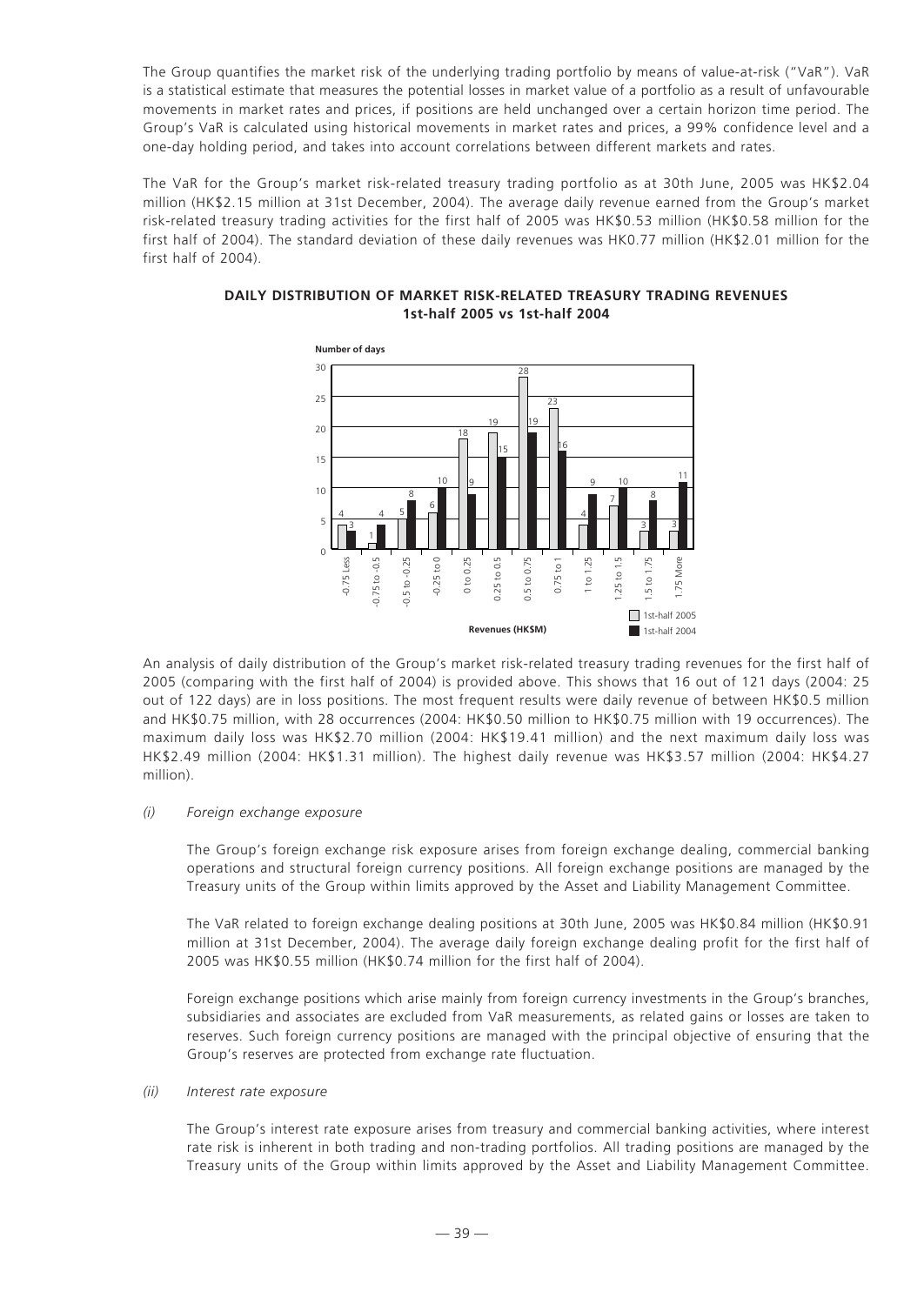The Group quantifies the market risk of the underlying trading portfolio by means of value-at-risk ("VaR"). VaR is a statistical estimate that measures the potential losses in market value of a portfolio as a result of unfavourable movements in market rates and prices, if positions are held unchanged over a certain horizon time period. The Group's VaR is calculated using historical movements in market rates and prices, a 99% confidence level and a one-day holding period, and takes into account correlations between different markets and rates.

The VaR for the Group's market risk-related treasury trading portfolio as at 30th June, 2005 was HK$2.04 million (HK$2.15 million at 31st December, 2004). The average daily revenue earned from the Group's market risk-related treasury trading activities for the first half of 2005 was HK$0.53 million (HK$0.58 million for the first half of 2004). The standard deviation of these daily revenues was HK0.77 million (HK$2.01 million for the first half of 2004).

**DAILY DISTRIBUTION OF MARKET RISK-RELATED TREASURY TRADING REVENUES**
**1st-half 2005 vs 1st-half 2004**

| Revenues (HK$M) | Number of days: 1st-half 2005 | Number of days: 1st-half 2004 |
|---|---|---|
| -0.75 Less | 4 | 3 |
| -0.75 to -0.5 | 1 | 4 |
| -0.5 to -0.25 | 5 | 8 |
| -0.25 to 0 | 6 | 10 |
| 0 to 0.25 | 18 | 9 |
| 0.25 to 0.5 | 19 | 15 |
| 0.5 to 0.75 | 28 | 19 |
| 0.75 to 1 | 23 | 16 |
| 1 to 1.25 | 4 | 9 |
| 1.25 to 1.5 | 7 | 10 |
| 1.5 to 1.75 | 3 | 8 |
| 1.75 More | 3 | 11 |

An analysis of daily distribution of the Group's market risk-related treasury trading revenues for the first half of 2005 (comparing with the first half of 2004) is provided above. This shows that 16 out of 121 days (2004: 25 out of 122 days) are in loss positions. The most frequent results were daily revenue of between HK$0.5 million and HK$0.75 million, with 28 occurrences (2004: HK$0.50 million to HK$0.75 million with 19 occurrences). The maximum daily loss was HK$2.70 million (2004: HK$19.41 million) and the next maximum daily loss was HK$2.49 million (2004: HK$1.31 million). The highest daily revenue was HK$3.57 million (2004: HK$4.27 million).

*(i) Foreign exchange exposure*

The Group's foreign exchange risk exposure arises from foreign exchange dealing, commercial banking operations and structural foreign currency positions. All foreign exchange positions are managed by the Treasury units of the Group within limits approved by the Asset and Liability Management Committee.

The VaR related to foreign exchange dealing positions at 30th June, 2005 was HK$0.84 million (HK$0.91 million at 31st December, 2004). The average daily foreign exchange dealing profit for the first half of 2005 was HK$0.55 million (HK$0.74 million for the first half of 2004).

Foreign exchange positions which arise mainly from foreign currency investments in the Group's branches, subsidiaries and associates are excluded from VaR measurements, as related gains or losses are taken to reserves. Such foreign currency positions are managed with the principal objective of ensuring that the Group's reserves are protected from exchange rate fluctuation.

*(ii) Interest rate exposure*

The Group's interest rate exposure arises from treasury and commercial banking activities, where interest rate risk is inherent in both trading and non-trading portfolios. All trading positions are managed by the Treasury units of the Group within limits approved by the Asset and Liability Management Committee.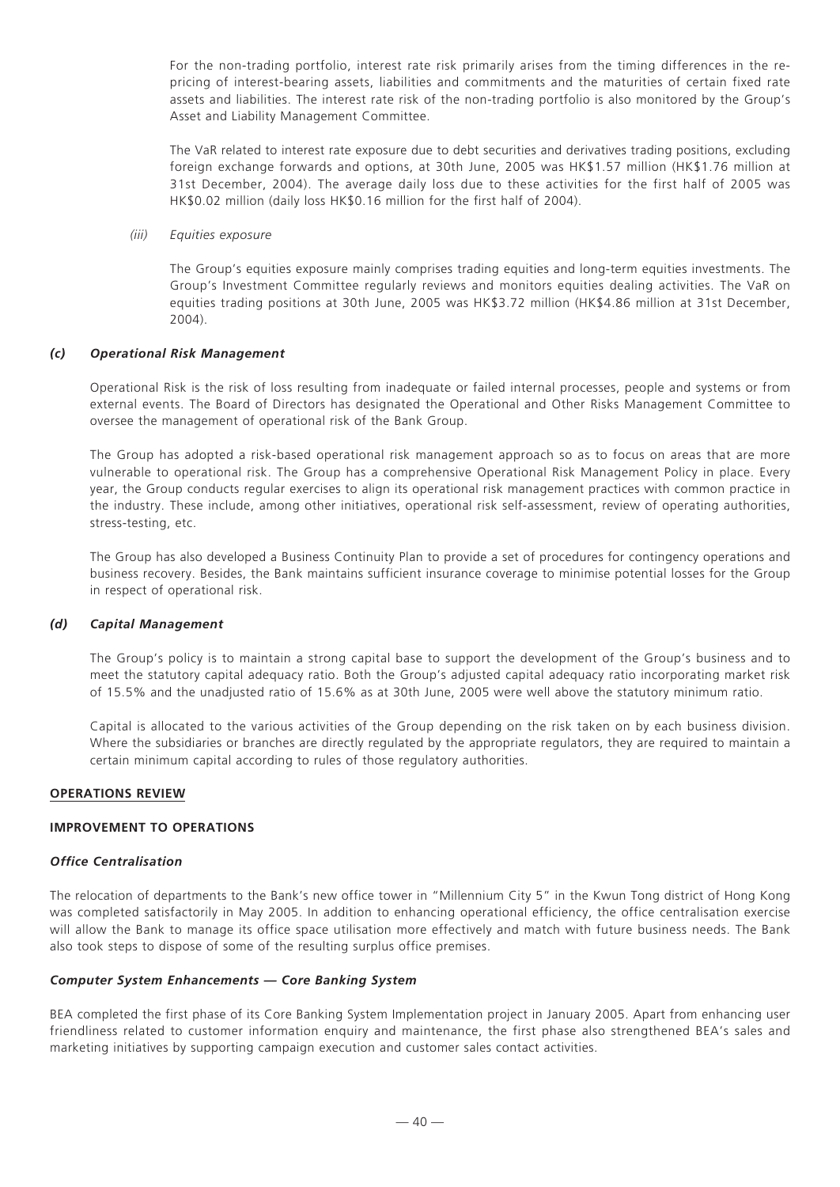For the non-trading portfolio, interest rate risk primarily arises from the timing differences in the re-pricing of interest-bearing assets, liabilities and commitments and the maturities of certain fixed rate assets and liabilities. The interest rate risk of the non-trading portfolio is also monitored by the Group's Asset and Liability Management Committee.

The VaR related to interest rate exposure due to debt securities and derivatives trading positions, excluding foreign exchange forwards and options, at 30th June, 2005 was HK$1.57 million (HK$1.76 million at 31st December, 2004). The average daily loss due to these activities for the first half of 2005 was HK$0.02 million (daily loss HK$0.16 million for the first half of 2004).

*(iii) Equities exposure*

The Group's equities exposure mainly comprises trading equities and long-term equities investments. The Group's Investment Committee regularly reviews and monitors equities dealing activities. The VaR on equities trading positions at 30th June, 2005 was HK$3.72 million (HK$4.86 million at 31st December, 2004).

### *(c) Operational Risk Management*

Operational Risk is the risk of loss resulting from inadequate or failed internal processes, people and systems or from external events. The Board of Directors has designated the Operational and Other Risks Management Committee to oversee the management of operational risk of the Bank Group.

The Group has adopted a risk-based operational risk management approach so as to focus on areas that are more vulnerable to operational risk. The Group has a comprehensive Operational Risk Management Policy in place. Every year, the Group conducts regular exercises to align its operational risk management practices with common practice in the industry. These include, among other initiatives, operational risk self-assessment, review of operating authorities, stress-testing, etc.

The Group has also developed a Business Continuity Plan to provide a set of procedures for contingency operations and business recovery. Besides, the Bank maintains sufficient insurance coverage to minimise potential losses for the Group in respect of operational risk.

### *(d) Capital Management*

The Group's policy is to maintain a strong capital base to support the development of the Group's business and to meet the statutory capital adequacy ratio. Both the Group's adjusted capital adequacy ratio incorporating market risk of 15.5% and the unadjusted ratio of 15.6% as at 30th June, 2005 were well above the statutory minimum ratio.

Capital is allocated to the various activities of the Group depending on the risk taken on by each business division. Where the subsidiaries or branches are directly regulated by the appropriate regulators, they are required to maintain a certain minimum capital according to rules of those regulatory authorities.

## OPERATIONS REVIEW

## IMPROVEMENT TO OPERATIONS

### *Office Centralisation*

The relocation of departments to the Bank's new office tower in "Millennium City 5" in the Kwun Tong district of Hong Kong was completed satisfactorily in May 2005. In addition to enhancing operational efficiency, the office centralisation exercise will allow the Bank to manage its office space utilisation more effectively and match with future business needs. The Bank also took steps to dispose of some of the resulting surplus office premises.

### *Computer System Enhancements — Core Banking System*

BEA completed the first phase of its Core Banking System Implementation project in January 2005. Apart from enhancing user friendliness related to customer information enquiry and maintenance, the first phase also strengthened BEA's sales and marketing initiatives by supporting campaign execution and customer sales contact activities.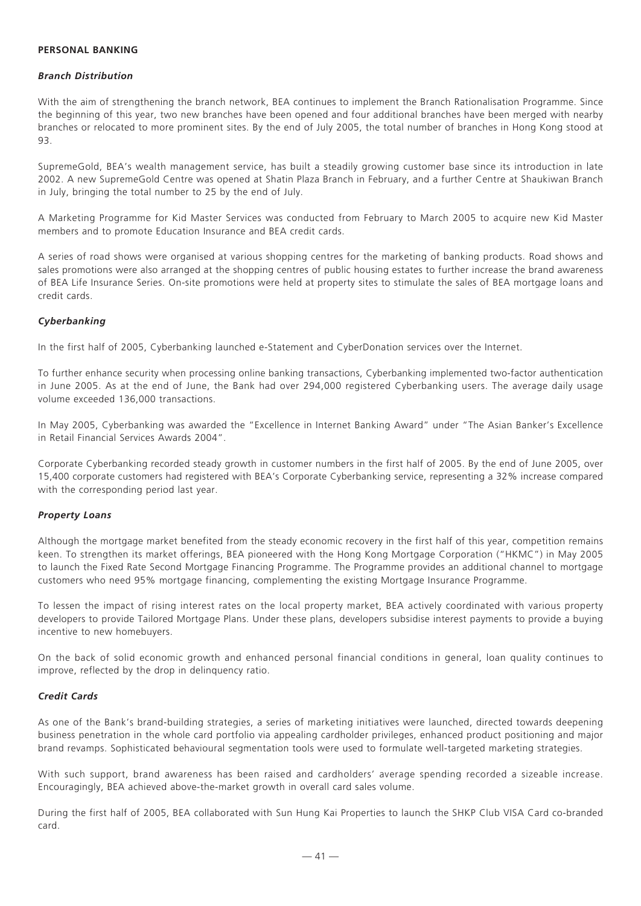## PERSONAL BANKING

### *Branch Distribution*

With the aim of strengthening the branch network, BEA continues to implement the Branch Rationalisation Programme. Since the beginning of this year, two new branches have been opened and four additional branches have been merged with nearby branches or relocated to more prominent sites. By the end of July 2005, the total number of branches in Hong Kong stood at 93.

SupremeGold, BEA's wealth management service, has built a steadily growing customer base since its introduction in late 2002. A new SupremeGold Centre was opened at Shatin Plaza Branch in February, and a further Centre at Shaukiwan Branch in July, bringing the total number to 25 by the end of July.

A Marketing Programme for Kid Master Services was conducted from February to March 2005 to acquire new Kid Master members and to promote Education Insurance and BEA credit cards.

A series of road shows were organised at various shopping centres for the marketing of banking products. Road shows and sales promotions were also arranged at the shopping centres of public housing estates to further increase the brand awareness of BEA Life Insurance Series. On-site promotions were held at property sites to stimulate the sales of BEA mortgage loans and credit cards.

### *Cyberbanking*

In the first half of 2005, Cyberbanking launched e-Statement and CyberDonation services over the Internet.

To further enhance security when processing online banking transactions, Cyberbanking implemented two-factor authentication in June 2005. As at the end of June, the Bank had over 294,000 registered Cyberbanking users. The average daily usage volume exceeded 136,000 transactions.

In May 2005, Cyberbanking was awarded the "Excellence in Internet Banking Award" under "The Asian Banker's Excellence in Retail Financial Services Awards 2004".

Corporate Cyberbanking recorded steady growth in customer numbers in the first half of 2005. By the end of June 2005, over 15,400 corporate customers had registered with BEA's Corporate Cyberbanking service, representing a 32% increase compared with the corresponding period last year.

### *Property Loans*

Although the mortgage market benefited from the steady economic recovery in the first half of this year, competition remains keen. To strengthen its market offerings, BEA pioneered with the Hong Kong Mortgage Corporation ("HKMC") in May 2005 to launch the Fixed Rate Second Mortgage Financing Programme. The Programme provides an additional channel to mortgage customers who need 95% mortgage financing, complementing the existing Mortgage Insurance Programme.

To lessen the impact of rising interest rates on the local property market, BEA actively coordinated with various property developers to provide Tailored Mortgage Plans. Under these plans, developers subsidise interest payments to provide a buying incentive to new homebuyers.

On the back of solid economic growth and enhanced personal financial conditions in general, loan quality continues to improve, reflected by the drop in delinquency ratio.

### *Credit Cards*

As one of the Bank's brand-building strategies, a series of marketing initiatives were launched, directed towards deepening business penetration in the whole card portfolio via appealing cardholder privileges, enhanced product positioning and major brand revamps. Sophisticated behavioural segmentation tools were used to formulate well-targeted marketing strategies.

With such support, brand awareness has been raised and cardholders' average spending recorded a sizeable increase. Encouragingly, BEA achieved above-the-market growth in overall card sales volume.

During the first half of 2005, BEA collaborated with Sun Hung Kai Properties to launch the SHKP Club VISA Card co-branded card.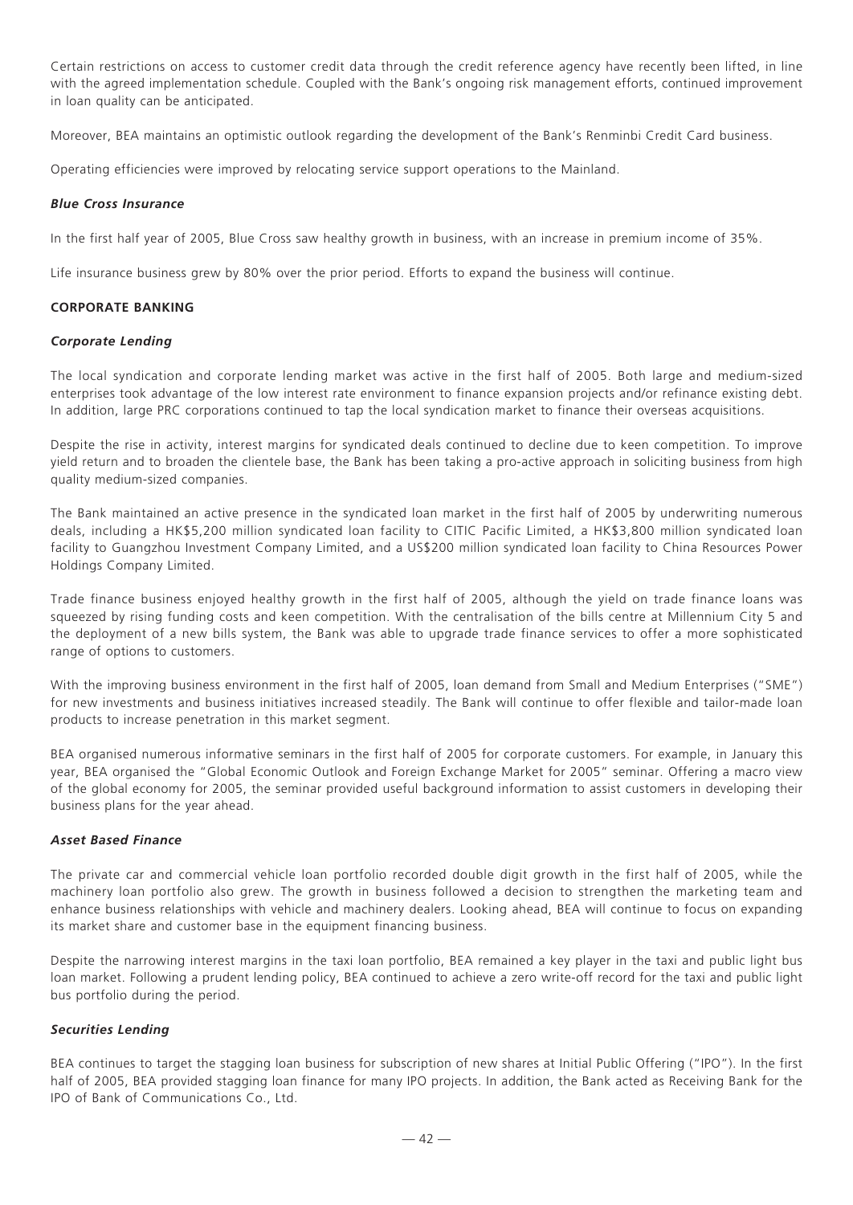Certain restrictions on access to customer credit data through the credit reference agency have recently been lifted, in line with the agreed implementation schedule. Coupled with the Bank's ongoing risk management efforts, continued improvement in loan quality can be anticipated.

Moreover, BEA maintains an optimistic outlook regarding the development of the Bank's Renminbi Credit Card business.

Operating efficiencies were improved by relocating service support operations to the Mainland.

***Blue Cross Insurance***

In the first half year of 2005, Blue Cross saw healthy growth in business, with an increase in premium income of 35%.

Life insurance business grew by 80% over the prior period. Efforts to expand the business will continue.

## CORPORATE BANKING

***Corporate Lending***

The local syndication and corporate lending market was active in the first half of 2005. Both large and medium-sized enterprises took advantage of the low interest rate environment to finance expansion projects and/or refinance existing debt. In addition, large PRC corporations continued to tap the local syndication market to finance their overseas acquisitions.

Despite the rise in activity, interest margins for syndicated deals continued to decline due to keen competition. To improve yield return and to broaden the clientele base, the Bank has been taking a pro-active approach in soliciting business from high quality medium-sized companies.

The Bank maintained an active presence in the syndicated loan market in the first half of 2005 by underwriting numerous deals, including a HK$5,200 million syndicated loan facility to CITIC Pacific Limited, a HK$3,800 million syndicated loan facility to Guangzhou Investment Company Limited, and a US$200 million syndicated loan facility to China Resources Power Holdings Company Limited.

Trade finance business enjoyed healthy growth in the first half of 2005, although the yield on trade finance loans was squeezed by rising funding costs and keen competition. With the centralisation of the bills centre at Millennium City 5 and the deployment of a new bills system, the Bank was able to upgrade trade finance services to offer a more sophisticated range of options to customers.

With the improving business environment in the first half of 2005, loan demand from Small and Medium Enterprises ("SME") for new investments and business initiatives increased steadily. The Bank will continue to offer flexible and tailor-made loan products to increase penetration in this market segment.

BEA organised numerous informative seminars in the first half of 2005 for corporate customers. For example, in January this year, BEA organised the "Global Economic Outlook and Foreign Exchange Market for 2005" seminar. Offering a macro view of the global economy for 2005, the seminar provided useful background information to assist customers in developing their business plans for the year ahead.

***Asset Based Finance***

The private car and commercial vehicle loan portfolio recorded double digit growth in the first half of 2005, while the machinery loan portfolio also grew. The growth in business followed a decision to strengthen the marketing team and enhance business relationships with vehicle and machinery dealers. Looking ahead, BEA will continue to focus on expanding its market share and customer base in the equipment financing business.

Despite the narrowing interest margins in the taxi loan portfolio, BEA remained a key player in the taxi and public light bus loan market. Following a prudent lending policy, BEA continued to achieve a zero write-off record for the taxi and public light bus portfolio during the period.

***Securities Lending***

BEA continues to target the stagging loan business for subscription of new shares at Initial Public Offering ("IPO"). In the first half of 2005, BEA provided stagging loan finance for many IPO projects. In addition, the Bank acted as Receiving Bank for the IPO of Bank of Communications Co., Ltd.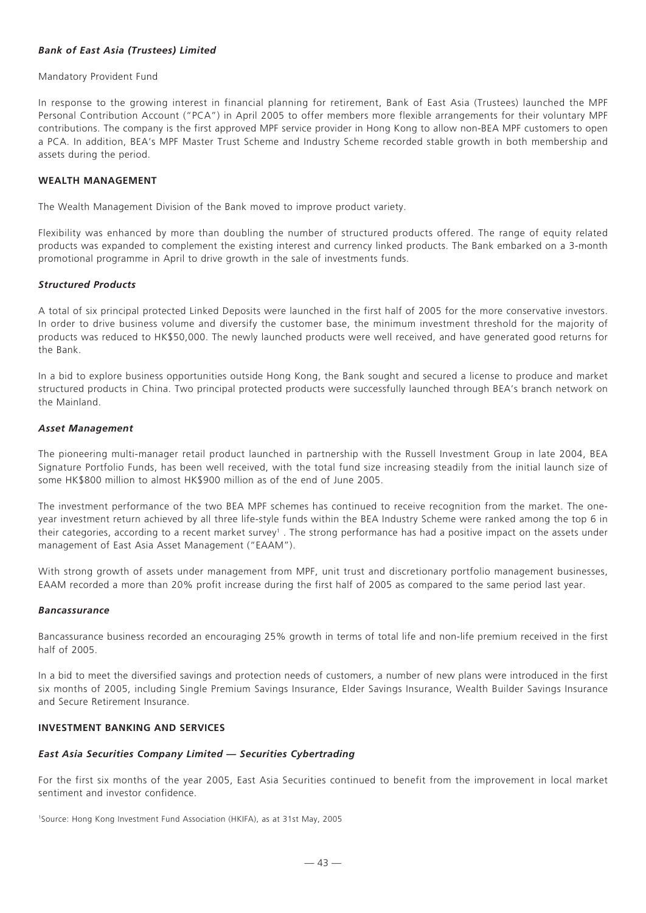***Bank of East Asia (Trustees) Limited***

Mandatory Provident Fund

In response to the growing interest in financial planning for retirement, Bank of East Asia (Trustees) launched the MPF Personal Contribution Account ("PCA") in April 2005 to offer members more flexible arrangements for their voluntary MPF contributions. The company is the first approved MPF service provider in Hong Kong to allow non-BEA MPF customers to open a PCA. In addition, BEA's MPF Master Trust Scheme and Industry Scheme recorded stable growth in both membership and assets during the period.

## WEALTH MANAGEMENT

The Wealth Management Division of the Bank moved to improve product variety.

Flexibility was enhanced by more than doubling the number of structured products offered. The range of equity related products was expanded to complement the existing interest and currency linked products. The Bank embarked on a 3-month promotional programme in April to drive growth in the sale of investments funds.

***Structured Products***

A total of six principal protected Linked Deposits were launched in the first half of 2005 for the more conservative investors. In order to drive business volume and diversify the customer base, the minimum investment threshold for the majority of products was reduced to HK$50,000. The newly launched products were well received, and have generated good returns for the Bank.

In a bid to explore business opportunities outside Hong Kong, the Bank sought and secured a license to produce and market structured products in China. Two principal protected products were successfully launched through BEA's branch network on the Mainland.

***Asset Management***

The pioneering multi-manager retail product launched in partnership with the Russell Investment Group in late 2004, BEA Signature Portfolio Funds, has been well received, with the total fund size increasing steadily from the initial launch size of some HK$800 million to almost HK$900 million as of the end of June 2005.

The investment performance of the two BEA MPF schemes has continued to receive recognition from the market. The one-year investment return achieved by all three life-style funds within the BEA Industry Scheme were ranked among the top 6 in their categories, according to a recent market survey[1] . The strong performance has had a positive impact on the assets under management of East Asia Asset Management ("EAAM").

With strong growth of assets under management from MPF, unit trust and discretionary portfolio management businesses, EAAM recorded a more than 20% profit increase during the first half of 2005 as compared to the same period last year.

***Bancassurance***

Bancassurance business recorded an encouraging 25% growth in terms of total life and non-life premium received in the first half of 2005.

In a bid to meet the diversified savings and protection needs of customers, a number of new plans were introduced in the first six months of 2005, including Single Premium Savings Insurance, Elder Savings Insurance, Wealth Builder Savings Insurance and Secure Retirement Insurance.

## INVESTMENT BANKING AND SERVICES

***East Asia Securities Company Limited — Securities Cybertrading***

For the first six months of the year 2005, East Asia Securities continued to benefit from the improvement in local market sentiment and investor confidence.

[1]Source: Hong Kong Investment Fund Association (HKIFA), as at 31st May, 2005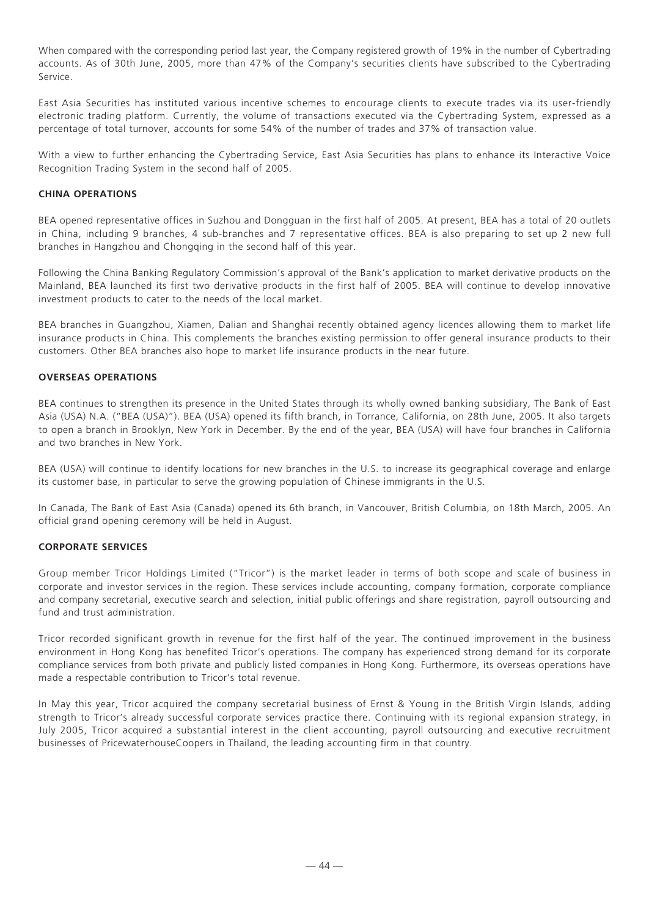When compared with the corresponding period last year, the Company registered growth of 19% in the number of Cybertrading accounts. As of 30th June, 2005, more than 47% of the Company's securities clients have subscribed to the Cybertrading Service.

East Asia Securities has instituted various incentive schemes to encourage clients to execute trades via its user-friendly electronic trading platform. Currently, the volume of transactions executed via the Cybertrading System, expressed as a percentage of total turnover, accounts for some 54% of the number of trades and 37% of transaction value.

With a view to further enhancing the Cybertrading Service, East Asia Securities has plans to enhance its Interactive Voice Recognition Trading System in the second half of 2005.

**CHINA OPERATIONS**

BEA opened representative offices in Suzhou and Dongguan in the first half of 2005. At present, BEA has a total of 20 outlets in China, including 9 branches, 4 sub-branches and 7 representative offices. BEA is also preparing to set up 2 new full branches in Hangzhou and Chongqing in the second half of this year.

Following the China Banking Regulatory Commission's approval of the Bank's application to market derivative products on the Mainland, BEA launched its first two derivative products in the first half of 2005. BEA will continue to develop innovative investment products to cater to the needs of the local market.

BEA branches in Guangzhou, Xiamen, Dalian and Shanghai recently obtained agency licences allowing them to market life insurance products in China. This complements the branches existing permission to offer general insurance products to their customers. Other BEA branches also hope to market life insurance products in the near future.

**OVERSEAS OPERATIONS**

BEA continues to strengthen its presence in the United States through its wholly owned banking subsidiary, The Bank of East Asia (USA) N.A. ("BEA (USA)"). BEA (USA) opened its fifth branch, in Torrance, California, on 28th June, 2005. It also targets to open a branch in Brooklyn, New York in December. By the end of the year, BEA (USA) will have four branches in California and two branches in New York.

BEA (USA) will continue to identify locations for new branches in the U.S. to increase its geographical coverage and enlarge its customer base, in particular to serve the growing population of Chinese immigrants in the U.S.

In Canada, The Bank of East Asia (Canada) opened its 6th branch, in Vancouver, British Columbia, on 18th March, 2005. An official grand opening ceremony will be held in August.

**CORPORATE SERVICES**

Group member Tricor Holdings Limited ("Tricor") is the market leader in terms of both scope and scale of business in corporate and investor services in the region. These services include accounting, company formation, corporate compliance and company secretarial, executive search and selection, initial public offerings and share registration, payroll outsourcing and fund and trust administration.

Tricor recorded significant growth in revenue for the first half of the year. The continued improvement in the business environment in Hong Kong has benefited Tricor's operations. The company has experienced strong demand for its corporate compliance services from both private and publicly listed companies in Hong Kong. Furthermore, its overseas operations have made a respectable contribution to Tricor's total revenue.

In May this year, Tricor acquired the company secretarial business of Ernst & Young in the British Virgin Islands, adding strength to Tricor's already successful corporate services practice there. Continuing with its regional expansion strategy, in July 2005, Tricor acquired a substantial interest in the client accounting, payroll outsourcing and executive recruitment businesses of PricewaterhouseCoopers in Thailand, the leading accounting firm in that country.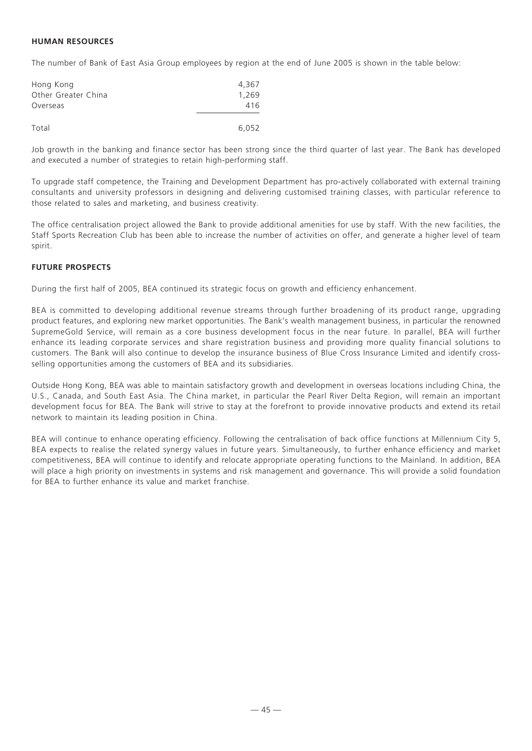## HUMAN RESOURCES

The number of Bank of East Asia Group employees by region at the end of June 2005 is shown in the table below:

| | |
|---|---|
| Hong Kong | 4,367 |
| Other Greater China | 1,269 |
| Overseas | 416 |
| Total | 6,052 |

Job growth in the banking and finance sector has been strong since the third quarter of last year. The Bank has developed and executed a number of strategies to retain high-performing staff.

To upgrade staff competence, the Training and Development Department has pro-actively collaborated with external training consultants and university professors in designing and delivering customised training classes, with particular reference to those related to sales and marketing, and business creativity.

The office centralisation project allowed the Bank to provide additional amenities for use by staff. With the new facilities, the Staff Sports Recreation Club has been able to increase the number of activities on offer, and generate a higher level of team spirit.

## FUTURE PROSPECTS

During the first half of 2005, BEA continued its strategic focus on growth and efficiency enhancement.

BEA is committed to developing additional revenue streams through further broadening of its product range, upgrading product features, and exploring new market opportunities. The Bank's wealth management business, in particular the renowned SupremeGold Service, will remain as a core business development focus in the near future. In parallel, BEA will further enhance its leading corporate services and share registration business and providing more quality financial solutions to customers. The Bank will also continue to develop the insurance business of Blue Cross Insurance Limited and identify cross-selling opportunities among the customers of BEA and its subsidiaries.

Outside Hong Kong, BEA was able to maintain satisfactory growth and development in overseas locations including China, the U.S., Canada, and South East Asia. The China market, in particular the Pearl River Delta Region, will remain an important development focus for BEA. The Bank will strive to stay at the forefront to provide innovative products and extend its retail network to maintain its leading position in China.

BEA will continue to enhance operating efficiency. Following the centralisation of back office functions at Millennium City 5, BEA expects to realise the related synergy values in future years. Simultaneously, to further enhance efficiency and market competitiveness, BEA will continue to identify and relocate appropriate operating functions to the Mainland. In addition, BEA will place a high priority on investments in systems and risk management and governance. This will provide a solid foundation for BEA to further enhance its value and market franchise.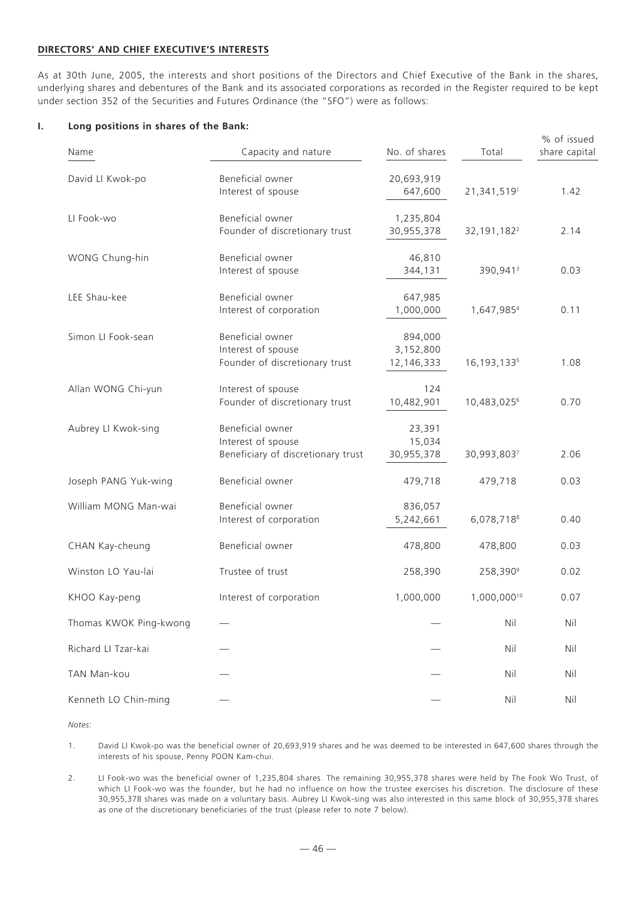**DIRECTORS' AND CHIEF EXECUTIVE'S INTERESTS**

As at 30th June, 2005, the interests and short positions of the Directors and Chief Executive of the Bank in the shares, underlying shares and debentures of the Bank and its associated corporations as recorded in the Register required to be kept under section 352 of the Securities and Futures Ordinance (the "SFO") were as follows:

**I. Long positions in shares of the Bank:**

| Name | Capacity and nature | No. of shares | Total | % of issued share capital |
|---|---|---|---|---|
| David LI Kwok-po | Beneficial owner<br>Interest of spouse | 20,693,919<br>647,600 | 21,341,519[1] | 1.42 |
| LI Fook-wo | Beneficial owner<br>Founder of discretionary trust | 1,235,804<br>30,955,378 | 32,191,182[2] | 2.14 |
| WONG Chung-hin | Beneficial owner<br>Interest of spouse | 46,810<br>344,131 | 390,941[3] | 0.03 |
| LEE Shau-kee | Beneficial owner<br>Interest of corporation | 647,985<br>1,000,000 | 1,647,985[4] | 0.11 |
| Simon LI Fook-sean | Beneficial owner<br>Interest of spouse<br>Founder of discretionary trust | 894,000<br>3,152,800<br>12,146,333 | 16,193,133[5] | 1.08 |
| Allan WONG Chi-yun | Interest of spouse<br>Founder of discretionary trust | 124<br>10,482,901 | 10,483,025[6] | 0.70 |
| Aubrey LI Kwok-sing | Beneficial owner<br>Interest of spouse<br>Beneficiary of discretionary trust | 23,391<br>15,034<br>30,955,378 | 30,993,803[7] | 2.06 |
| Joseph PANG Yuk-wing | Beneficial owner | 479,718 | 479,718 | 0.03 |
| William MONG Man-wai | Beneficial owner<br>Interest of corporation | 836,057<br>5,242,661 | 6,078,718[8] | 0.40 |
| CHAN Kay-cheung | Beneficial owner | 478,800 | 478,800 | 0.03 |
| Winston LO Yau-lai | Trustee of trust | 258,390 | 258,390[9] | 0.02 |
| KHOO Kay-peng | Interest of corporation | 1,000,000 | 1,000,000[10] | 0.07 |
| Thomas KWOK Ping-kwong | — | — | Nil | Nil |
| Richard LI Tzar-kai | — | — | Nil | Nil |
| TAN Man-kou | — | — | Nil | Nil |
| Kenneth LO Chin-ming | — | — | Nil | Nil |

*Notes:*

1. David LI Kwok-po was the beneficial owner of 20,693,919 shares and he was deemed to be interested in 647,600 shares through the interests of his spouse, Penny POON Kam-chui.

2. LI Fook-wo was the beneficial owner of 1,235,804 shares. The remaining 30,955,378 shares were held by The Fook Wo Trust, of which LI Fook-wo was the founder, but he had no influence on how the trustee exercises his discretion. The disclosure of these 30,955,378 shares was made on a voluntary basis. Aubrey LI Kwok-sing was also interested in this same block of 30,955,378 shares as one of the discretionary beneficiaries of the trust (please refer to note 7 below).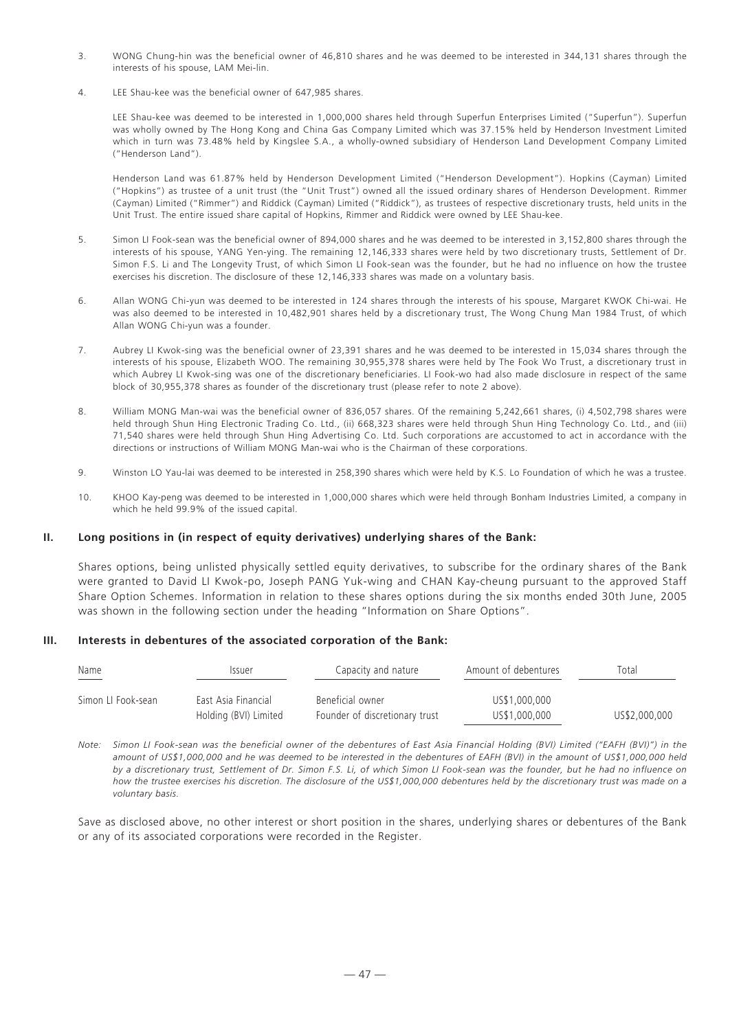3. WONG Chung-hin was the beneficial owner of 46,810 shares and he was deemed to be interested in 344,131 shares through the interests of his spouse, LAM Mei-lin.

4. LEE Shau-kee was the beneficial owner of 647,985 shares.

   LEE Shau-kee was deemed to be interested in 1,000,000 shares held through Superfun Enterprises Limited ("Superfun"). Superfun was wholly owned by The Hong Kong and China Gas Company Limited which was 37.15% held by Henderson Investment Limited which in turn was 73.48% held by Kingslee S.A., a wholly-owned subsidiary of Henderson Land Development Company Limited ("Henderson Land").

   Henderson Land was 61.87% held by Henderson Development Limited ("Henderson Development"). Hopkins (Cayman) Limited ("Hopkins") as trustee of a unit trust (the "Unit Trust") owned all the issued ordinary shares of Henderson Development. Rimmer (Cayman) Limited ("Rimmer") and Riddick (Cayman) Limited ("Riddick"), as trustees of respective discretionary trusts, held units in the Unit Trust. The entire issued share capital of Hopkins, Rimmer and Riddick were owned by LEE Shau-kee.

5. Simon LI Fook-sean was the beneficial owner of 894,000 shares and he was deemed to be interested in 3,152,800 shares through the interests of his spouse, YANG Yen-ying. The remaining 12,146,333 shares were held by two discretionary trusts, Settlement of Dr. Simon F.S. Li and The Longevity Trust, of which Simon LI Fook-sean was the founder, but he had no influence on how the trustee exercises his discretion. The disclosure of these 12,146,333 shares was made on a voluntary basis.

6. Allan WONG Chi-yun was deemed to be interested in 124 shares through the interests of his spouse, Margaret KWOK Chi-wai. He was also deemed to be interested in 10,482,901 shares held by a discretionary trust, The Wong Chung Man 1984 Trust, of which Allan WONG Chi-yun was a founder.

7. Aubrey LI Kwok-sing was the beneficial owner of 23,391 shares and he was deemed to be interested in 15,034 shares through the interests of his spouse, Elizabeth WOO. The remaining 30,955,378 shares were held by The Fook Wo Trust, a discretionary trust in which Aubrey LI Kwok-sing was one of the discretionary beneficiaries. LI Fook-wo had also made disclosure in respect of the same block of 30,955,378 shares as founder of the discretionary trust (please refer to note 2 above).

8. William MONG Man-wai was the beneficial owner of 836,057 shares. Of the remaining 5,242,661 shares, (i) 4,502,798 shares were held through Shun Hing Electronic Trading Co. Ltd., (ii) 668,323 shares were held through Shun Hing Technology Co. Ltd., and (iii) 71,540 shares were held through Shun Hing Advertising Co. Ltd. Such corporations are accustomed to act in accordance with the directions or instructions of William MONG Man-wai who is the Chairman of these corporations.

9. Winston LO Yau-lai was deemed to be interested in 258,390 shares which were held by K.S. Lo Foundation of which he was a trustee.

10. KHOO Kay-peng was deemed to be interested in 1,000,000 shares which were held through Bonham Industries Limited, a company in which he held 99.9% of the issued capital.

## II. Long positions in (in respect of equity derivatives) underlying shares of the Bank:

Shares options, being unlisted physically settled equity derivatives, to subscribe for the ordinary shares of the Bank were granted to David LI Kwok-po, Joseph PANG Yuk-wing and CHAN Kay-cheung pursuant to the approved Staff Share Option Schemes. Information in relation to these shares options during the six months ended 30th June, 2005 was shown in the following section under the heading "Information on Share Options".

## III. Interests in debentures of the associated corporation of the Bank:

| Name | Issuer | Capacity and nature | Amount of debentures | Total |
|---|---|---|---|---|
| Simon LI Fook-sean | East Asia Financial Holding (BVI) Limited | Beneficial owner | US$1,000,000 | |
| | | Founder of discretionary trust | US$1,000,000 | US$2,000,000 |

*Note: Simon LI Fook-sean was the beneficial owner of the debentures of East Asia Financial Holding (BVI) Limited ("EAFH (BVI)") in the amount of US$1,000,000 and he was deemed to be interested in the debentures of EAFH (BVI) in the amount of US$1,000,000 held by a discretionary trust, Settlement of Dr. Simon F.S. Li, of which Simon LI Fook-sean was the founder, but he had no influence on how the trustee exercises his discretion. The disclosure of the US$1,000,000 debentures held by the discretionary trust was made on a voluntary basis.*

Save as disclosed above, no other interest or short position in the shares, underlying shares or debentures of the Bank or any of its associated corporations were recorded in the Register.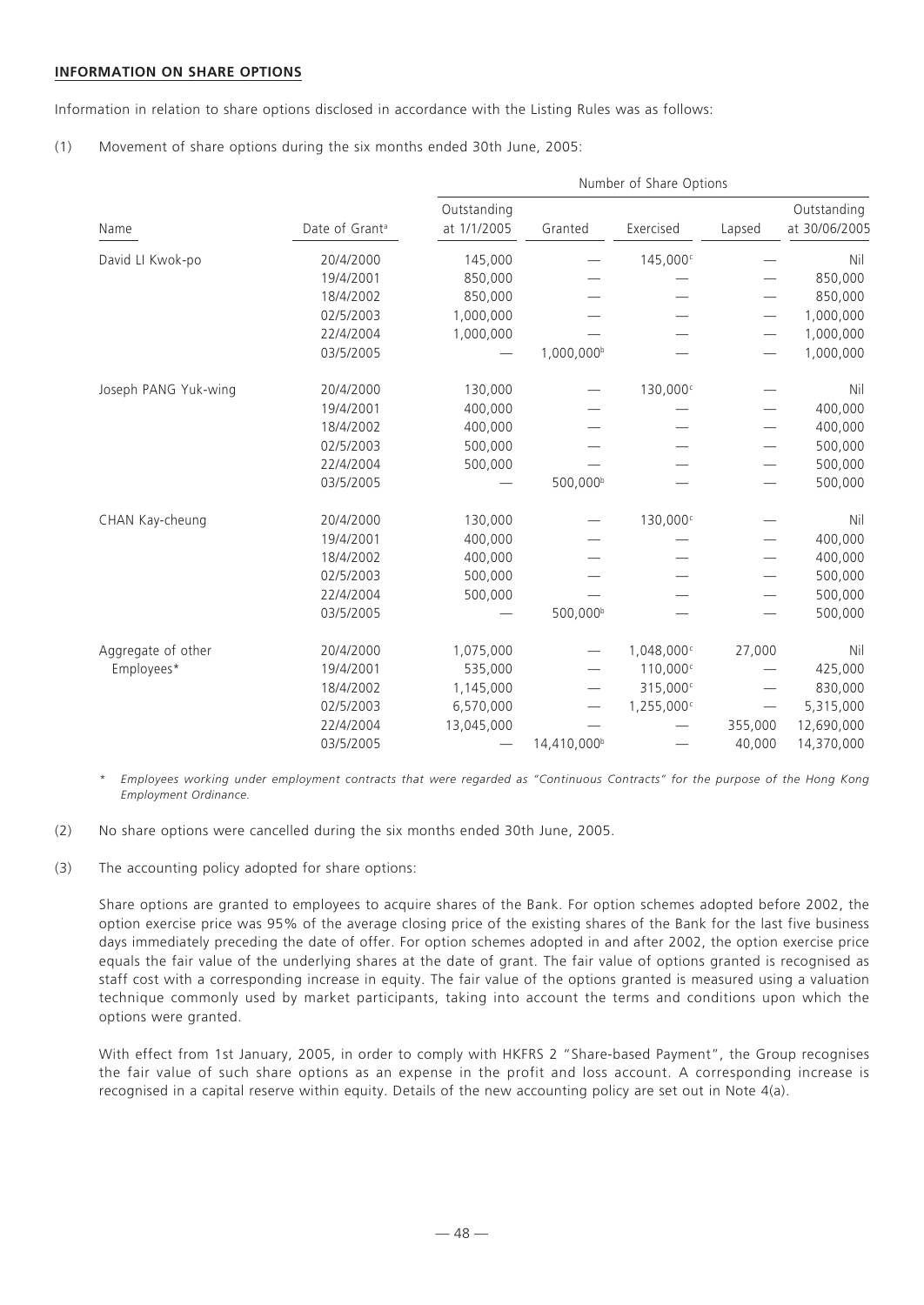**INFORMATION ON SHARE OPTIONS**

Information in relation to share options disclosed in accordance with the Listing Rules was as follows:

(1) Movement of share options during the six months ended 30th June, 2005:

| | | Number of Share Options | | | | |
|---|---|---|---|---|---|---|
| Name | Date of Grant[a] | Outstanding at 1/1/2005 | Granted | Exercised | Lapsed | Outstanding at 30/06/2005 |
| David LI Kwok-po | 20/4/2000 | 145,000 | — | 145,000[c] | — | Nil |
| | 19/4/2001 | 850,000 | — | — | — | 850,000 |
| | 18/4/2002 | 850,000 | — | — | — | 850,000 |
| | 02/5/2003 | 1,000,000 | — | — | — | 1,000,000 |
| | 22/4/2004 | 1,000,000 | — | — | — | 1,000,000 |
| | 03/5/2005 | — | 1,000,000[b] | — | — | 1,000,000 |
| Joseph PANG Yuk-wing | 20/4/2000 | 130,000 | — | 130,000[c] | — | Nil |
| | 19/4/2001 | 400,000 | — | — | — | 400,000 |
| | 18/4/2002 | 400,000 | — | — | — | 400,000 |
| | 02/5/2003 | 500,000 | — | — | — | 500,000 |
| | 22/4/2004 | 500,000 | — | — | — | 500,000 |
| | 03/5/2005 | — | 500,000[b] | — | — | 500,000 |
| CHAN Kay-cheung | 20/4/2000 | 130,000 | — | 130,000[c] | — | Nil |
| | 19/4/2001 | 400,000 | — | — | — | 400,000 |
| | 18/4/2002 | 400,000 | — | — | — | 400,000 |
| | 02/5/2003 | 500,000 | — | — | — | 500,000 |
| | 22/4/2004 | 500,000 | — | — | — | 500,000 |
| | 03/5/2005 | — | 500,000[b] | — | — | 500,000 |
| Aggregate of other Employees* | 20/4/2000 | 1,075,000 | — | 1,048,000[c] | 27,000 | Nil |
| | 19/4/2001 | 535,000 | — | 110,000[c] | — | 425,000 |
| | 18/4/2002 | 1,145,000 | — | 315,000[c] | — | 830,000 |
| | 02/5/2003 | 6,570,000 | — | 1,255,000[c] | — | 5,315,000 |
| | 22/4/2004 | 13,045,000 | — | — | 355,000 | 12,690,000 |
| | 03/5/2005 | — | 14,410,000[b] | — | 40,000 | 14,370,000 |

\* *Employees working under employment contracts that were regarded as "Continuous Contracts" for the purpose of the Hong Kong Employment Ordinance.*

(2) No share options were cancelled during the six months ended 30th June, 2005.

(3) The accounting policy adopted for share options:

Share options are granted to employees to acquire shares of the Bank. For option schemes adopted before 2002, the option exercise price was 95% of the average closing price of the existing shares of the Bank for the last five business days immediately preceding the date of offer. For option schemes adopted in and after 2002, the option exercise price equals the fair value of the underlying shares at the date of grant. The fair value of options granted is recognised as staff cost with a corresponding increase in equity. The fair value of the options granted is measured using a valuation technique commonly used by market participants, taking into account the terms and conditions upon which the options were granted.

With effect from 1st January, 2005, in order to comply with HKFRS 2 "Share-based Payment", the Group recognises the fair value of such share options as an expense in the profit and loss account. A corresponding increase is recognised in a capital reserve within equity. Details of the new accounting policy are set out in Note 4(a).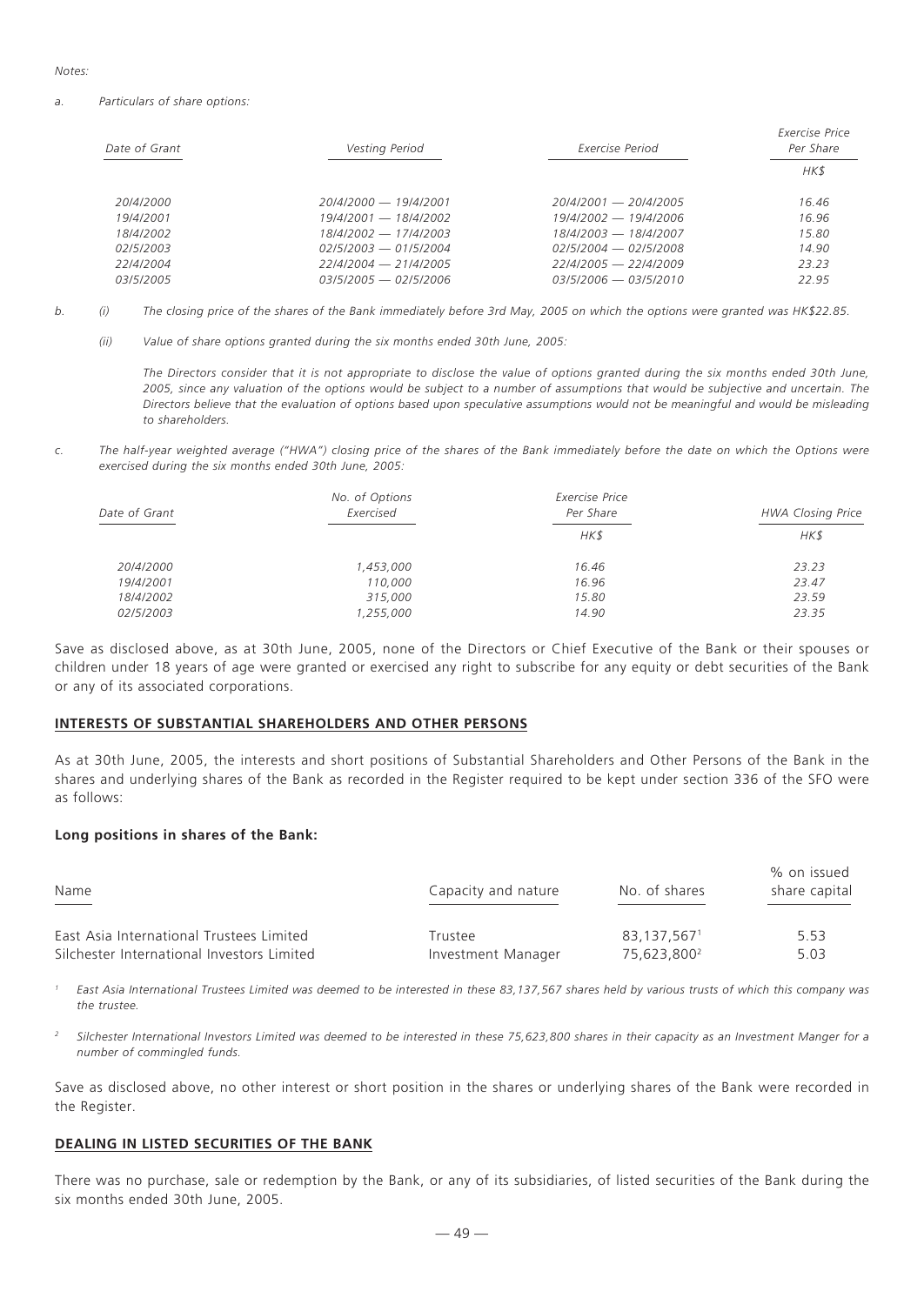*Notes:*

*a. Particulars of share options:*

| *Date of Grant* | *Vesting Period* | *Exercise Period* | *Exercise Price Per Share* |
|---|---|---|---|
| | | | *HK$* |
| *20/4/2000* | *20/4/2000 — 19/4/2001* | *20/4/2001 — 20/4/2005* | *16.46* |
| *19/4/2001* | *19/4/2001 — 18/4/2002* | *19/4/2002 — 19/4/2006* | *16.96* |
| *18/4/2002* | *18/4/2002 — 17/4/2003* | *18/4/2003 — 18/4/2007* | *15.80* |
| *02/5/2003* | *02/5/2003 — 01/5/2004* | *02/5/2004 — 02/5/2008* | *14.90* |
| *22/4/2004* | *22/4/2004 — 21/4/2005* | *22/4/2005 — 22/4/2009* | *23.23* |
| *03/5/2005* | *03/5/2005 — 02/5/2006* | *03/5/2006 — 03/5/2010* | *22.95* |

*b. (i) The closing price of the shares of the Bank immediately before 3rd May, 2005 on which the options were granted was HK$22.85.*

*(ii) Value of share options granted during the six months ended 30th June, 2005:*

*The Directors consider that it is not appropriate to disclose the value of options granted during the six months ended 30th June, 2005, since any valuation of the options would be subject to a number of assumptions that would be subjective and uncertain. The Directors believe that the evaluation of options based upon speculative assumptions would not be meaningful and would be misleading to shareholders.*

*c. The half-year weighted average ("HWA") closing price of the shares of the Bank immediately before the date on which the Options were exercised during the six months ended 30th June, 2005:*

| *Date of Grant* | *No. of Options Exercised* | *Exercise Price Per Share* | *HWA Closing Price* |
|---|---|---|---|
| | | *HK$* | *HK$* |
| *20/4/2000* | *1,453,000* | *16.46* | *23.23* |
| *19/4/2001* | *110,000* | *16.96* | *23.47* |
| *18/4/2002* | *315,000* | *15.80* | *23.59* |
| *02/5/2003* | *1,255,000* | *14.90* | *23.35* |

Save as disclosed above, as at 30th June, 2005, none of the Directors or Chief Executive of the Bank or their spouses or children under 18 years of age were granted or exercised any right to subscribe for any equity or debt securities of the Bank or any of its associated corporations.

## INTERESTS OF SUBSTANTIAL SHAREHOLDERS AND OTHER PERSONS

As at 30th June, 2005, the interests and short positions of Substantial Shareholders and Other Persons of the Bank in the shares and underlying shares of the Bank as recorded in the Register required to be kept under section 336 of the SFO were as follows:

**Long positions in shares of the Bank:**

| Name | Capacity and nature | No. of shares | % on issued share capital |
|---|---|---|---|
| East Asia International Trustees Limited | Trustee | 83,137,567[1] | 5.53 |
| Silchester International Investors Limited | Investment Manager | 75,623,800[2] | 5.03 |

[1] *East Asia International Trustees Limited was deemed to be interested in these 83,137,567 shares held by various trusts of which this company was the trustee.*

[2] *Silchester International Investors Limited was deemed to be interested in these 75,623,800 shares in their capacity as an Investment Manger for a number of commingled funds.*

Save as disclosed above, no other interest or short position in the shares or underlying shares of the Bank were recorded in the Register.

## DEALING IN LISTED SECURITIES OF THE BANK

There was no purchase, sale or redemption by the Bank, or any of its subsidiaries, of listed securities of the Bank during the six months ended 30th June, 2005.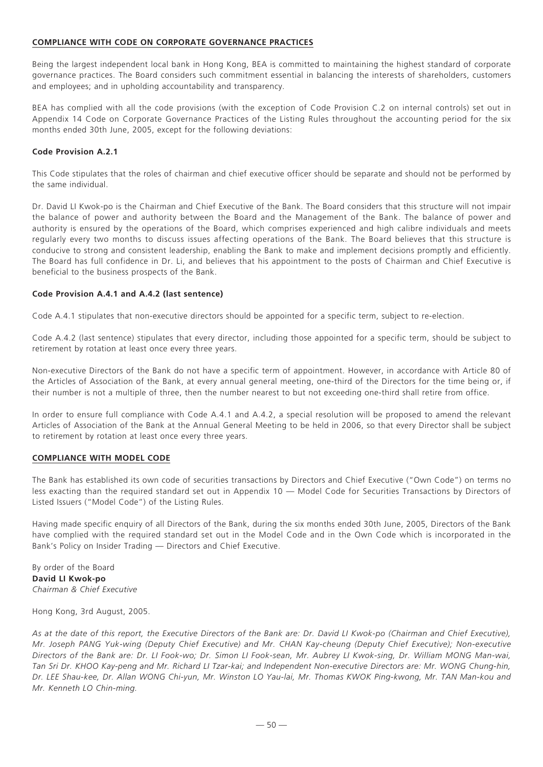## COMPLIANCE WITH CODE ON CORPORATE GOVERNANCE PRACTICES

Being the largest independent local bank in Hong Kong, BEA is committed to maintaining the highest standard of corporate governance practices. The Board considers such commitment essential in balancing the interests of shareholders, customers and employees; and in upholding accountability and transparency.

BEA has complied with all the code provisions (with the exception of Code Provision C.2 on internal controls) set out in Appendix 14 Code on Corporate Governance Practices of the Listing Rules throughout the accounting period for the six months ended 30th June, 2005, except for the following deviations:

### Code Provision A.2.1

This Code stipulates that the roles of chairman and chief executive officer should be separate and should not be performed by the same individual.

Dr. David LI Kwok-po is the Chairman and Chief Executive of the Bank. The Board considers that this structure will not impair the balance of power and authority between the Board and the Management of the Bank. The balance of power and authority is ensured by the operations of the Board, which comprises experienced and high calibre individuals and meets regularly every two months to discuss issues affecting operations of the Bank. The Board believes that this structure is conducive to strong and consistent leadership, enabling the Bank to make and implement decisions promptly and efficiently. The Board has full confidence in Dr. Li, and believes that his appointment to the posts of Chairman and Chief Executive is beneficial to the business prospects of the Bank.

### Code Provision A.4.1 and A.4.2 (last sentence)

Code A.4.1 stipulates that non-executive directors should be appointed for a specific term, subject to re-election.

Code A.4.2 (last sentence) stipulates that every director, including those appointed for a specific term, should be subject to retirement by rotation at least once every three years.

Non-executive Directors of the Bank do not have a specific term of appointment. However, in accordance with Article 80 of the Articles of Association of the Bank, at every annual general meeting, one-third of the Directors for the time being or, if their number is not a multiple of three, then the number nearest to but not exceeding one-third shall retire from office.

In order to ensure full compliance with Code A.4.1 and A.4.2, a special resolution will be proposed to amend the relevant Articles of Association of the Bank at the Annual General Meeting to be held in 2006, so that every Director shall be subject to retirement by rotation at least once every three years.

## COMPLIANCE WITH MODEL CODE

The Bank has established its own code of securities transactions by Directors and Chief Executive ("Own Code") on terms no less exacting than the required standard set out in Appendix 10 — Model Code for Securities Transactions by Directors of Listed Issuers ("Model Code") of the Listing Rules.

Having made specific enquiry of all Directors of the Bank, during the six months ended 30th June, 2005, Directors of the Bank have complied with the required standard set out in the Model Code and in the Own Code which is incorporated in the Bank's Policy on Insider Trading — Directors and Chief Executive.

By order of the Board
**David LI Kwok-po**
*Chairman & Chief Executive*

Hong Kong, 3rd August, 2005.

*As at the date of this report, the Executive Directors of the Bank are: Dr. David LI Kwok-po (Chairman and Chief Executive), Mr. Joseph PANG Yuk-wing (Deputy Chief Executive) and Mr. CHAN Kay-cheung (Deputy Chief Executive); Non-executive Directors of the Bank are: Dr. LI Fook-wo; Dr. Simon LI Fook-sean, Mr. Aubrey LI Kwok-sing, Dr. William MONG Man-wai, Tan Sri Dr. KHOO Kay-peng and Mr. Richard LI Tzar-kai; and Independent Non-executive Directors are: Mr. WONG Chung-hin, Dr. LEE Shau-kee, Dr. Allan WONG Chi-yun, Mr. Winston LO Yau-lai, Mr. Thomas KWOK Ping-kwong, Mr. TAN Man-kou and Mr. Kenneth LO Chin-ming.*